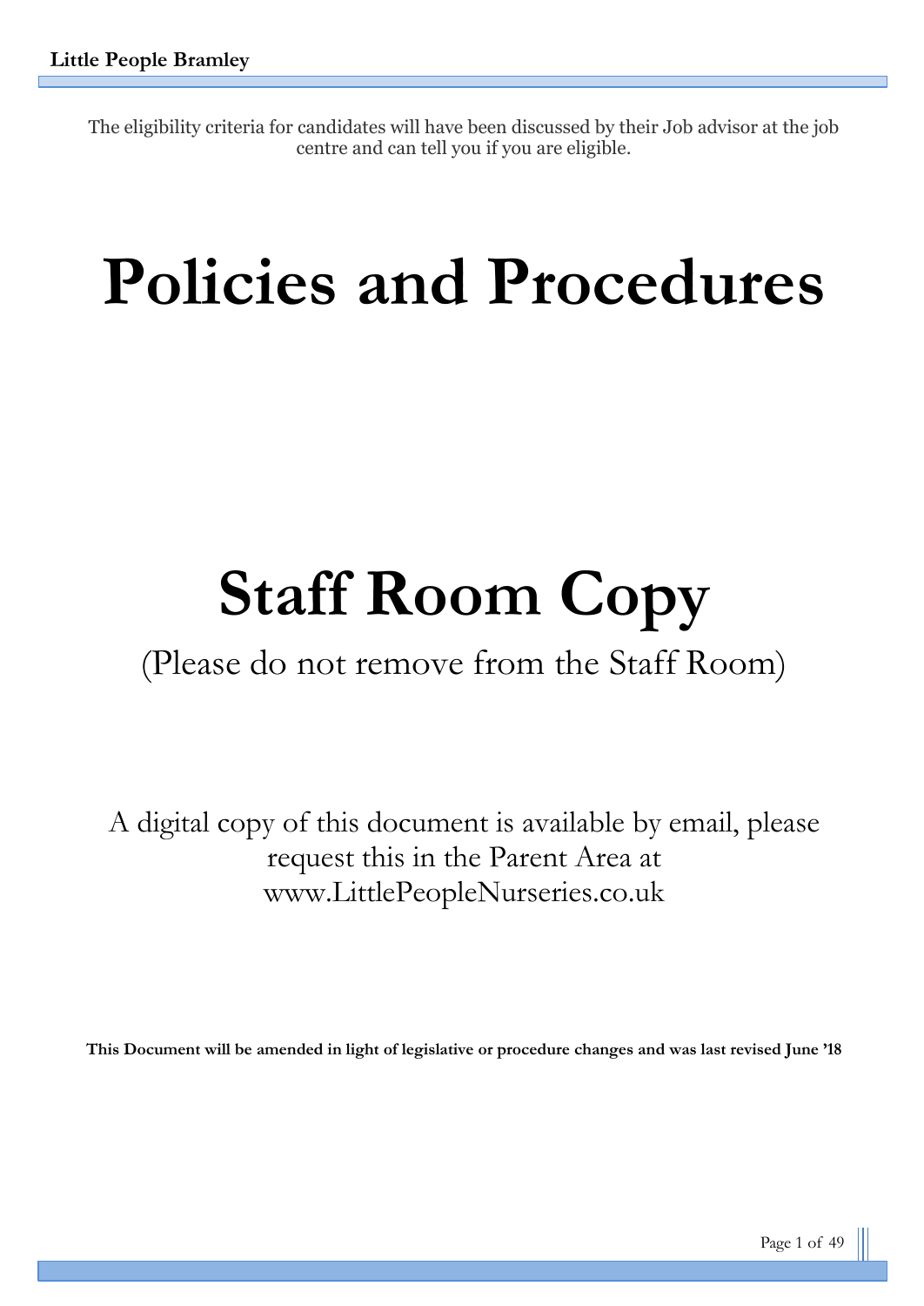The eligibility criteria for candidates will have been discussed by their Job advisor at the job centre and can tell you if you are eligible.

# Policies and Procedures

# Staff Room Copy

(Please do not remove from the Staff Room)

A digital copy of this document is available by email, please request this in the Parent Area at www.LittlePeopleNurseries.co.uk

**This Document will be amended in light of legislative or procedure changes and was last revised June '18**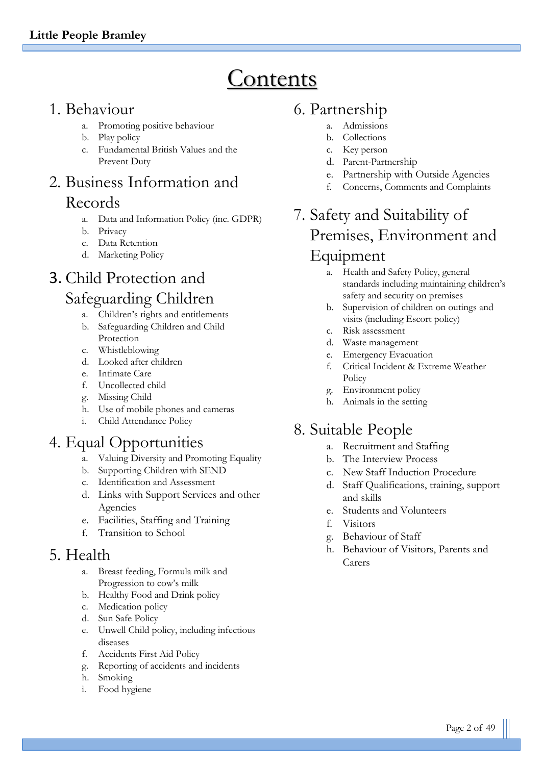# Contents

## 1. Behaviour

a. Promoting positive behaviour
b. Play policy
c. Fundamental British Values and the Prevent Duty

## 2. Business Information and Records

a. Data and Information Policy (inc. GDPR)
b. Privacy
c. Data Retention
d. Marketing Policy

## 3. Child Protection and Safeguarding Children

a. Children's rights and entitlements
b. Safeguarding Children and Child Protection
c. Whistleblowing
d. Looked after children
e. Intimate Care
f. Uncollected child
g. Missing Child
h. Use of mobile phones and cameras
i. Child Attendance Policy

## 4. Equal Opportunities

a. Valuing Diversity and Promoting Equality
b. Supporting Children with SEND
c. Identification and Assessment
d. Links with Support Services and other Agencies
e. Facilities, Staffing and Training
f. Transition to School

## 5. Health

a. Breast feeding, Formula milk and Progression to cow's milk
b. Healthy Food and Drink policy
c. Medication policy
d. Sun Safe Policy
e. Unwell Child policy, including infectious diseases
f. Accidents First Aid Policy
g. Reporting of accidents and incidents
h. Smoking
i. Food hygiene

## 6. Partnership

a. Admissions
b. Collections
c. Key person
d. Parent-Partnership
e. Partnership with Outside Agencies
f. Concerns, Comments and Complaints

## 7. Safety and Suitability of Premises, Environment and Equipment

a. Health and Safety Policy, general standards including maintaining children's safety and security on premises
b. Supervision of children on outings and visits (including Escort policy)
c. Risk assessment
d. Waste management
e. Emergency Evacuation
f. Critical Incident & Extreme Weather Policy
g. Environment policy
h. Animals in the setting

## 8. Suitable People

a. Recruitment and Staffing
b. The Interview Process
c. New Staff Induction Procedure
d. Staff Qualifications, training, support and skills
e. Students and Volunteers
f. Visitors
g. Behaviour of Staff
h. Behaviour of Visitors, Parents and Carers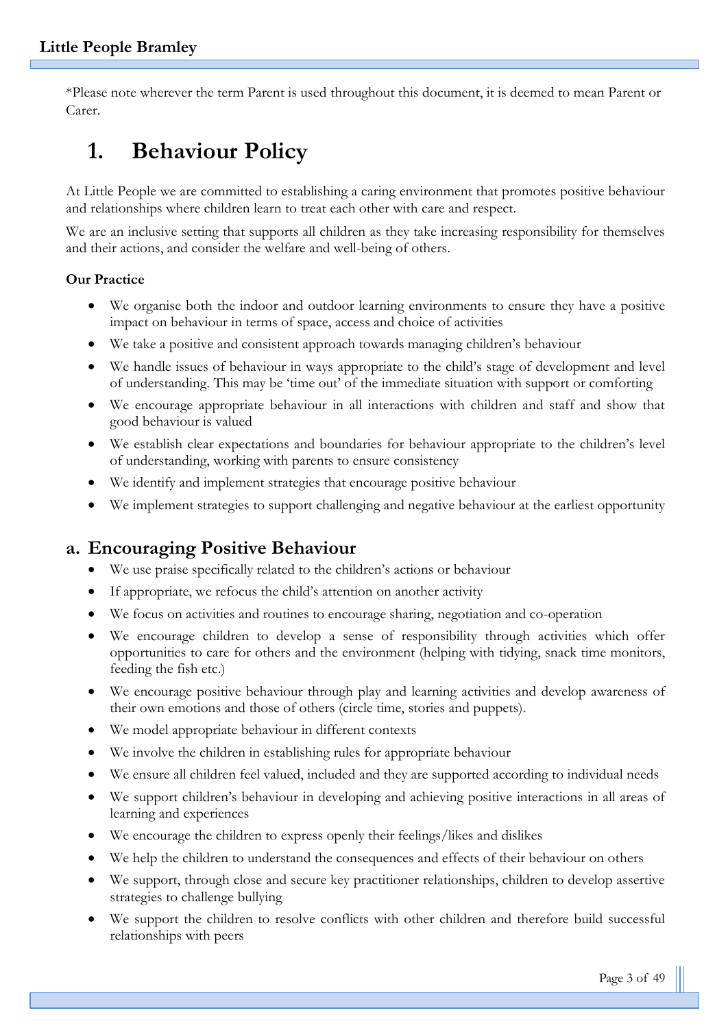*Please note wherever the term Parent is used throughout this document, it is deemed to mean Parent or Carer.

# 1. Behaviour Policy

At Little People we are committed to establishing a caring environment that promotes positive behaviour and relationships where children learn to treat each other with care and respect.

We are an inclusive setting that supports all children as they take increasing responsibility for themselves and their actions, and consider the welfare and well-being of others.

**Our Practice**

- We organise both the indoor and outdoor learning environments to ensure they have a positive impact on behaviour in terms of space, access and choice of activities
- We take a positive and consistent approach towards managing children's behaviour
- We handle issues of behaviour in ways appropriate to the child's stage of development and level of understanding. This may be 'time out' of the immediate situation with support or comforting
- We encourage appropriate behaviour in all interactions with children and staff and show that good behaviour is valued
- We establish clear expectations and boundaries for behaviour appropriate to the children's level of understanding, working with parents to ensure consistency
- We identify and implement strategies that encourage positive behaviour
- We implement strategies to support challenging and negative behaviour at the earliest opportunity

## a. Encouraging Positive Behaviour

- We use praise specifically related to the children's actions or behaviour
- If appropriate, we refocus the child's attention on another activity
- We focus on activities and routines to encourage sharing, negotiation and co-operation
- We encourage children to develop a sense of responsibility through activities which offer opportunities to care for others and the environment (helping with tidying, snack time monitors, feeding the fish etc.)
- We encourage positive behaviour through play and learning activities and develop awareness of their own emotions and those of others (circle time, stories and puppets).
- We model appropriate behaviour in different contexts
- We involve the children in establishing rules for appropriate behaviour
- We ensure all children feel valued, included and they are supported according to individual needs
- We support children's behaviour in developing and achieving positive interactions in all areas of learning and experiences
- We encourage the children to express openly their feelings/likes and dislikes
- We help the children to understand the consequences and effects of their behaviour on others
- We support, through close and secure key practitioner relationships, children to develop assertive strategies to challenge bullying
- We support the children to resolve conflicts with other children and therefore build successful relationships with peers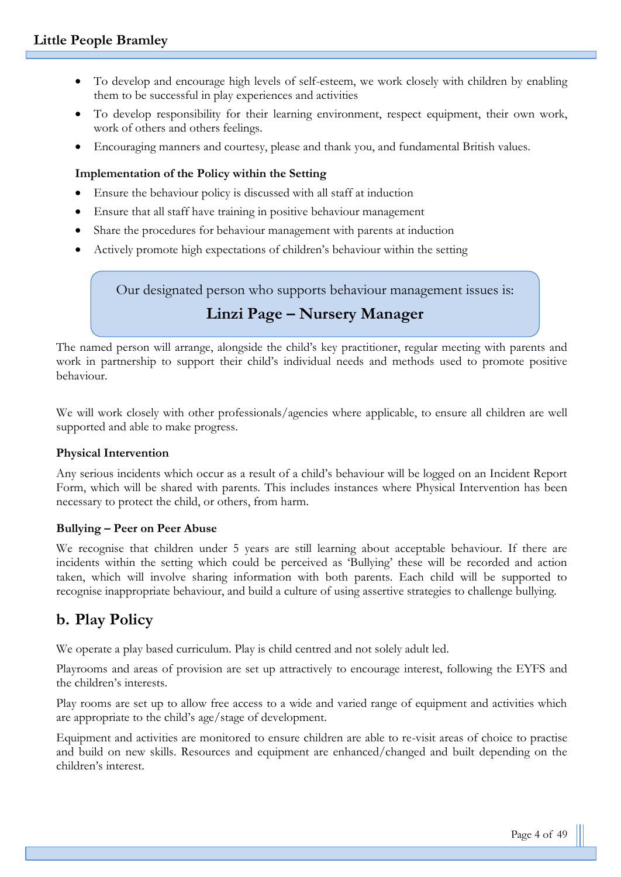- To develop and encourage high levels of self-esteem, we work closely with children by enabling them to be successful in play experiences and activities
- To develop responsibility for their learning environment, respect equipment, their own work, work of others and others feelings.
- Encouraging manners and courtesy, please and thank you, and fundamental British values.

**Implementation of the Policy within the Setting**

- Ensure the behaviour policy is discussed with all staff at induction
- Ensure that all staff have training in positive behaviour management
- Share the procedures for behaviour management with parents at induction
- Actively promote high expectations of children's behaviour within the setting

Our designated person who supports behaviour management issues is:

**Linzi Page – Nursery Manager**

The named person will arrange, alongside the child's key practitioner, regular meeting with parents and work in partnership to support their child's individual needs and methods used to promote positive behaviour.

We will work closely with other professionals/agencies where applicable, to ensure all children are well supported and able to make progress.

**Physical Intervention**

Any serious incidents which occur as a result of a child's behaviour will be logged on an Incident Report Form, which will be shared with parents. This includes instances where Physical Intervention has been necessary to protect the child, or others, from harm.

**Bullying – Peer on Peer Abuse**

We recognise that children under 5 years are still learning about acceptable behaviour. If there are incidents within the setting which could be perceived as 'Bullying' these will be recorded and action taken, which will involve sharing information with both parents. Each child will be supported to recognise inappropriate behaviour, and build a culture of using assertive strategies to challenge bullying.

## b. Play Policy

We operate a play based curriculum. Play is child centred and not solely adult led.

Playrooms and areas of provision are set up attractively to encourage interest, following the EYFS and the children's interests.

Play rooms are set up to allow free access to a wide and varied range of equipment and activities which are appropriate to the child's age/stage of development.

Equipment and activities are monitored to ensure children are able to re-visit areas of choice to practise and build on new skills. Resources and equipment are enhanced/changed and built depending on the children's interest.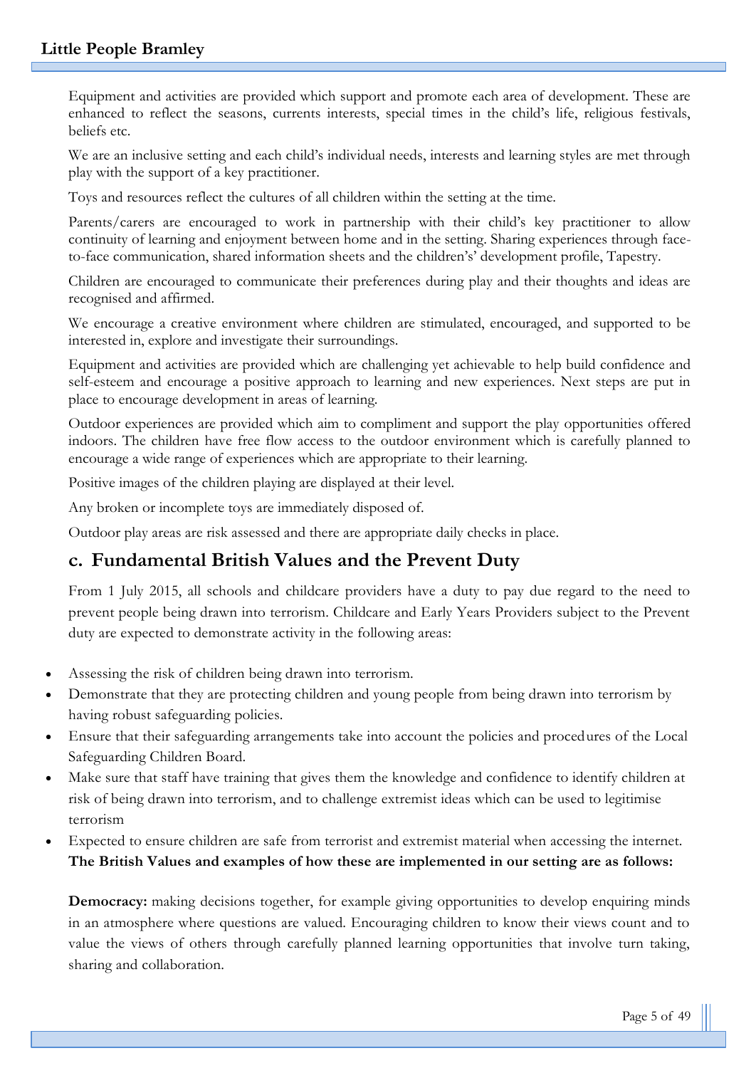Equipment and activities are provided which support and promote each area of development. These are enhanced to reflect the seasons, currents interests, special times in the child's life, religious festivals, beliefs etc.

We are an inclusive setting and each child's individual needs, interests and learning styles are met through play with the support of a key practitioner.

Toys and resources reflect the cultures of all children within the setting at the time.

Parents/carers are encouraged to work in partnership with their child's key practitioner to allow continuity of learning and enjoyment between home and in the setting. Sharing experiences through face-to-face communication, shared information sheets and the childrens' development profile, Tapestry.

Children are encouraged to communicate their preferences during play and their thoughts and ideas are recognised and affirmed.

We encourage a creative environment where children are stimulated, encouraged, and supported to be interested in, explore and investigate their surroundings.

Equipment and activities are provided which are challenging yet achievable to help build confidence and self-esteem and encourage a positive approach to learning and new experiences. Next steps are put in place to encourage development in areas of learning.

Outdoor experiences are provided which aim to compliment and support the play opportunities offered indoors. The children have free flow access to the outdoor environment which is carefully planned to encourage a wide range of experiences which are appropriate to their learning.

Positive images of the children playing are displayed at their level.

Any broken or incomplete toys are immediately disposed of.

Outdoor play areas are risk assessed and there are appropriate daily checks in place.

## c. Fundamental British Values and the Prevent Duty

From 1 July 2015, all schools and childcare providers have a duty to pay due regard to the need to prevent people being drawn into terrorism. Childcare and Early Years Providers subject to the Prevent duty are expected to demonstrate activity in the following areas:

- Assessing the risk of children being drawn into terrorism.
- Demonstrate that they are protecting children and young people from being drawn into terrorism by having robust safeguarding policies.
- Ensure that their safeguarding arrangements take into account the policies and procedures of the Local Safeguarding Children Board.
- Make sure that staff have training that gives them the knowledge and confidence to identify children at risk of being drawn into terrorism, and to challenge extremist ideas which can be used to legitimise terrorism
- Expected to ensure children are safe from terrorist and extremist material when accessing the internet.

**The British Values and examples of how these are implemented in our setting are as follows:**

**Democracy:** making decisions together, for example giving opportunities to develop enquiring minds in an atmosphere where questions are valued. Encouraging children to know their views count and to value the views of others through carefully planned learning opportunities that involve turn taking, sharing and collaboration.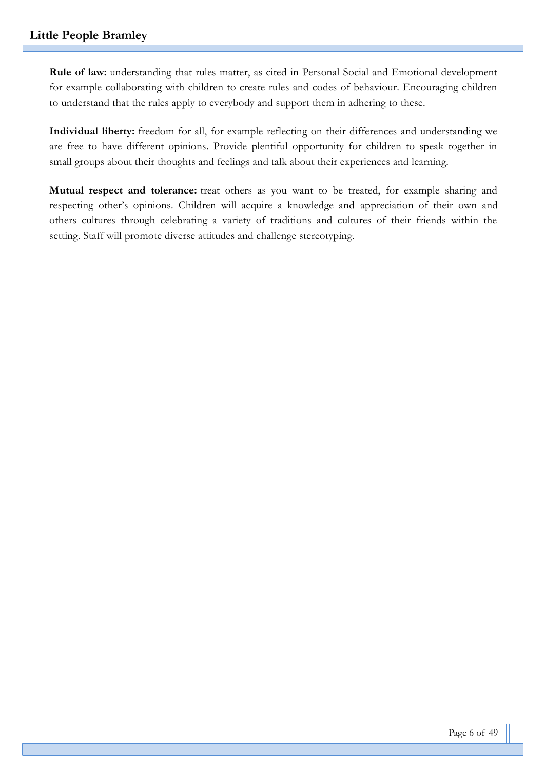**Rule of law:** understanding that rules matter, as cited in Personal Social and Emotional development for example collaborating with children to create rules and codes of behaviour. Encouraging children to understand that the rules apply to everybody and support them in adhering to these.

**Individual liberty:** freedom for all, for example reflecting on their differences and understanding we are free to have different opinions. Provide plentiful opportunity for children to speak together in small groups about their thoughts and feelings and talk about their experiences and learning.

**Mutual respect and tolerance:** treat others as you want to be treated, for example sharing and respecting other's opinions. Children will acquire a knowledge and appreciation of their own and others cultures through celebrating a variety of traditions and cultures of their friends within the setting. Staff will promote diverse attitudes and challenge stereotyping.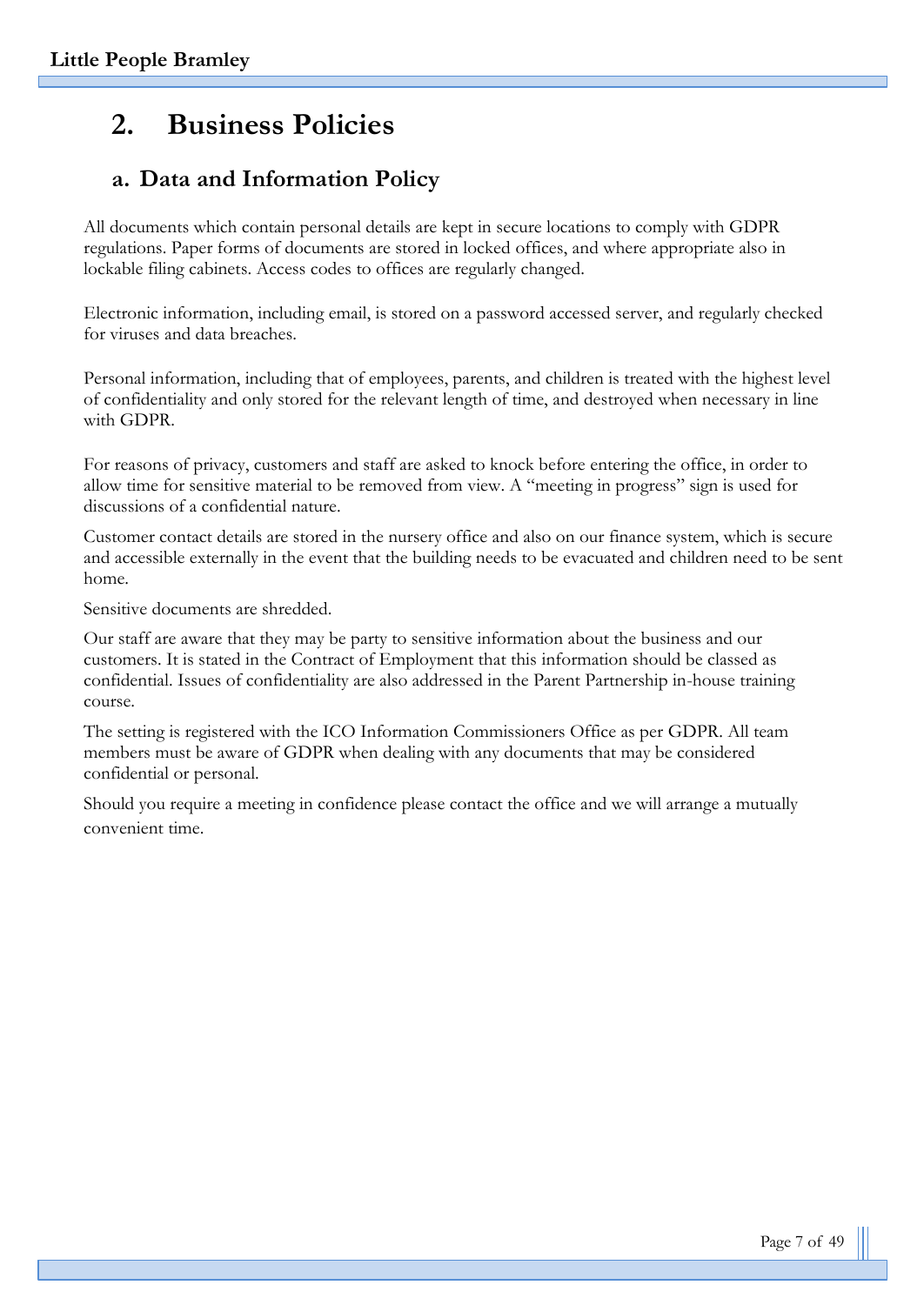# 2. Business Policies

## a. Data and Information Policy

All documents which contain personal details are kept in secure locations to comply with GDPR regulations. Paper forms of documents are stored in locked offices, and where appropriate also in lockable filing cabinets. Access codes to offices are regularly changed.

Electronic information, including email, is stored on a password accessed server, and regularly checked for viruses and data breaches.

Personal information, including that of employees, parents, and children is treated with the highest level of confidentiality and only stored for the relevant length of time, and destroyed when necessary in line with GDPR.

For reasons of privacy, customers and staff are asked to knock before entering the office, in order to allow time for sensitive material to be removed from view. A "meeting in progress" sign is used for discussions of a confidential nature.

Customer contact details are stored in the nursery office and also on our finance system, which is secure and accessible externally in the event that the building needs to be evacuated and children need to be sent home.

Sensitive documents are shredded.

Our staff are aware that they may be party to sensitive information about the business and our customers. It is stated in the Contract of Employment that this information should be classed as confidential. Issues of confidentiality are also addressed in the Parent Partnership in-house training course.

The setting is registered with the ICO Information Commissioners Office as per GDPR. All team members must be aware of GDPR when dealing with any documents that may be considered confidential or personal.

Should you require a meeting in confidence please contact the office and we will arrange a mutually convenient time.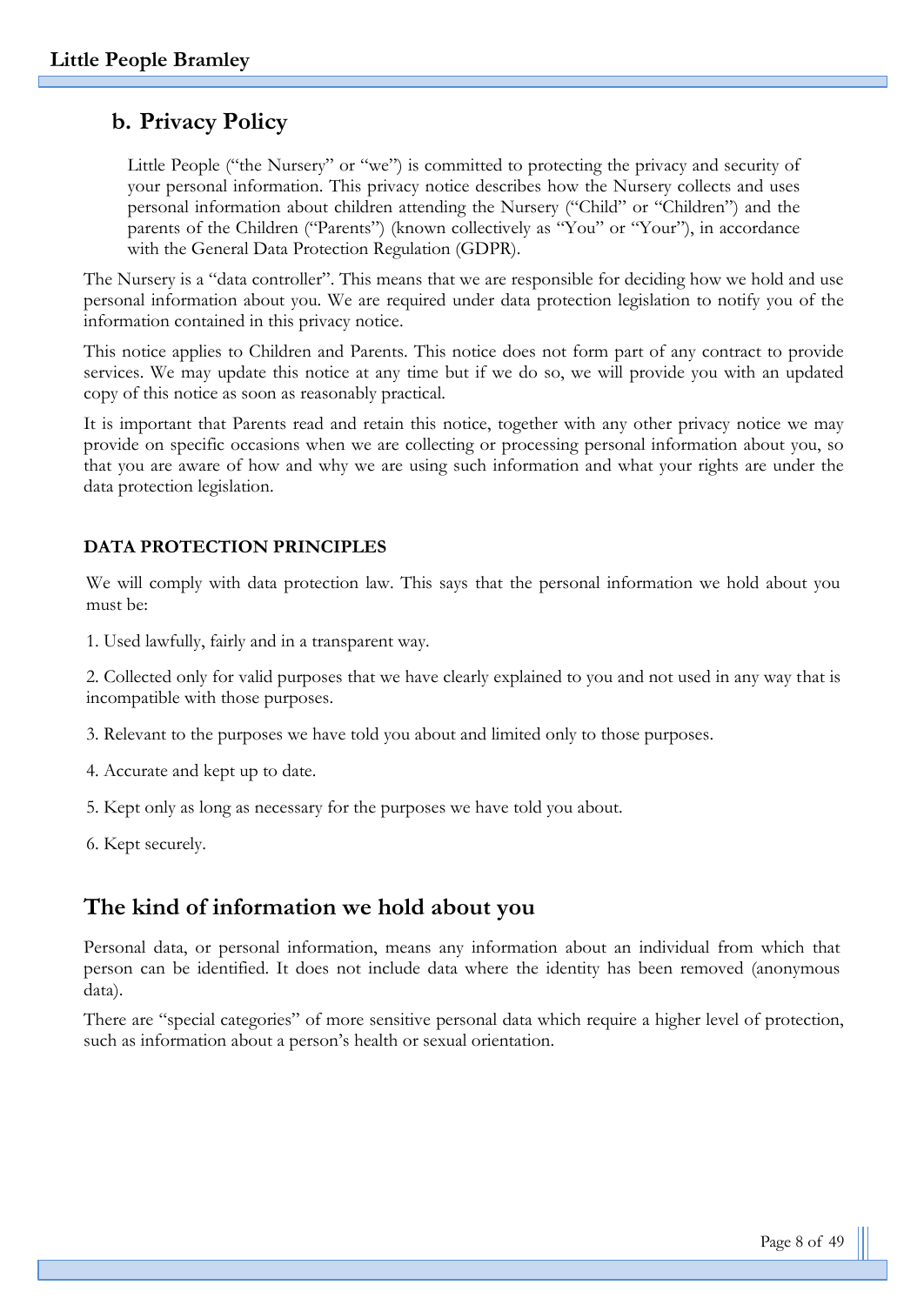## b. Privacy Policy

Little People ("the Nursery" or "we") is committed to protecting the privacy and security of your personal information. This privacy notice describes how the Nursery collects and uses personal information about children attending the Nursery ("Child" or "Children") and the parents of the Children ("Parents") (known collectively as "You" or "Your"), in accordance with the General Data Protection Regulation (GDPR).

The Nursery is a "data controller". This means that we are responsible for deciding how we hold and use personal information about you. We are required under data protection legislation to notify you of the information contained in this privacy notice.

This notice applies to Children and Parents. This notice does not form part of any contract to provide services. We may update this notice at any time but if we do so, we will provide you with an updated copy of this notice as soon as reasonably practical.

It is important that Parents read and retain this notice, together with any other privacy notice we may provide on specific occasions when we are collecting or processing personal information about you, so that you are aware of how and why we are using such information and what your rights are under the data protection legislation.

**DATA PROTECTION PRINCIPLES**

We will comply with data protection law. This says that the personal information we hold about you must be:

1. Used lawfully, fairly and in a transparent way.

2. Collected only for valid purposes that we have clearly explained to you and not used in any way that is incompatible with those purposes.

3. Relevant to the purposes we have told you about and limited only to those purposes.

4. Accurate and kept up to date.

5. Kept only as long as necessary for the purposes we have told you about.

6. Kept securely.

## The kind of information we hold about you

Personal data, or personal information, means any information about an individual from which that person can be identified. It does not include data where the identity has been removed (anonymous data).

There are "special categories" of more sensitive personal data which require a higher level of protection, such as information about a person's health or sexual orientation.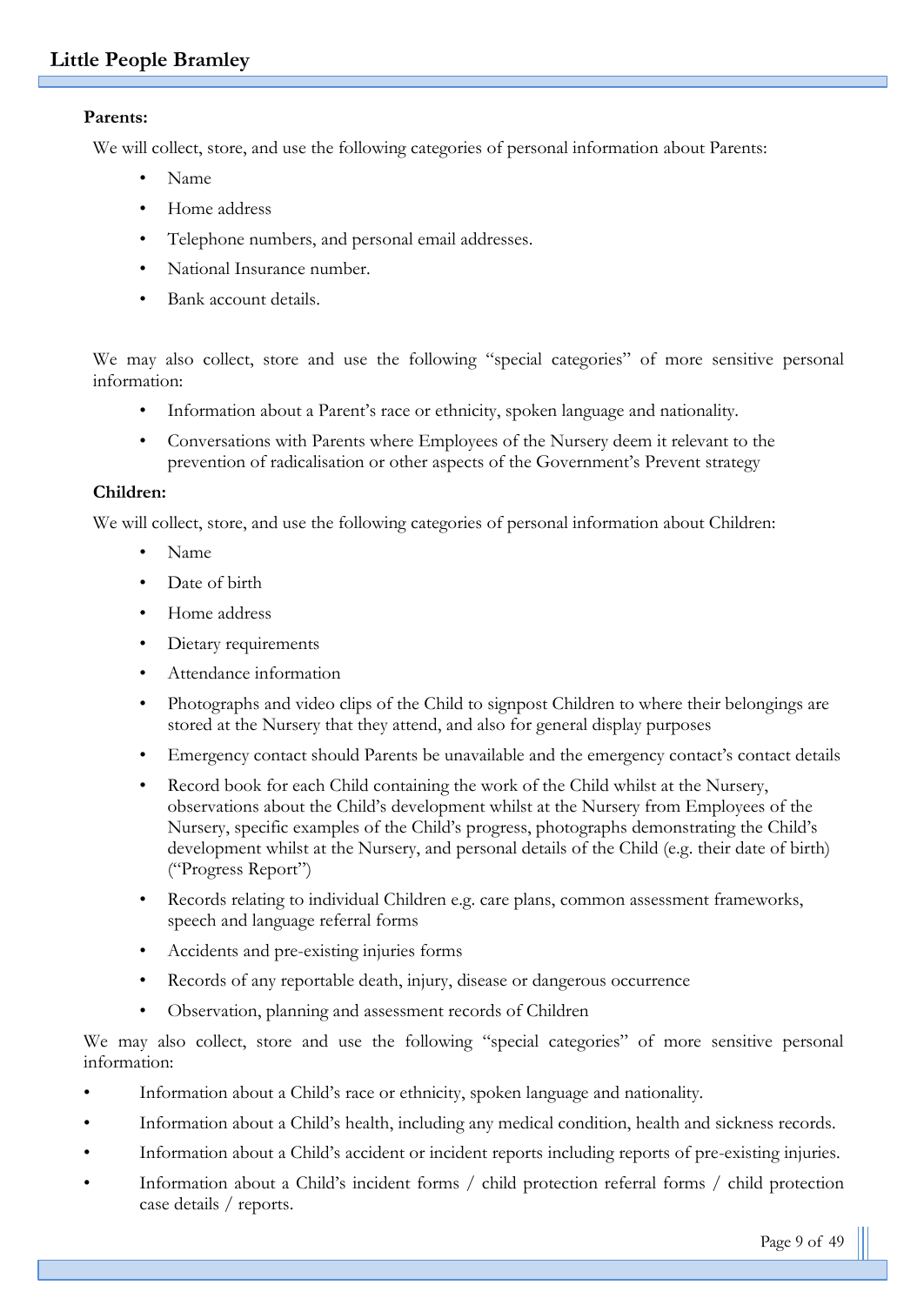**Parents:**

We will collect, store, and use the following categories of personal information about Parents:

- Name
- Home address
- Telephone numbers, and personal email addresses.
- National Insurance number.
- Bank account details.

We may also collect, store and use the following "special categories" of more sensitive personal information:

- Information about a Parent's race or ethnicity, spoken language and nationality.
- Conversations with Parents where Employees of the Nursery deem it relevant to the prevention of radicalisation or other aspects of the Government's Prevent strategy

**Children:**

We will collect, store, and use the following categories of personal information about Children:

- Name
- Date of birth
- Home address
- Dietary requirements
- Attendance information
- Photographs and video clips of the Child to signpost Children to where their belongings are stored at the Nursery that they attend, and also for general display purposes
- Emergency contact should Parents be unavailable and the emergency contact's contact details
- Record book for each Child containing the work of the Child whilst at the Nursery, observations about the Child's development whilst at the Nursery from Employees of the Nursery, specific examples of the Child's progress, photographs demonstrating the Child's development whilst at the Nursery, and personal details of the Child (e.g. their date of birth) ("Progress Report")
- Records relating to individual Children e.g. care plans, common assessment frameworks, speech and language referral forms
- Accidents and pre-existing injuries forms
- Records of any reportable death, injury, disease or dangerous occurrence
- Observation, planning and assessment records of Children

We may also collect, store and use the following "special categories" of more sensitive personal information:

- Information about a Child's race or ethnicity, spoken language and nationality.
- Information about a Child's health, including any medical condition, health and sickness records.
- Information about a Child's accident or incident reports including reports of pre-existing injuries.
- Information about a Child's incident forms / child protection referral forms / child protection case details / reports.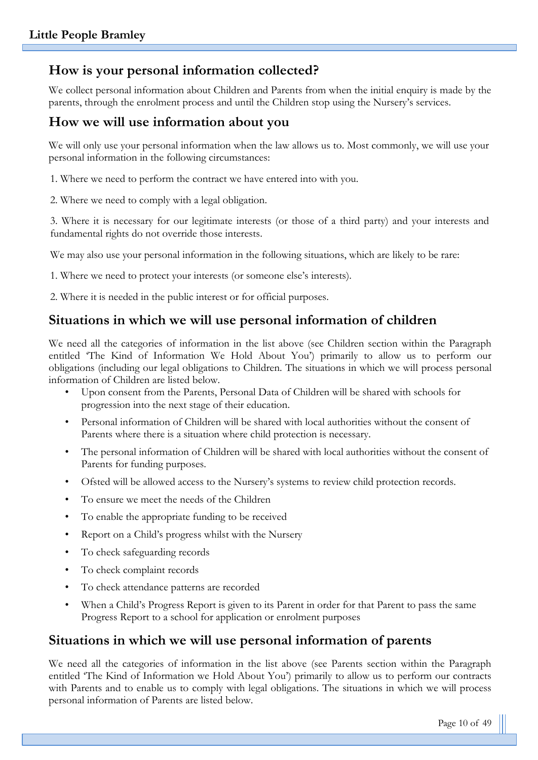## How is your personal information collected?

We collect personal information about Children and Parents from when the initial enquiry is made by the parents, through the enrolment process and until the Children stop using the Nursery's services.

## How we will use information about you

We will only use your personal information when the law allows us to. Most commonly, we will use your personal information in the following circumstances:

1. Where we need to perform the contract we have entered into with you.

2. Where we need to comply with a legal obligation.

3. Where it is necessary for our legitimate interests (or those of a third party) and your interests and fundamental rights do not override those interests.

We may also use your personal information in the following situations, which are likely to be rare:

1. Where we need to protect your interests (or someone else's interests).

2. Where it is needed in the public interest or for official purposes.

## Situations in which we will use personal information of children

We need all the categories of information in the list above (see Children section within the Paragraph entitled 'The Kind of Information We Hold About You') primarily to allow us to perform our obligations (including our legal obligations to Children. The situations in which we will process personal information of Children are listed below.

- Upon consent from the Parents, Personal Data of Children will be shared with schools for progression into the next stage of their education.
- Personal information of Children will be shared with local authorities without the consent of Parents where there is a situation where child protection is necessary.
- The personal information of Children will be shared with local authorities without the consent of Parents for funding purposes.
- Ofsted will be allowed access to the Nursery's systems to review child protection records.
- To ensure we meet the needs of the Children
- To enable the appropriate funding to be received
- Report on a Child's progress whilst with the Nursery
- To check safeguarding records
- To check complaint records
- To check attendance patterns are recorded
- When a Child's Progress Report is given to its Parent in order for that Parent to pass the same Progress Report to a school for application or enrolment purposes

## Situations in which we will use personal information of parents

We need all the categories of information in the list above (see Parents section within the Paragraph entitled 'The Kind of Information we Hold About You') primarily to allow us to perform our contracts with Parents and to enable us to comply with legal obligations. The situations in which we will process personal information of Parents are listed below.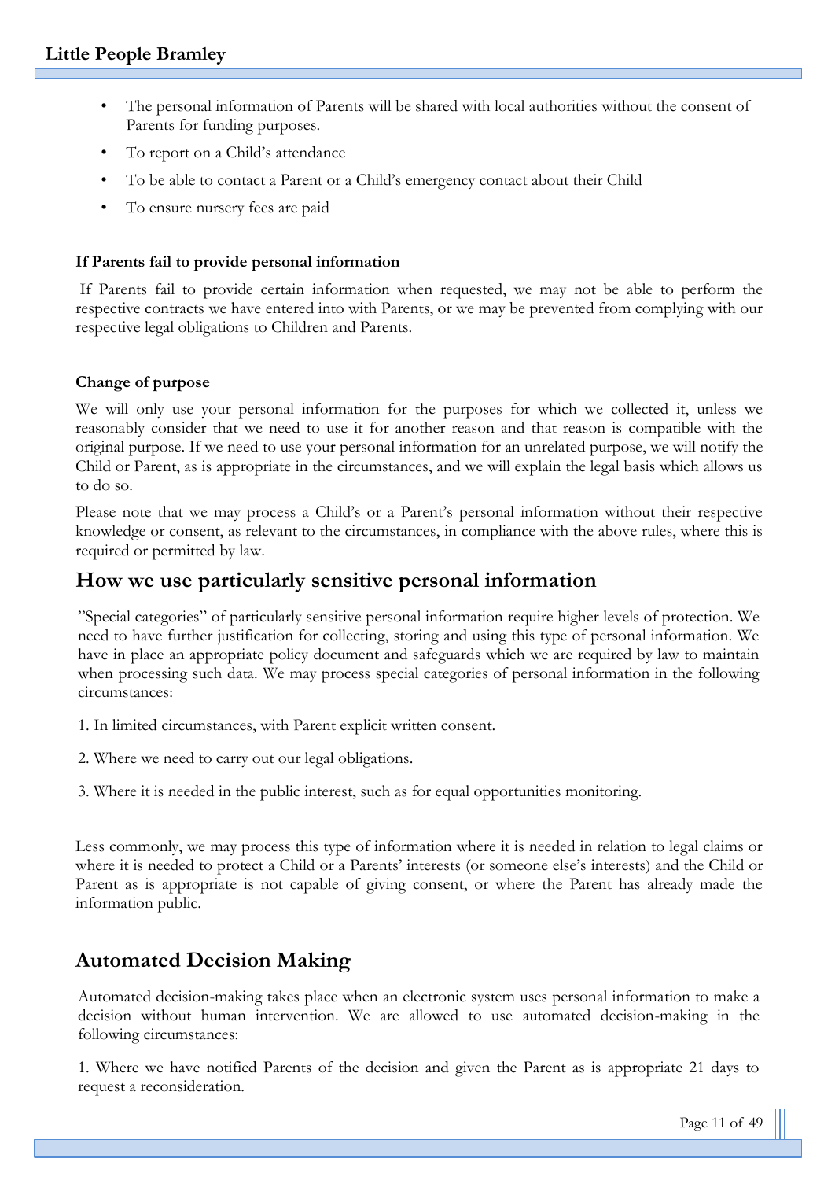- The personal information of Parents will be shared with local authorities without the consent of Parents for funding purposes.
- To report on a Child's attendance
- To be able to contact a Parent or a Child's emergency contact about their Child
- To ensure nursery fees are paid

#### If Parents fail to provide personal information

If Parents fail to provide certain information when requested, we may not be able to perform the respective contracts we have entered into with Parents, or we may be prevented from complying with our respective legal obligations to Children and Parents.

#### Change of purpose

We will only use your personal information for the purposes for which we collected it, unless we reasonably consider that we need to use it for another reason and that reason is compatible with the original purpose. If we need to use your personal information for an unrelated purpose, we will notify the Child or Parent, as is appropriate in the circumstances, and we will explain the legal basis which allows us to do so.

Please note that we may process a Child's or a Parent's personal information without their respective knowledge or consent, as relevant to the circumstances, in compliance with the above rules, where this is required or permitted by law.

## How we use particularly sensitive personal information

"Special categories" of particularly sensitive personal information require higher levels of protection. We need to have further justification for collecting, storing and using this type of personal information. We have in place an appropriate policy document and safeguards which we are required by law to maintain when processing such data. We may process special categories of personal information in the following circumstances:

1. In limited circumstances, with Parent explicit written consent.

2. Where we need to carry out our legal obligations.

3. Where it is needed in the public interest, such as for equal opportunities monitoring.

Less commonly, we may process this type of information where it is needed in relation to legal claims or where it is needed to protect a Child or a Parents' interests (or someone else's interests) and the Child or Parent as is appropriate is not capable of giving consent, or where the Parent has already made the information public.

## Automated Decision Making

Automated decision-making takes place when an electronic system uses personal information to make a decision without human intervention. We are allowed to use automated decision-making in the following circumstances:

1. Where we have notified Parents of the decision and given the Parent as is appropriate 21 days to request a reconsideration.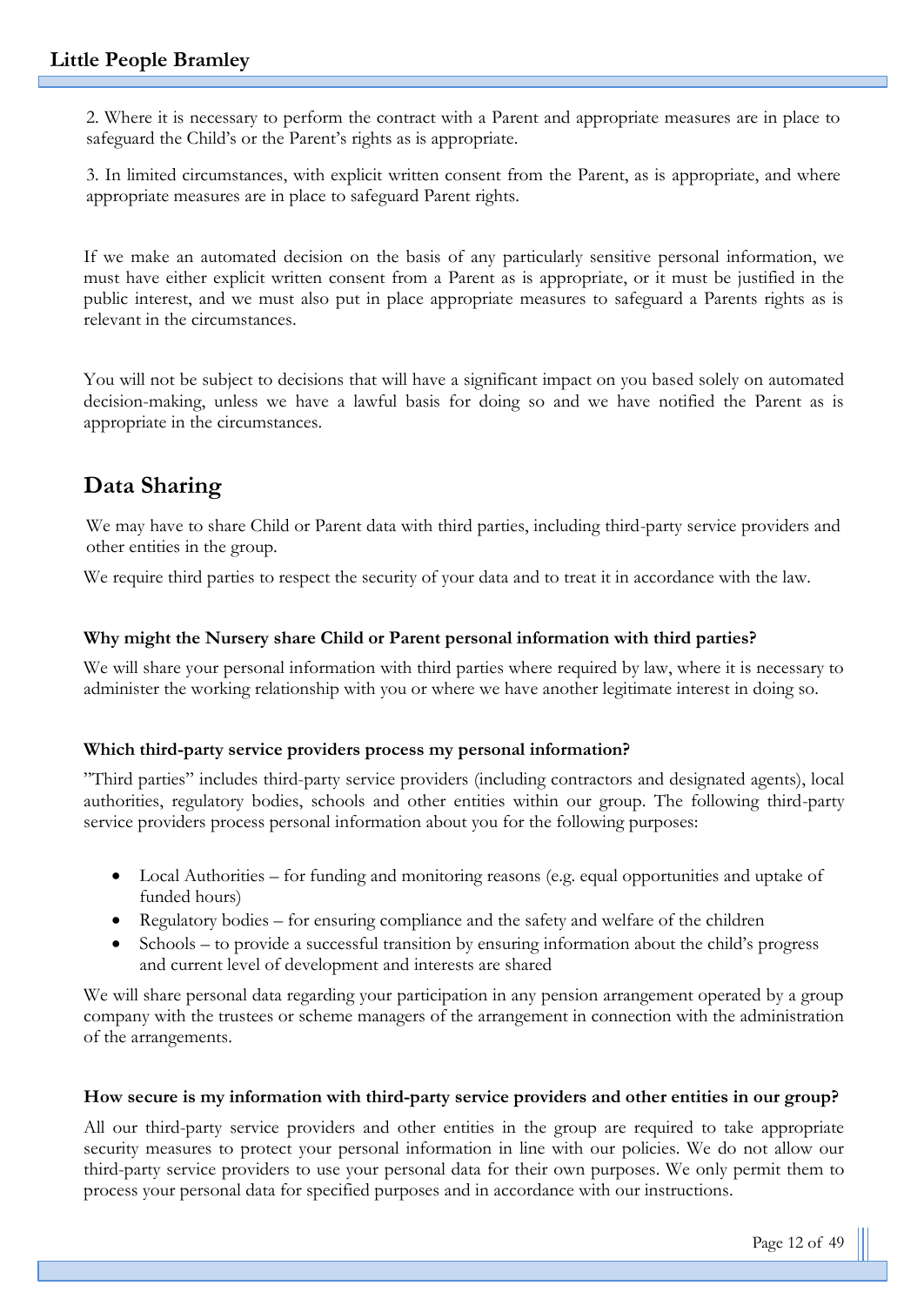2. Where it is necessary to perform the contract with a Parent and appropriate measures are in place to safeguard the Child's or the Parent's rights as is appropriate.

3. In limited circumstances, with explicit written consent from the Parent, as is appropriate, and where appropriate measures are in place to safeguard Parent rights.

If we make an automated decision on the basis of any particularly sensitive personal information, we must have either explicit written consent from a Parent as is appropriate, or it must be justified in the public interest, and we must also put in place appropriate measures to safeguard a Parents rights as is relevant in the circumstances.

You will not be subject to decisions that will have a significant impact on you based solely on automated decision-making, unless we have a lawful basis for doing so and we have notified the Parent as is appropriate in the circumstances.

## Data Sharing

We may have to share Child or Parent data with third parties, including third-party service providers and other entities in the group.

We require third parties to respect the security of your data and to treat it in accordance with the law.

**Why might the Nursery share Child or Parent personal information with third parties?**

We will share your personal information with third parties where required by law, where it is necessary to administer the working relationship with you or where we have another legitimate interest in doing so.

**Which third-party service providers process my personal information?**

"Third parties" includes third-party service providers (including contractors and designated agents), local authorities, regulatory bodies, schools and other entities within our group. The following third-party service providers process personal information about you for the following purposes:

- Local Authorities – for funding and monitoring reasons (e.g. equal opportunities and uptake of funded hours)
- Regulatory bodies – for ensuring compliance and the safety and welfare of the children
- Schools – to provide a successful transition by ensuring information about the child's progress and current level of development and interests are shared

We will share personal data regarding your participation in any pension arrangement operated by a group company with the trustees or scheme managers of the arrangement in connection with the administration of the arrangements.

**How secure is my information with third-party service providers and other entities in our group?**

All our third-party service providers and other entities in the group are required to take appropriate security measures to protect your personal information in line with our policies. We do not allow our third-party service providers to use your personal data for their own purposes. We only permit them to process your personal data for specified purposes and in accordance with our instructions.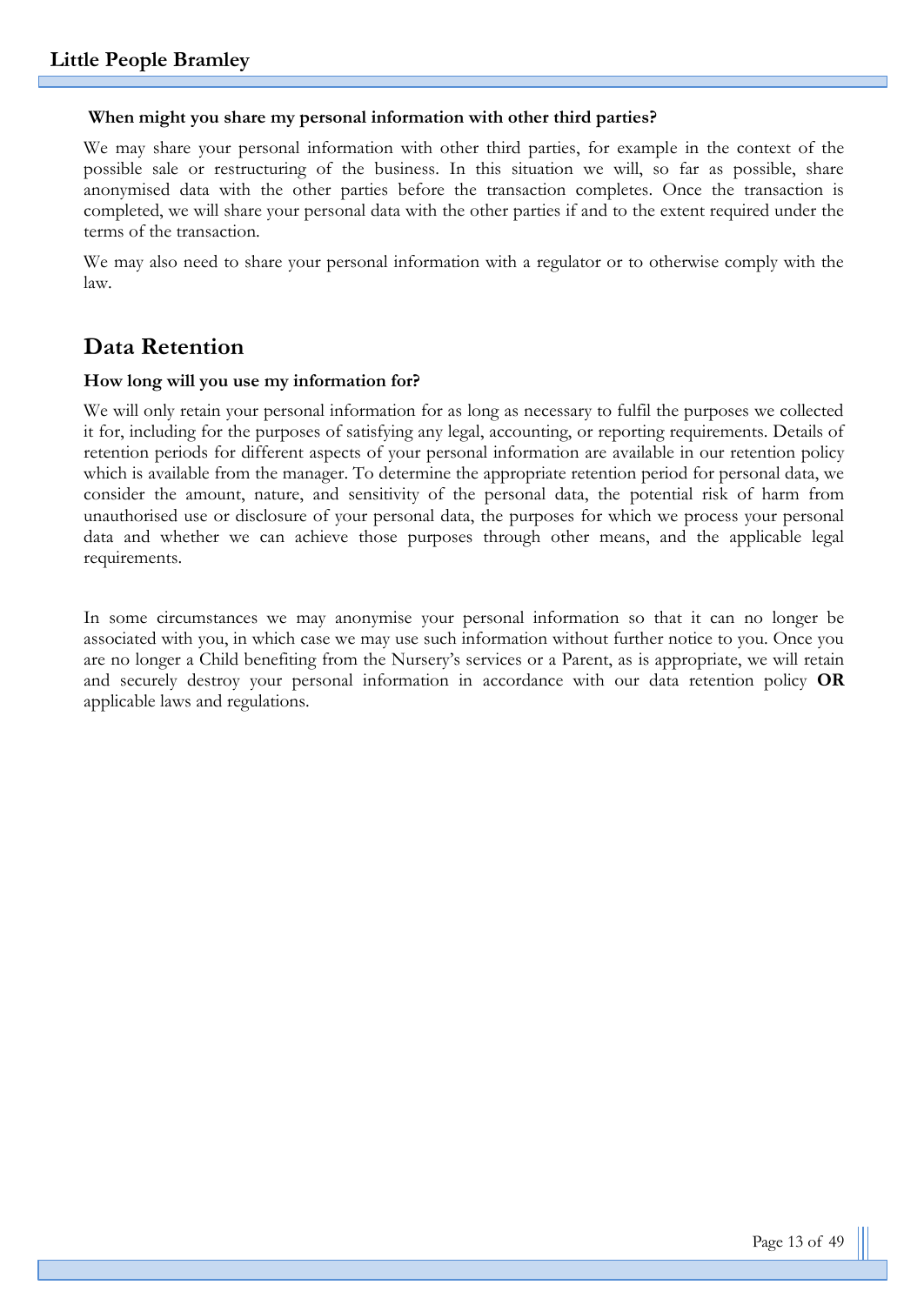**When might you share my personal information with other third parties?**

We may share your personal information with other third parties, for example in the context of the possible sale or restructuring of the business. In this situation we will, so far as possible, share anonymised data with the other parties before the transaction completes. Once the transaction is completed, we will share your personal data with the other parties if and to the extent required under the terms of the transaction.

We may also need to share your personal information with a regulator or to otherwise comply with the law.

## Data Retention

**How long will you use my information for?**

We will only retain your personal information for as long as necessary to fulfil the purposes we collected it for, including for the purposes of satisfying any legal, accounting, or reporting requirements. Details of retention periods for different aspects of your personal information are available in our retention policy which is available from the manager. To determine the appropriate retention period for personal data, we consider the amount, nature, and sensitivity of the personal data, the potential risk of harm from unauthorised use or disclosure of your personal data, the purposes for which we process your personal data and whether we can achieve those purposes through other means, and the applicable legal requirements.

In some circumstances we may anonymise your personal information so that it can no longer be associated with you, in which case we may use such information without further notice to you. Once you are no longer a Child benefiting from the Nursery's services or a Parent, as is appropriate, we will retain and securely destroy your personal information in accordance with our data retention policy **OR** applicable laws and regulations.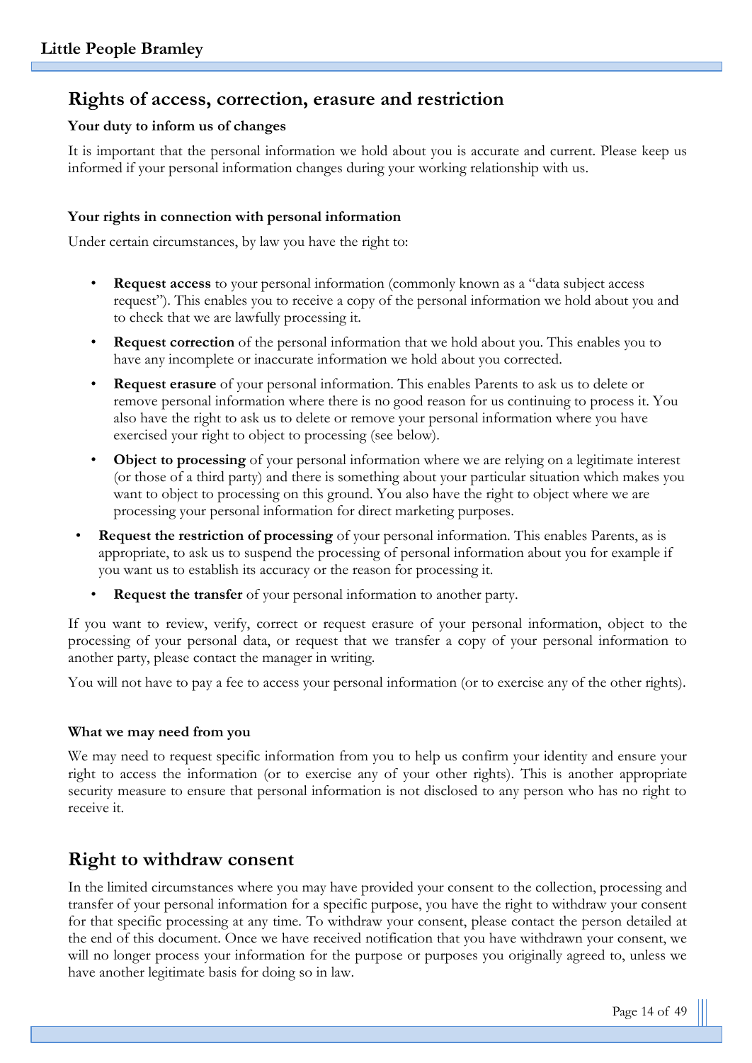## Rights of access, correction, erasure and restriction

**Your duty to inform us of changes**

It is important that the personal information we hold about you is accurate and current. Please keep us informed if your personal information changes during your working relationship with us.

**Your rights in connection with personal information**

Under certain circumstances, by law you have the right to:

- **Request access** to your personal information (commonly known as a "data subject access request"). This enables you to receive a copy of the personal information we hold about you and to check that we are lawfully processing it.
- **Request correction** of the personal information that we hold about you. This enables you to have any incomplete or inaccurate information we hold about you corrected.
- **Request erasure** of your personal information. This enables Parents to ask us to delete or remove personal information where there is no good reason for us continuing to process it. You also have the right to ask us to delete or remove your personal information where you have exercised your right to object to processing (see below).
- **Object to processing** of your personal information where we are relying on a legitimate interest (or those of a third party) and there is something about your particular situation which makes you want to object to processing on this ground. You also have the right to object where we are processing your personal information for direct marketing purposes.
- **Request the restriction of processing** of your personal information. This enables Parents, as is appropriate, to ask us to suspend the processing of personal information about you for example if you want us to establish its accuracy or the reason for processing it.
- **Request the transfer** of your personal information to another party.

If you want to review, verify, correct or request erasure of your personal information, object to the processing of your personal data, or request that we transfer a copy of your personal information to another party, please contact the manager in writing.

You will not have to pay a fee to access your personal information (or to exercise any of the other rights).

**What we may need from you**

We may need to request specific information from you to help us confirm your identity and ensure your right to access the information (or to exercise any of your other rights). This is another appropriate security measure to ensure that personal information is not disclosed to any person who has no right to receive it.

## Right to withdraw consent

In the limited circumstances where you may have provided your consent to the collection, processing and transfer of your personal information for a specific purpose, you have the right to withdraw your consent for that specific processing at any time. To withdraw your consent, please contact the person detailed at the end of this document. Once we have received notification that you have withdrawn your consent, we will no longer process your information for the purpose or purposes you originally agreed to, unless we have another legitimate basis for doing so in law.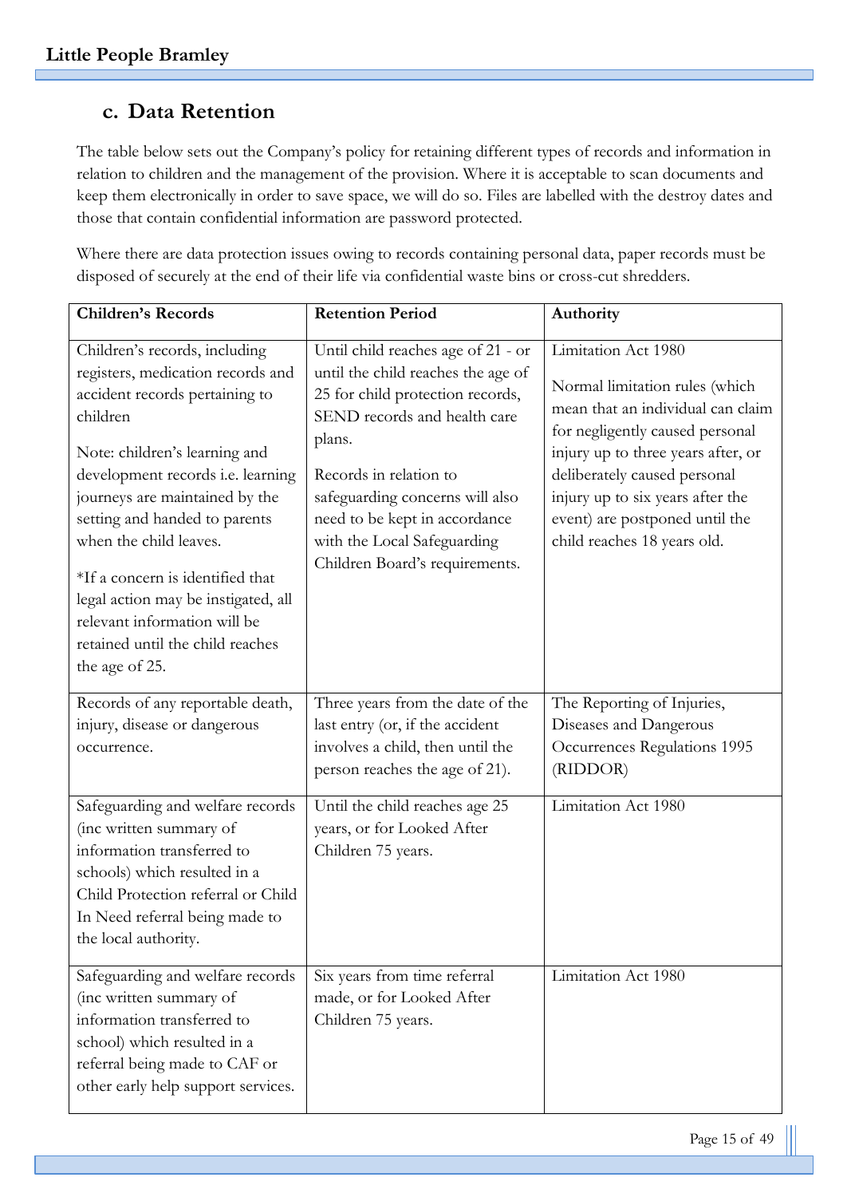## c. Data Retention

The table below sets out the Company's policy for retaining different types of records and information in relation to children and the management of the provision. Where it is acceptable to scan documents and keep them electronically in order to save space, we will do so. Files are labelled with the destroy dates and those that contain confidential information are password protected.

Where there are data protection issues owing to records containing personal data, paper records must be disposed of securely at the end of their life via confidential waste bins or cross-cut shredders.

| Children's Records | Retention Period | Authority |
|---|---|---|
| Children's records, including registers, medication records and accident records pertaining to children<br><br>Note: children's learning and development records i.e. learning journeys are maintained by the setting and handed to parents when the child leaves.<br><br>*If a concern is identified that legal action may be instigated, all relevant information will be retained until the child reaches the age of 25. | Until child reaches age of 21 - or until the child reaches the age of 25 for child protection records, SEND records and health care plans.<br><br>Records in relation to safeguarding concerns will also need to be kept in accordance with the Local Safeguarding Children Board's requirements. | Limitation Act 1980<br><br>Normal limitation rules (which mean that an individual can claim for negligently caused personal injury up to three years after, or deliberately caused personal injury up to six years after the event) are postponed until the child reaches 18 years old. |
| Records of any reportable death, injury, disease or dangerous occurrence. | Three years from the date of the last entry (or, if the accident involves a child, then until the person reaches the age of 21). | The Reporting of Injuries, Diseases and Dangerous Occurrences Regulations 1995 (RIDDOR) |
| Safeguarding and welfare records (inc written summary of information transferred to schools) which resulted in a Child Protection referral or Child In Need referral being made to the local authority. | Until the child reaches age 25 years, or for Looked After Children 75 years. | Limitation Act 1980 |
| Safeguarding and welfare records (inc written summary of information transferred to school) which resulted in a referral being made to CAF or other early help support services. | Six years from time referral made, or for Looked After Children 75 years. | Limitation Act 1980 |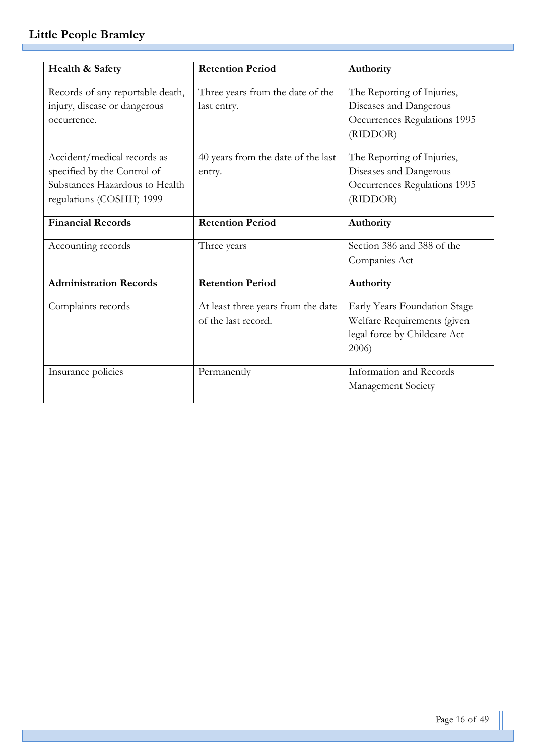| Health & Safety | Retention Period | Authority |
|---|---|---|
| Records of any reportable death, injury, disease or dangerous occurrence. | Three years from the date of the last entry. | The Reporting of Injuries, Diseases and Dangerous Occurrences Regulations 1995 (RIDDOR) |
| Accident/medical records as specified by the Control of Substances Hazardous to Health regulations (COSHH) 1999 | 40 years from the date of the last entry. | The Reporting of Injuries, Diseases and Dangerous Occurrences Regulations 1995 (RIDDOR) |
| **Financial Records** | **Retention Period** | **Authority** |
| Accounting records | Three years | Section 386 and 388 of the Companies Act |
| **Administration Records** | **Retention Period** | **Authority** |
| Complaints records | At least three years from the date of the last record. | Early Years Foundation Stage Welfare Requirements (given legal force by Childcare Act 2006) |
| Insurance policies | Permanently | Information and Records Management Society |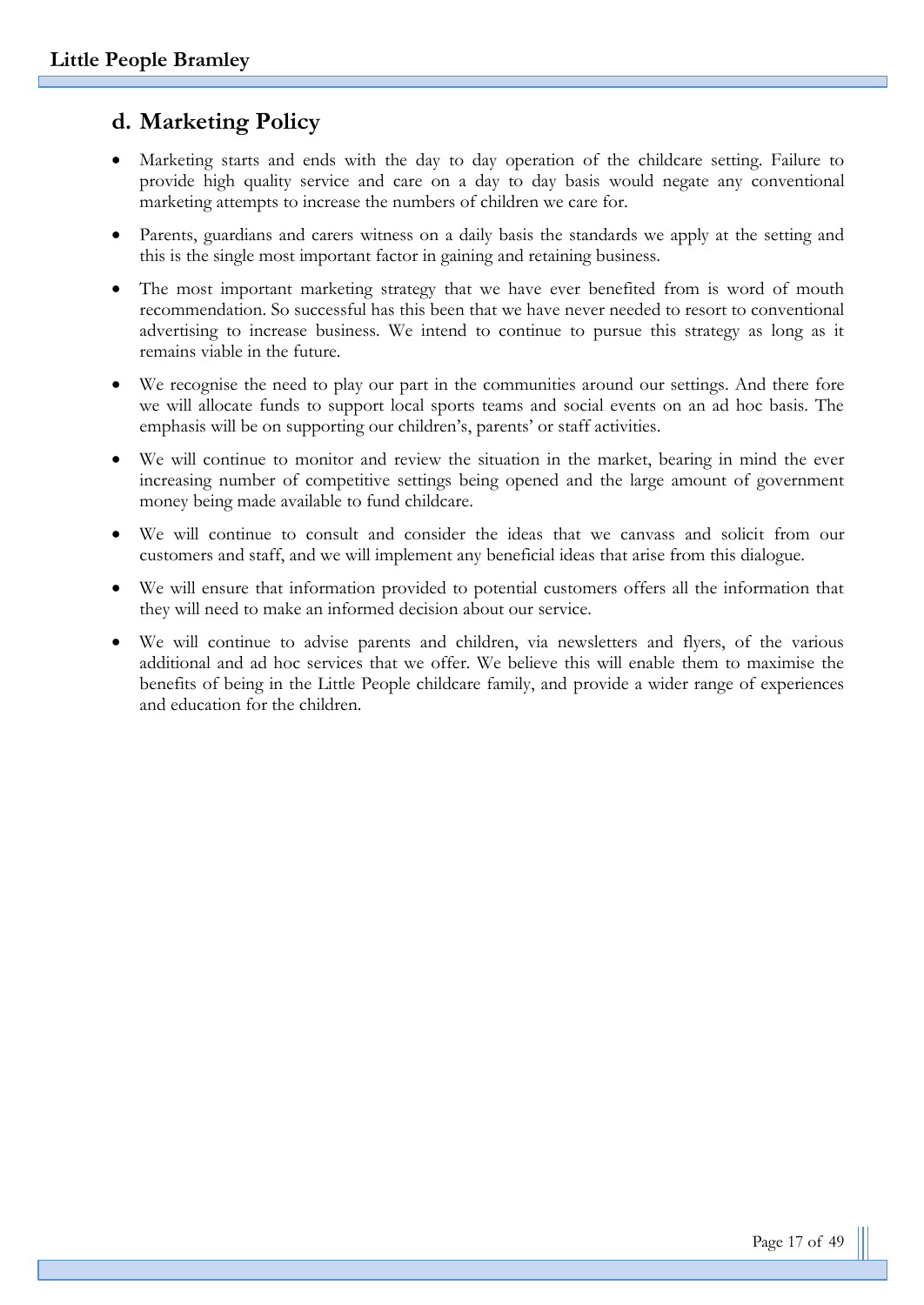## d. Marketing Policy

- Marketing starts and ends with the day to day operation of the childcare setting. Failure to provide high quality service and care on a day to day basis would negate any conventional marketing attempts to increase the numbers of children we care for.
- Parents, guardians and carers witness on a daily basis the standards we apply at the setting and this is the single most important factor in gaining and retaining business.
- The most important marketing strategy that we have ever benefited from is word of mouth recommendation. So successful has this been that we have never needed to resort to conventional advertising to increase business. We intend to continue to pursue this strategy as long as it remains viable in the future.
- We recognise the need to play our part in the communities around our settings. And there fore we will allocate funds to support local sports teams and social events on an ad hoc basis. The emphasis will be on supporting our children's, parents' or staff activities.
- We will continue to monitor and review the situation in the market, bearing in mind the ever increasing number of competitive settings being opened and the large amount of government money being made available to fund childcare.
- We will continue to consult and consider the ideas that we canvass and solicit from our customers and staff, and we will implement any beneficial ideas that arise from this dialogue.
- We will ensure that information provided to potential customers offers all the information that they will need to make an informed decision about our service.
- We will continue to advise parents and children, via newsletters and flyers, of the various additional and ad hoc services that we offer. We believe this will enable them to maximise the benefits of being in the Little People childcare family, and provide a wider range of experiences and education for the children.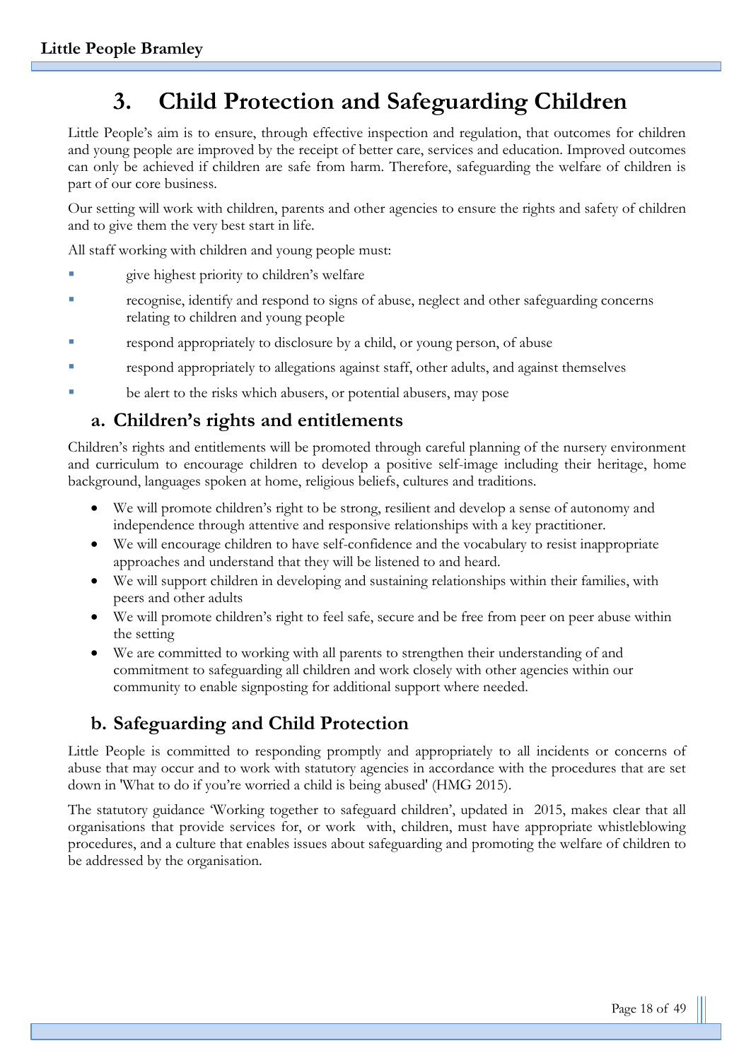# 3. Child Protection and Safeguarding Children

Little People's aim is to ensure, through effective inspection and regulation, that outcomes for children and young people are improved by the receipt of better care, services and education. Improved outcomes can only be achieved if children are safe from harm. Therefore, safeguarding the welfare of children is part of our core business.

Our setting will work with children, parents and other agencies to ensure the rights and safety of children and to give them the very best start in life.

All staff working with children and young people must:

- give highest priority to children's welfare
- recognise, identify and respond to signs of abuse, neglect and other safeguarding concerns relating to children and young people
- respond appropriately to disclosure by a child, or young person, of abuse
- respond appropriately to allegations against staff, other adults, and against themselves
- be alert to the risks which abusers, or potential abusers, may pose

## a. Children's rights and entitlements

Children's rights and entitlements will be promoted through careful planning of the nursery environment and curriculum to encourage children to develop a positive self-image including their heritage, home background, languages spoken at home, religious beliefs, cultures and traditions.

- We will promote children's right to be strong, resilient and develop a sense of autonomy and independence through attentive and responsive relationships with a key practitioner.
- We will encourage children to have self-confidence and the vocabulary to resist inappropriate approaches and understand that they will be listened to and heard.
- We will support children in developing and sustaining relationships within their families, with peers and other adults
- We will promote children's right to feel safe, secure and be free from peer on peer abuse within the setting
- We are committed to working with all parents to strengthen their understanding of and commitment to safeguarding all children and work closely with other agencies within our community to enable signposting for additional support where needed.

## b. Safeguarding and Child Protection

Little People is committed to responding promptly and appropriately to all incidents or concerns of abuse that may occur and to work with statutory agencies in accordance with the procedures that are set down in 'What to do if you're worried a child is being abused' (HMG 2015).

The statutory guidance 'Working together to safeguard children', updated in 2015, makes clear that all organisations that provide services for, or work with, children, must have appropriate whistleblowing procedures, and a culture that enables issues about safeguarding and promoting the welfare of children to be addressed by the organisation.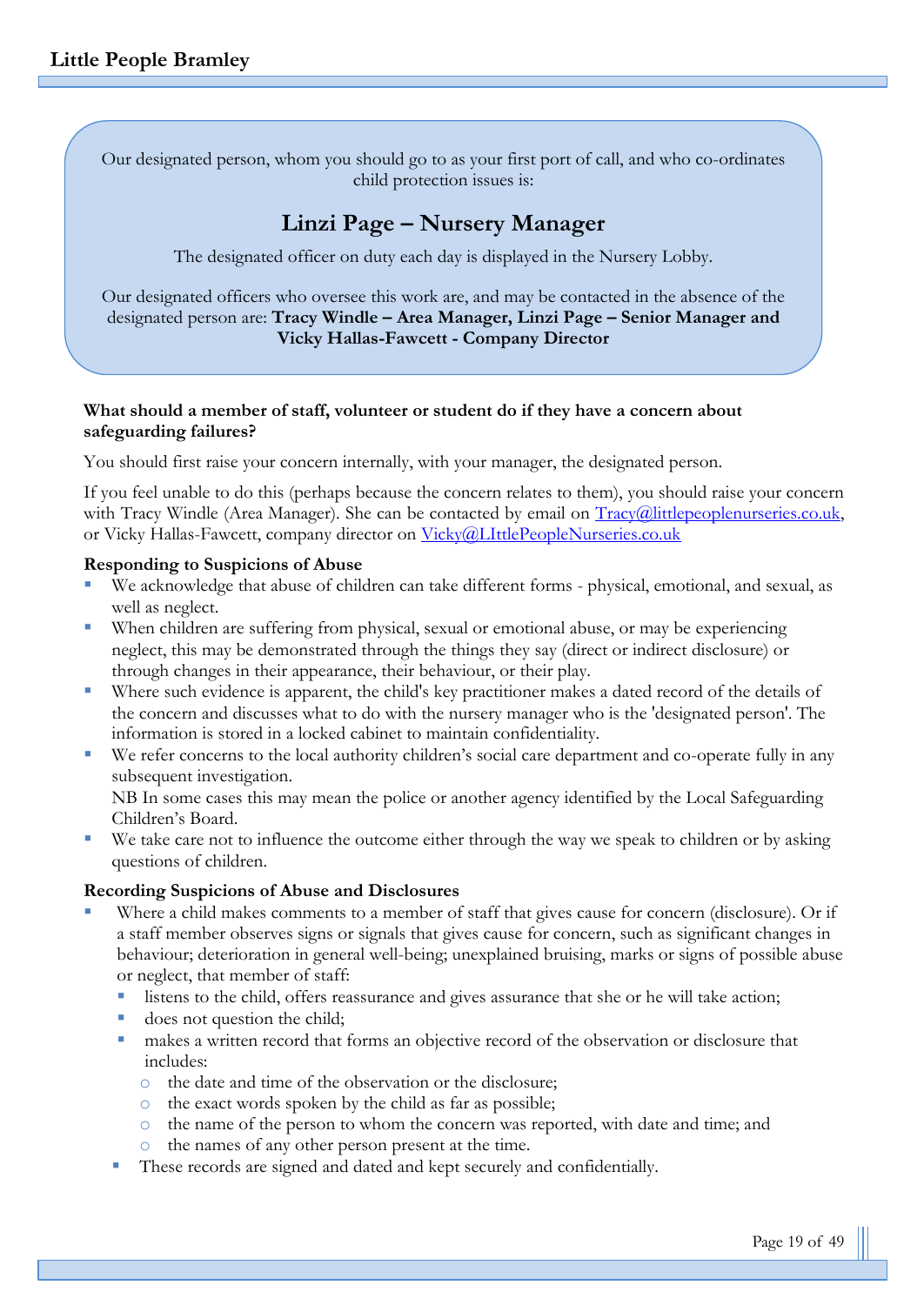Our designated person, whom you should go to as your first port of call, and who co-ordinates child protection issues is:

## Linzi Page – Nursery Manager

The designated officer on duty each day is displayed in the Nursery Lobby.

Our designated officers who oversee this work are, and may be contacted in the absence of the designated person are: **Tracy Windle – Area Manager, Linzi Page – Senior Manager and Vicky Hallas-Fawcett - Company Director**

**What should a member of staff, volunteer or student do if they have a concern about safeguarding failures?**

You should first raise your concern internally, with your manager, the designated person.

If you feel unable to do this (perhaps because the concern relates to them), you should raise your concern with Tracy Windle (Area Manager). She can be contacted by email on Tracy@littlepeoplenurseries.co.uk, or Vicky Hallas-Fawcett, company director on Vicky@LIttlePeopleNurseries.co.uk

**Responding to Suspicions of Abuse**

- We acknowledge that abuse of children can take different forms - physical, emotional, and sexual, as well as neglect.
- When children are suffering from physical, sexual or emotional abuse, or may be experiencing neglect, this may be demonstrated through the things they say (direct or indirect disclosure) or through changes in their appearance, their behaviour, or their play.
- Where such evidence is apparent, the child's key practitioner makes a dated record of the details of the concern and discusses what to do with the nursery manager who is the 'designated person'. The information is stored in a locked cabinet to maintain confidentiality.
- We refer concerns to the local authority children's social care department and co-operate fully in any subsequent investigation.
  NB In some cases this may mean the police or another agency identified by the Local Safeguarding Children's Board.
- We take care not to influence the outcome either through the way we speak to children or by asking questions of children.

**Recording Suspicions of Abuse and Disclosures**

- Where a child makes comments to a member of staff that gives cause for concern (disclosure). Or if a staff member observes signs or signals that gives cause for concern, such as significant changes in behaviour; deterioration in general well-being; unexplained bruising, marks or signs of possible abuse or neglect, that member of staff:
  - listens to the child, offers reassurance and gives assurance that she or he will take action;
  - does not question the child;
  - makes a written record that forms an objective record of the observation or disclosure that includes:
    - the date and time of the observation or the disclosure;
    - the exact words spoken by the child as far as possible;
    - the name of the person to whom the concern was reported, with date and time; and
    - the names of any other person present at the time.
  - These records are signed and dated and kept securely and confidentially.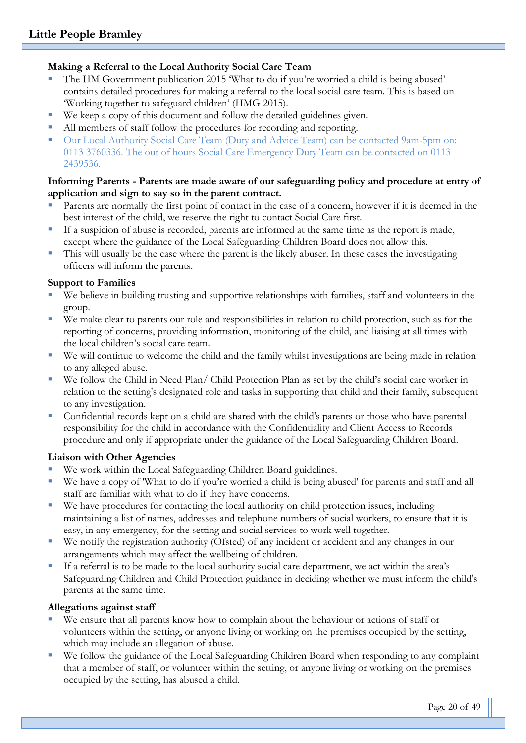**Making a Referral to the Local Authority Social Care Team**

- The HM Government publication 2015 'What to do if you're worried a child is being abused' contains detailed procedures for making a referral to the local social care team. This is based on 'Working together to safeguard children' (HMG 2015).
- We keep a copy of this document and follow the detailed guidelines given.
- All members of staff follow the procedures for recording and reporting.
- Our Local Authority Social Care Team (Duty and Advice Team) can be contacted 9am-5pm on: 0113 3760336. The out of hours Social Care Emergency Duty Team can be contacted on 0113 2439536.

**Informing Parents - Parents are made aware of our safeguarding policy and procedure at entry of application and sign to say so in the parent contract.**

- Parents are normally the first point of contact in the case of a concern, however if it is deemed in the best interest of the child, we reserve the right to contact Social Care first.
- If a suspicion of abuse is recorded, parents are informed at the same time as the report is made, except where the guidance of the Local Safeguarding Children Board does not allow this.
- This will usually be the case where the parent is the likely abuser. In these cases the investigating officers will inform the parents.

**Support to Families**

- We believe in building trusting and supportive relationships with families, staff and volunteers in the group.
- We make clear to parents our role and responsibilities in relation to child protection, such as for the reporting of concerns, providing information, monitoring of the child, and liaising at all times with the local children's social care team.
- We will continue to welcome the child and the family whilst investigations are being made in relation to any alleged abuse.
- We follow the Child in Need Plan/ Child Protection Plan as set by the child's social care worker in relation to the setting's designated role and tasks in supporting that child and their family, subsequent to any investigation.
- Confidential records kept on a child are shared with the child's parents or those who have parental responsibility for the child in accordance with the Confidentiality and Client Access to Records procedure and only if appropriate under the guidance of the Local Safeguarding Children Board.

**Liaison with Other Agencies**

- We work within the Local Safeguarding Children Board guidelines.
- We have a copy of 'What to do if you're worried a child is being abused' for parents and staff and all staff are familiar with what to do if they have concerns.
- We have procedures for contacting the local authority on child protection issues, including maintaining a list of names, addresses and telephone numbers of social workers, to ensure that it is easy, in any emergency, for the setting and social services to work well together.
- We notify the registration authority (Ofsted) of any incident or accident and any changes in our arrangements which may affect the wellbeing of children.
- If a referral is to be made to the local authority social care department, we act within the area's Safeguarding Children and Child Protection guidance in deciding whether we must inform the child's parents at the same time.

**Allegations against staff**

- We ensure that all parents know how to complain about the behaviour or actions of staff or volunteers within the setting, or anyone living or working on the premises occupied by the setting, which may include an allegation of abuse.
- We follow the guidance of the Local Safeguarding Children Board when responding to any complaint that a member of staff, or volunteer within the setting, or anyone living or working on the premises occupied by the setting, has abused a child.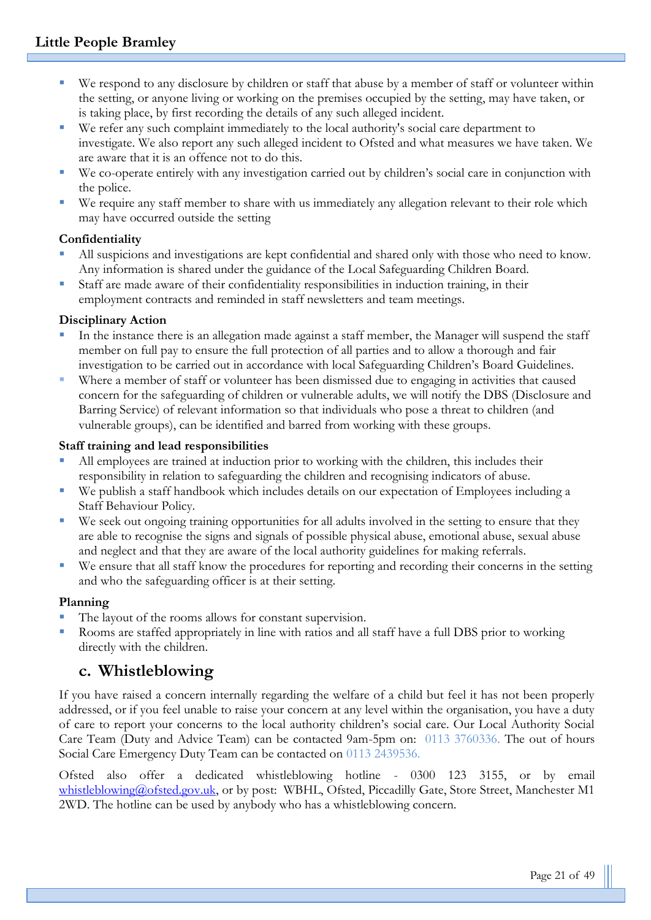- We respond to any disclosure by children or staff that abuse by a member of staff or volunteer within the setting, or anyone living or working on the premises occupied by the setting, may have taken, or is taking place, by first recording the details of any such alleged incident.
- We refer any such complaint immediately to the local authority's social care department to investigate. We also report any such alleged incident to Ofsted and what measures we have taken. We are aware that it is an offence not to do this.
- We co-operate entirely with any investigation carried out by children's social care in conjunction with the police.
- We require any staff member to share with us immediately any allegation relevant to their role which may have occurred outside the setting

**Confidentiality**

- All suspicions and investigations are kept confidential and shared only with those who need to know. Any information is shared under the guidance of the Local Safeguarding Children Board.
- Staff are made aware of their confidentiality responsibilities in induction training, in their employment contracts and reminded in staff newsletters and team meetings.

**Disciplinary Action**

- In the instance there is an allegation made against a staff member, the Manager will suspend the staff member on full pay to ensure the full protection of all parties and to allow a thorough and fair investigation to be carried out in accordance with local Safeguarding Children's Board Guidelines.
- Where a member of staff or volunteer has been dismissed due to engaging in activities that caused concern for the safeguarding of children or vulnerable adults, we will notify the DBS (Disclosure and Barring Service) of relevant information so that individuals who pose a threat to children (and vulnerable groups), can be identified and barred from working with these groups.

**Staff training and lead responsibilities**

- All employees are trained at induction prior to working with the children, this includes their responsibility in relation to safeguarding the children and recognising indicators of abuse.
- We publish a staff handbook which includes details on our expectation of Employees including a Staff Behaviour Policy.
- We seek out ongoing training opportunities for all adults involved in the setting to ensure that they are able to recognise the signs and signals of possible physical abuse, emotional abuse, sexual abuse and neglect and that they are aware of the local authority guidelines for making referrals.
- We ensure that all staff know the procedures for reporting and recording their concerns in the setting and who the safeguarding officer is at their setting.

**Planning**

- The layout of the rooms allows for constant supervision.
- Rooms are staffed appropriately in line with ratios and all staff have a full DBS prior to working directly with the children.

## c. Whistleblowing

If you have raised a concern internally regarding the welfare of a child but feel it has not been properly addressed, or if you feel unable to raise your concern at any level within the organisation, you have a duty of care to report your concerns to the local authority children's social care. Our Local Authority Social Care Team (Duty and Advice Team) can be contacted 9am-5pm on: 0113 3760336. The out of hours Social Care Emergency Duty Team can be contacted on 0113 2439536.

Ofsted also offer a dedicated whistleblowing hotline - 0300 123 3155, or by email whistleblowing@ofsted.gov.uk, or by post: WBHL, Ofsted, Piccadilly Gate, Store Street, Manchester M1 2WD. The hotline can be used by anybody who has a whistleblowing concern.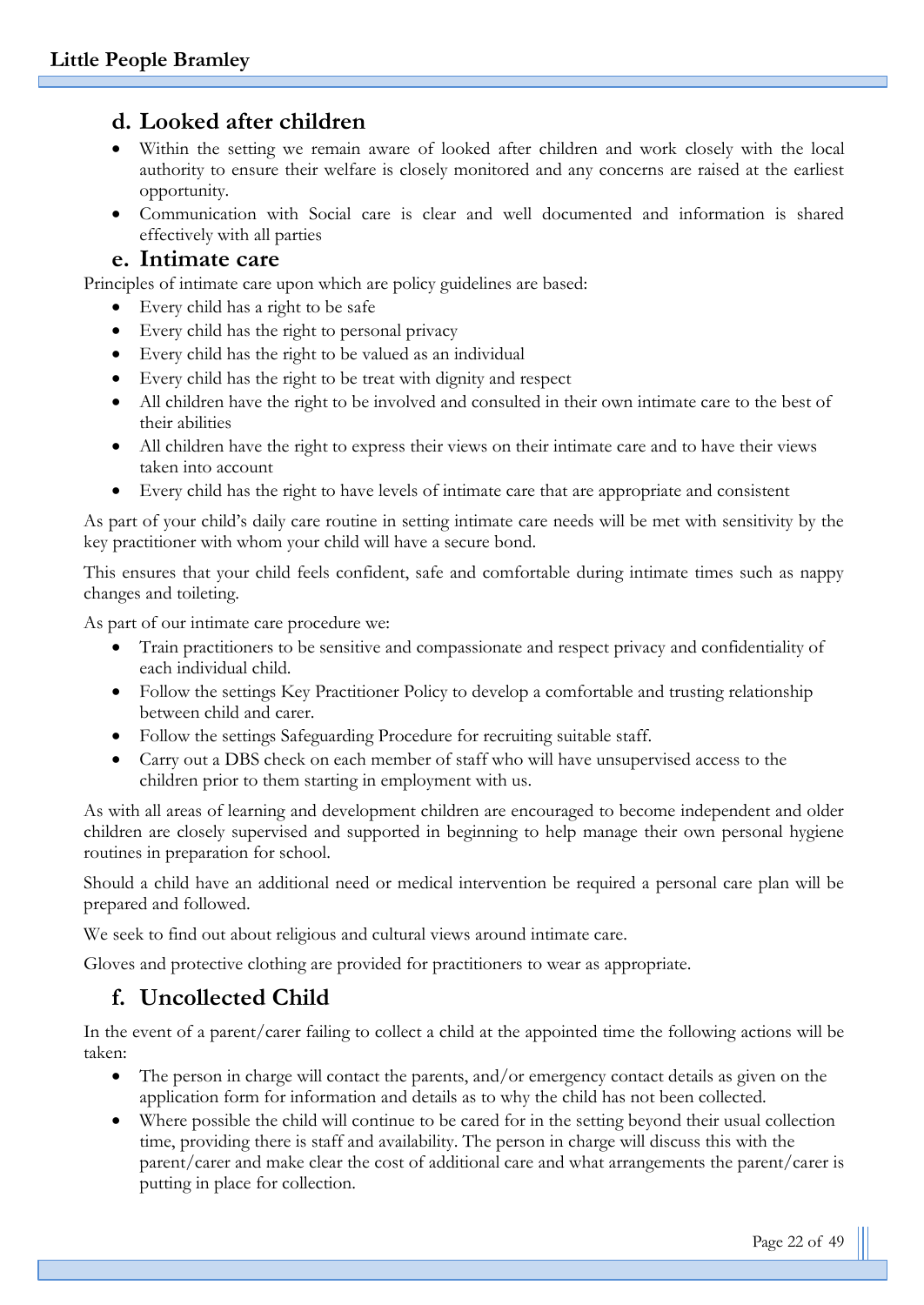## d. Looked after children

- Within the setting we remain aware of looked after children and work closely with the local authority to ensure their welfare is closely monitored and any concerns are raised at the earliest opportunity.
- Communication with Social care is clear and well documented and information is shared effectively with all parties

## e. Intimate care

Principles of intimate care upon which are policy guidelines are based:

- Every child has a right to be safe
- Every child has the right to personal privacy
- Every child has the right to be valued as an individual
- Every child has the right to be treat with dignity and respect
- All children have the right to be involved and consulted in their own intimate care to the best of their abilities
- All children have the right to express their views on their intimate care and to have their views taken into account
- Every child has the right to have levels of intimate care that are appropriate and consistent

As part of your child's daily care routine in setting intimate care needs will be met with sensitivity by the key practitioner with whom your child will have a secure bond.

This ensures that your child feels confident, safe and comfortable during intimate times such as nappy changes and toileting.

As part of our intimate care procedure we:

- Train practitioners to be sensitive and compassionate and respect privacy and confidentiality of each individual child.
- Follow the settings Key Practitioner Policy to develop a comfortable and trusting relationship between child and carer.
- Follow the settings Safeguarding Procedure for recruiting suitable staff.
- Carry out a DBS check on each member of staff who will have unsupervised access to the children prior to them starting in employment with us.

As with all areas of learning and development children are encouraged to become independent and older children are closely supervised and supported in beginning to help manage their own personal hygiene routines in preparation for school.

Should a child have an additional need or medical intervention be required a personal care plan will be prepared and followed.

We seek to find out about religious and cultural views around intimate care.

Gloves and protective clothing are provided for practitioners to wear as appropriate.

## f. Uncollected Child

In the event of a parent/carer failing to collect a child at the appointed time the following actions will be taken:

- The person in charge will contact the parents, and/or emergency contact details as given on the application form for information and details as to why the child has not been collected.
- Where possible the child will continue to be cared for in the setting beyond their usual collection time, providing there is staff and availability. The person in charge will discuss this with the parent/carer and make clear the cost of additional care and what arrangements the parent/carer is putting in place for collection.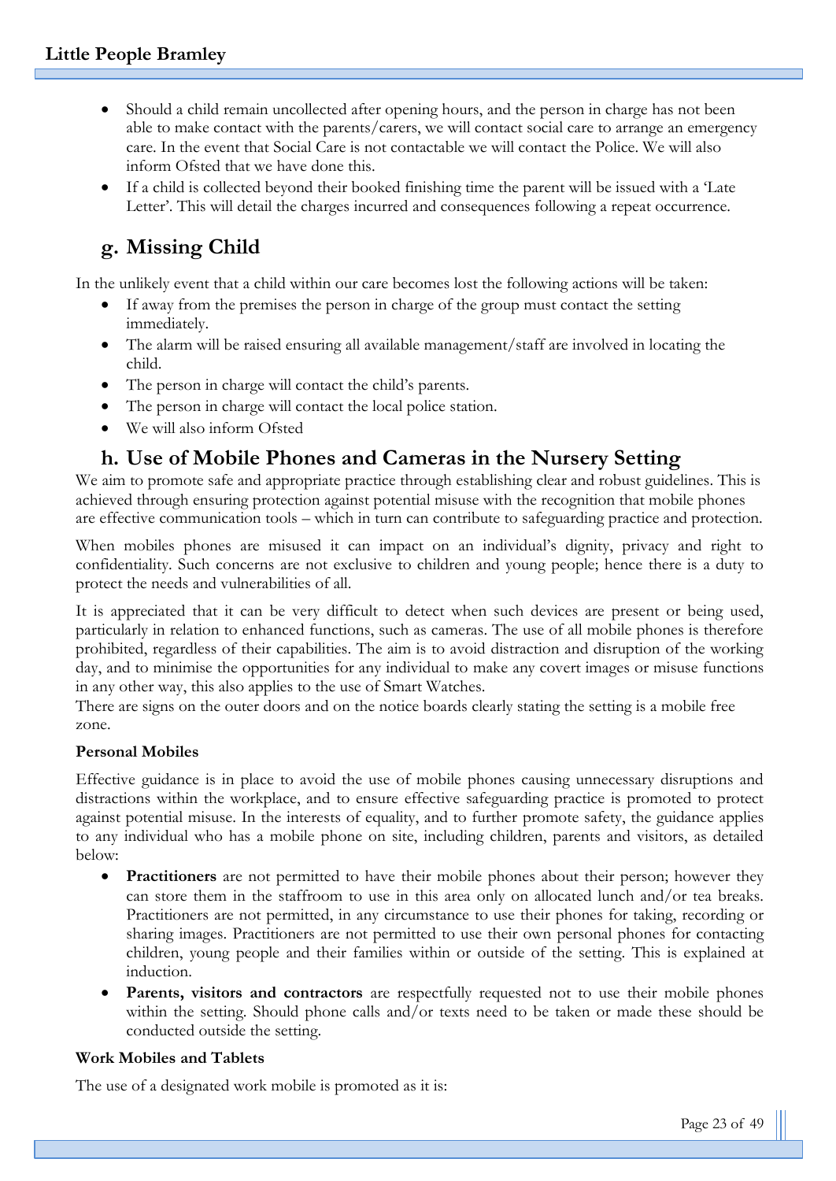- Should a child remain uncollected after opening hours, and the person in charge has not been able to make contact with the parents/carers, we will contact social care to arrange an emergency care. In the event that Social Care is not contactable we will contact the Police. We will also inform Ofsted that we have done this.
- If a child is collected beyond their booked finishing time the parent will be issued with a 'Late Letter'. This will detail the charges incurred and consequences following a repeat occurrence.

## g. Missing Child

In the unlikely event that a child within our care becomes lost the following actions will be taken:

- If away from the premises the person in charge of the group must contact the setting immediately.
- The alarm will be raised ensuring all available management/staff are involved in locating the child.
- The person in charge will contact the child's parents.
- The person in charge will contact the local police station.
- We will also inform Ofsted

## h. Use of Mobile Phones and Cameras in the Nursery Setting

We aim to promote safe and appropriate practice through establishing clear and robust guidelines. This is achieved through ensuring protection against potential misuse with the recognition that mobile phones are effective communication tools – which in turn can contribute to safeguarding practice and protection.

When mobiles phones are misused it can impact on an individual's dignity, privacy and right to confidentiality. Such concerns are not exclusive to children and young people; hence there is a duty to protect the needs and vulnerabilities of all.

It is appreciated that it can be very difficult to detect when such devices are present or being used, particularly in relation to enhanced functions, such as cameras. The use of all mobile phones is therefore prohibited, regardless of their capabilities. The aim is to avoid distraction and disruption of the working day, and to minimise the opportunities for any individual to make any covert images or misuse functions in any other way, this also applies to the use of Smart Watches.
There are signs on the outer doors and on the notice boards clearly stating the setting is a mobile free zone.

**Personal Mobiles**

Effective guidance is in place to avoid the use of mobile phones causing unnecessary disruptions and distractions within the workplace, and to ensure effective safeguarding practice is promoted to protect against potential misuse. In the interests of equality, and to further promote safety, the guidance applies to any individual who has a mobile phone on site, including children, parents and visitors, as detailed below:

- **Practitioners** are not permitted to have their mobile phones about their person; however they can store them in the staffroom to use in this area only on allocated lunch and/or tea breaks. Practitioners are not permitted, in any circumstance to use their phones for taking, recording or sharing images. Practitioners are not permitted to use their own personal phones for contacting children, young people and their families within or outside of the setting. This is explained at induction.
- **Parents, visitors and contractors** are respectfully requested not to use their mobile phones within the setting. Should phone calls and/or texts need to be taken or made these should be conducted outside the setting.

**Work Mobiles and Tablets**

The use of a designated work mobile is promoted as it is: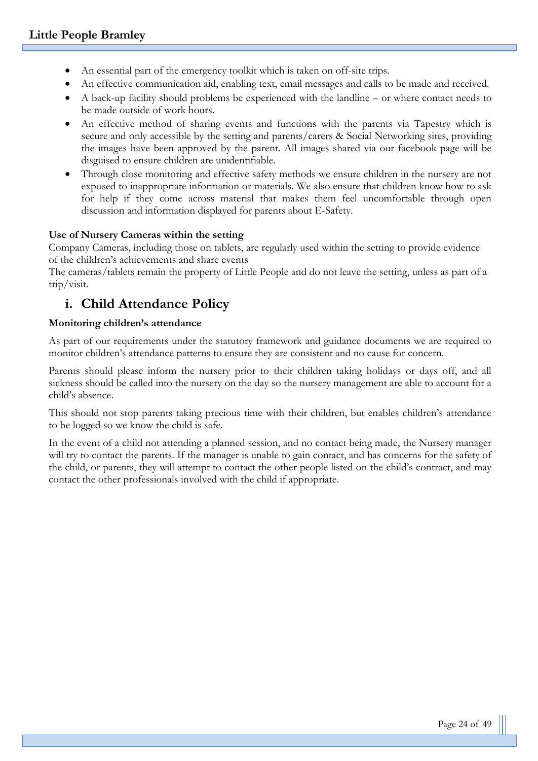- An essential part of the emergency toolkit which is taken on off-site trips.
- An effective communication aid, enabling text, email messages and calls to be made and received.
- A back-up facility should problems be experienced with the landline – or where contact needs to be made outside of work hours.
- An effective method of sharing events and functions with the parents via Tapestry which is secure and only accessible by the setting and parents/carers & Social Networking sites, providing the images have been approved by the parent. All images shared via our facebook page will be disguised to ensure children are unidentifiable.
- Through close monitoring and effective safety methods we ensure children in the nursery are not exposed to inappropriate information or materials. We also ensure that children know how to ask for help if they come across material that makes them feel uncomfortable through open discussion and information displayed for parents about E-Safety.

**Use of Nursery Cameras within the setting**

Company Cameras, including those on tablets, are regularly used within the setting to provide evidence of the children's achievements and share events

The cameras/tablets remain the property of Little People and do not leave the setting, unless as part of a trip/visit.

## i. Child Attendance Policy

**Monitoring children's attendance**

As part of our requirements under the statutory framework and guidance documents we are required to monitor children's attendance patterns to ensure they are consistent and no cause for concern.

Parents should please inform the nursery prior to their children taking holidays or days off, and all sickness should be called into the nursery on the day so the nursery management are able to account for a child's absence.

This should not stop parents taking precious time with their children, but enables children's attendance to be logged so we know the child is safe.

In the event of a child not attending a planned session, and no contact being made, the Nursery manager will try to contact the parents. If the manager is unable to gain contact, and has concerns for the safety of the child, or parents, they will attempt to contact the other people listed on the child's contract, and may contact the other professionals involved with the child if appropriate.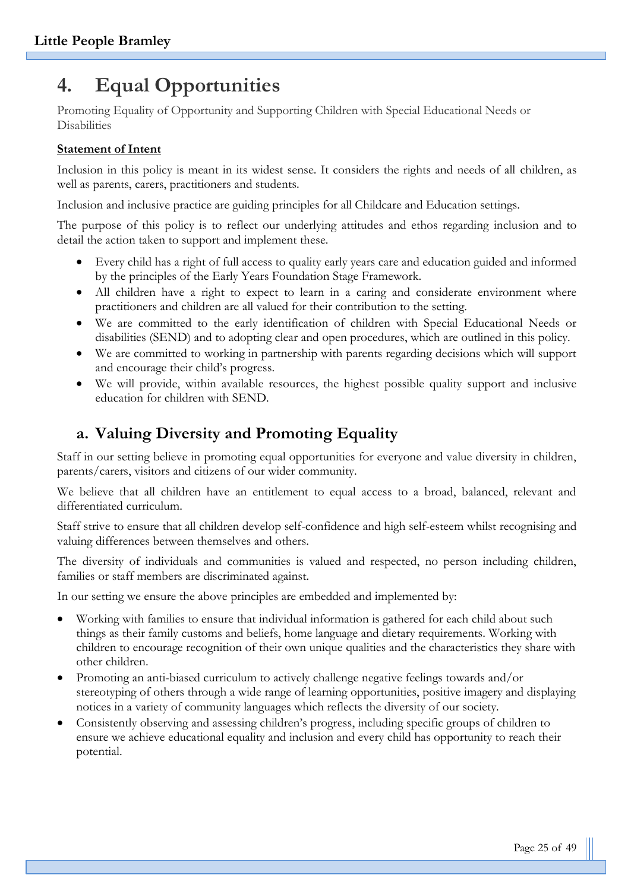# 4. Equal Opportunities

Promoting Equality of Opportunity and Supporting Children with Special Educational Needs or Disabilities

**Statement of Intent**

Inclusion in this policy is meant in its widest sense. It considers the rights and needs of all children, as well as parents, carers, practitioners and students.

Inclusion and inclusive practice are guiding principles for all Childcare and Education settings.

The purpose of this policy is to reflect our underlying attitudes and ethos regarding inclusion and to detail the action taken to support and implement these.

- Every child has a right of full access to quality early years care and education guided and informed by the principles of the Early Years Foundation Stage Framework.
- All children have a right to expect to learn in a caring and considerate environment where practitioners and children are all valued for their contribution to the setting.
- We are committed to the early identification of children with Special Educational Needs or disabilities (SEND) and to adopting clear and open procedures, which are outlined in this policy.
- We are committed to working in partnership with parents regarding decisions which will support and encourage their child's progress.
- We will provide, within available resources, the highest possible quality support and inclusive education for children with SEND.

## a. Valuing Diversity and Promoting Equality

Staff in our setting believe in promoting equal opportunities for everyone and value diversity in children, parents/carers, visitors and citizens of our wider community.

We believe that all children have an entitlement to equal access to a broad, balanced, relevant and differentiated curriculum.

Staff strive to ensure that all children develop self-confidence and high self-esteem whilst recognising and valuing differences between themselves and others.

The diversity of individuals and communities is valued and respected, no person including children, families or staff members are discriminated against.

In our setting we ensure the above principles are embedded and implemented by:

- Working with families to ensure that individual information is gathered for each child about such things as their family customs and beliefs, home language and dietary requirements. Working with children to encourage recognition of their own unique qualities and the characteristics they share with other children.
- Promoting an anti-biased curriculum to actively challenge negative feelings towards and/or stereotyping of others through a wide range of learning opportunities, positive imagery and displaying notices in a variety of community languages which reflects the diversity of our society.
- Consistently observing and assessing children's progress, including specific groups of children to ensure we achieve educational equality and inclusion and every child has opportunity to reach their potential.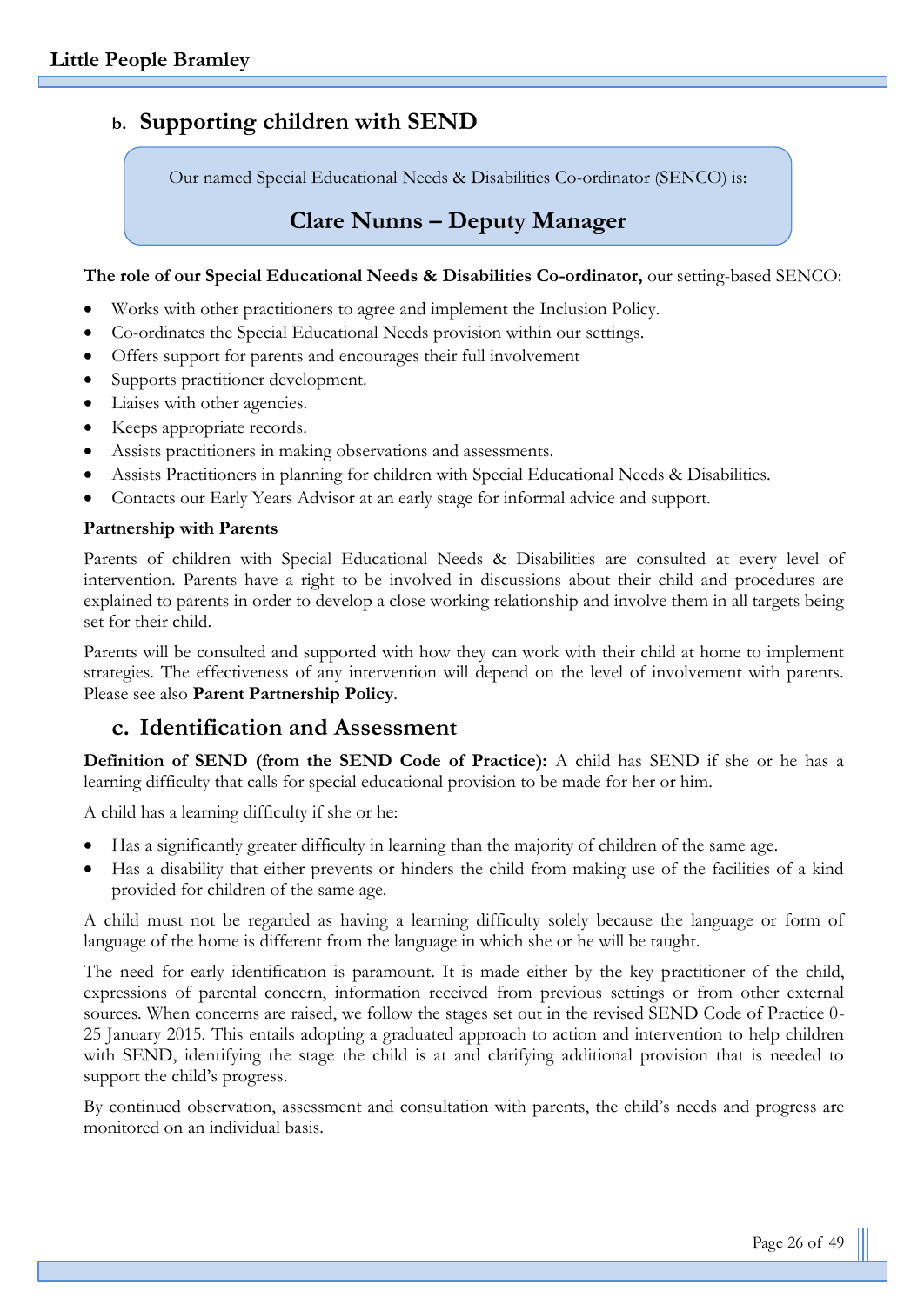## b. Supporting children with SEND

Our named Special Educational Needs & Disabilities Co-ordinator (SENCO) is:

**Clare Nunns – Deputy Manager**

**The role of our Special Educational Needs & Disabilities Co-ordinator,** our setting-based SENCO:

- Works with other practitioners to agree and implement the Inclusion Policy.
- Co-ordinates the Special Educational Needs provision within our settings.
- Offers support for parents and encourages their full involvement
- Supports practitioner development.
- Liaises with other agencies.
- Keeps appropriate records.
- Assists practitioners in making observations and assessments.
- Assists Practitioners in planning for children with Special Educational Needs & Disabilities.
- Contacts our Early Years Advisor at an early stage for informal advice and support.

**Partnership with Parents**

Parents of children with Special Educational Needs & Disabilities are consulted at every level of intervention. Parents have a right to be involved in discussions about their child and procedures are explained to parents in order to develop a close working relationship and involve them in all targets being set for their child.

Parents will be consulted and supported with how they can work with their child at home to implement strategies. The effectiveness of any intervention will depend on the level of involvement with parents. Please see also **Parent Partnership Policy**.

## c. Identification and Assessment

**Definition of SEND (from the SEND Code of Practice):** A child has SEND if she or he has a learning difficulty that calls for special educational provision to be made for her or him.

A child has a learning difficulty if she or he:

- Has a significantly greater difficulty in learning than the majority of children of the same age.
- Has a disability that either prevents or hinders the child from making use of the facilities of a kind provided for children of the same age.

A child must not be regarded as having a learning difficulty solely because the language or form of language of the home is different from the language in which she or he will be taught.

The need for early identification is paramount. It is made either by the key practitioner of the child, expressions of parental concern, information received from previous settings or from other external sources. When concerns are raised, we follow the stages set out in the revised SEND Code of Practice 0-25 January 2015. This entails adopting a graduated approach to action and intervention to help children with SEND, identifying the stage the child is at and clarifying additional provision that is needed to support the child's progress.

By continued observation, assessment and consultation with parents, the child's needs and progress are monitored on an individual basis.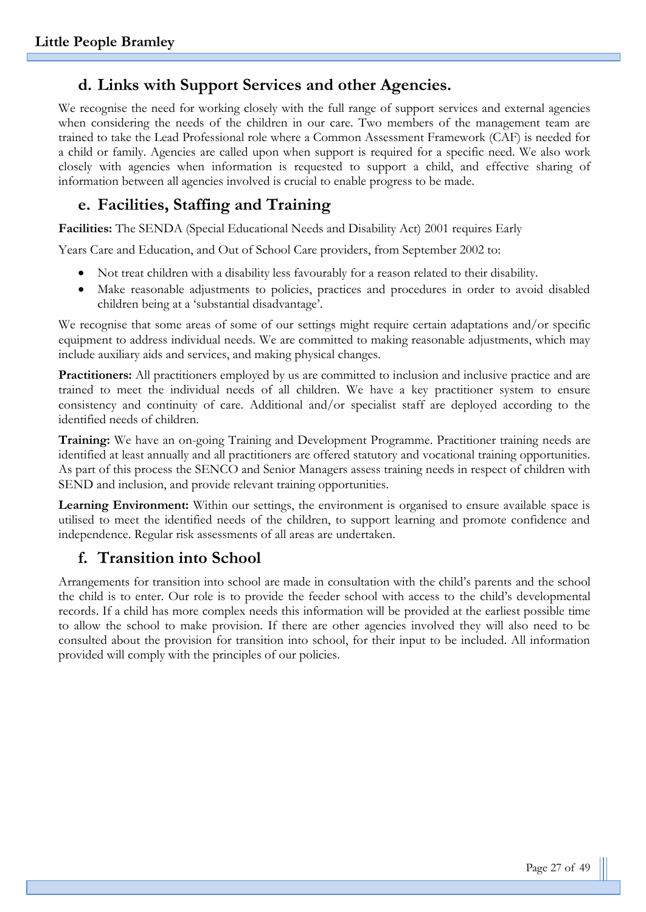## d. Links with Support Services and other Agencies.

We recognise the need for working closely with the full range of support services and external agencies when considering the needs of the children in our care. Two members of the management team are trained to take the Lead Professional role where a Common Assessment Framework (CAF) is needed for a child or family. Agencies are called upon when support is required for a specific need. We also work closely with agencies when information is requested to support a child, and effective sharing of information between all agencies involved is crucial to enable progress to be made.

## e. Facilities, Staffing and Training

**Facilities:** The SENDA (Special Educational Needs and Disability Act) 2001 requires Early

Years Care and Education, and Out of School Care providers, from September 2002 to:

- Not treat children with a disability less favourably for a reason related to their disability.
- Make reasonable adjustments to policies, practices and procedures in order to avoid disabled children being at a 'substantial disadvantage'.

We recognise that some areas of some of our settings might require certain adaptations and/or specific equipment to address individual needs. We are committed to making reasonable adjustments, which may include auxiliary aids and services, and making physical changes.

**Practitioners:** All practitioners employed by us are committed to inclusion and inclusive practice and are trained to meet the individual needs of all children. We have a key practitioner system to ensure consistency and continuity of care. Additional and/or specialist staff are deployed according to the identified needs of children.

**Training:** We have an on-going Training and Development Programme. Practitioner training needs are identified at least annually and all practitioners are offered statutory and vocational training opportunities. As part of this process the SENCO and Senior Managers assess training needs in respect of children with SEND and inclusion, and provide relevant training opportunities.

**Learning Environment:** Within our settings, the environment is organised to ensure available space is utilised to meet the identified needs of the children, to support learning and promote confidence and independence. Regular risk assessments of all areas are undertaken.

## f. Transition into School

Arrangements for transition into school are made in consultation with the child's parents and the school the child is to enter. Our role is to provide the feeder school with access to the child's developmental records. If a child has more complex needs this information will be provided at the earliest possible time to allow the school to make provision. If there are other agencies involved they will also need to be consulted about the provision for transition into school, for their input to be included. All information provided will comply with the principles of our policies.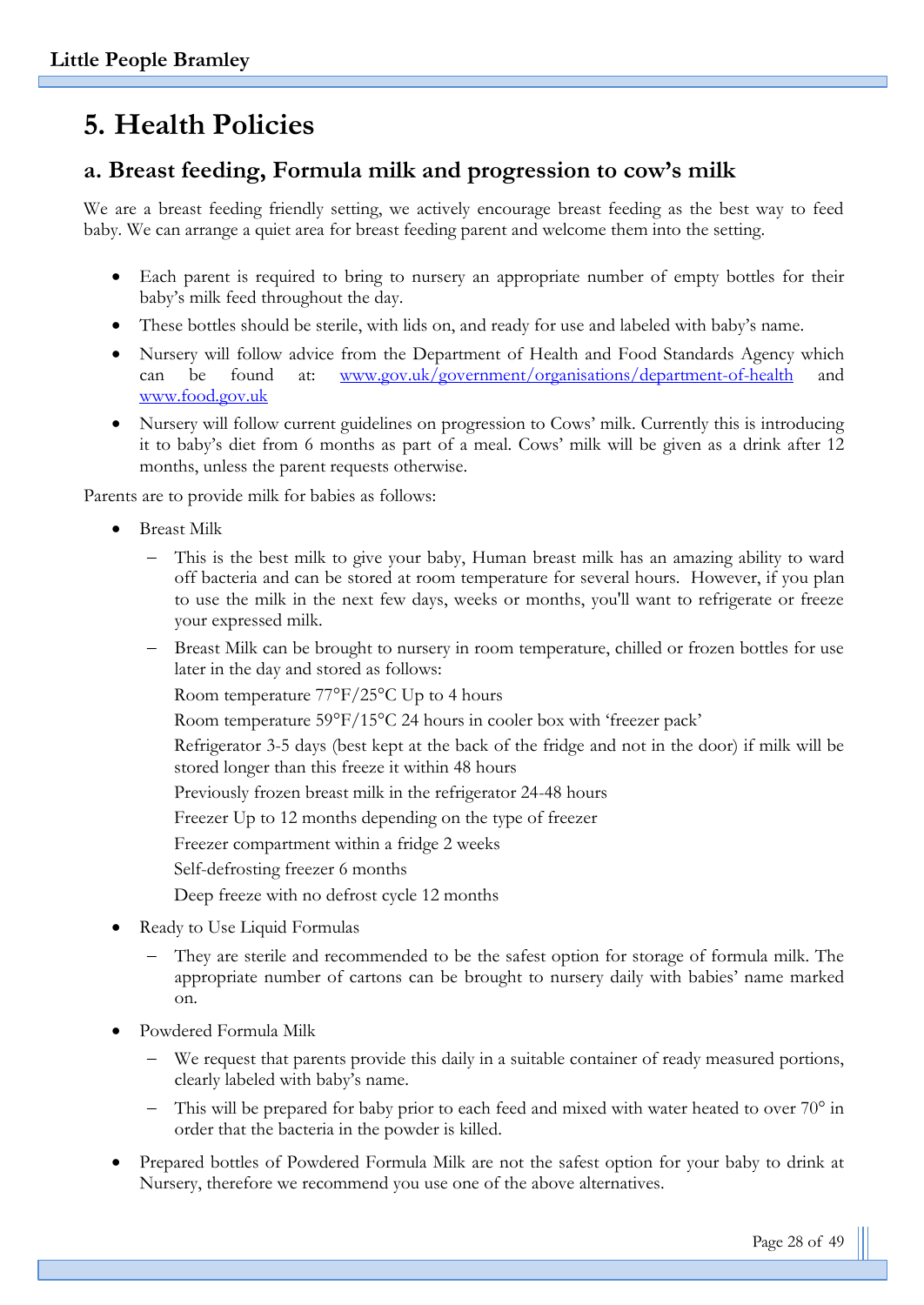# 5. Health Policies

## a. Breast feeding, Formula milk and progression to cow's milk

We are a breast feeding friendly setting, we actively encourage breast feeding as the best way to feed baby. We can arrange a quiet area for breast feeding parent and welcome them into the setting.

- Each parent is required to bring to nursery an appropriate number of empty bottles for their baby's milk feed throughout the day.
- These bottles should be sterile, with lids on, and ready for use and labeled with baby's name.
- Nursery will follow advice from the Department of Health and Food Standards Agency which can be found at: [www.gov.uk/government/organisations/department-of-health](www.gov.uk/government/organisations/department-of-health) and [www.food.gov.uk](www.food.gov.uk)
- Nursery will follow current guidelines on progression to Cows' milk. Currently this is introducing it to baby's diet from 6 months as part of a meal. Cows' milk will be given as a drink after 12 months, unless the parent requests otherwise.

Parents are to provide milk for babies as follows:

- Breast Milk
  - This is the best milk to give your baby, Human breast milk has an amazing ability to ward off bacteria and can be stored at room temperature for several hours. However, if you plan to use the milk in the next few days, weeks or months, you'll want to refrigerate or freeze your expressed milk.
  - Breast Milk can be brought to nursery in room temperature, chilled or frozen bottles for use later in the day and stored as follows:

    Room temperature 77°F/25°C Up to 4 hours

    Room temperature 59°F/15°C 24 hours in cooler box with 'freezer pack'

    Refrigerator 3-5 days (best kept at the back of the fridge and not in the door) if milk will be stored longer than this freeze it within 48 hours

    Previously frozen breast milk in the refrigerator 24-48 hours

    Freezer Up to 12 months depending on the type of freezer

    Freezer compartment within a fridge 2 weeks

    Self-defrosting freezer 6 months

    Deep freeze with no defrost cycle 12 months
- Ready to Use Liquid Formulas
  - They are sterile and recommended to be the safest option for storage of formula milk. The appropriate number of cartons can be brought to nursery daily with babies' name marked on.
- Powdered Formula Milk
  - We request that parents provide this daily in a suitable container of ready measured portions, clearly labeled with baby's name.
  - This will be prepared for baby prior to each feed and mixed with water heated to over 70° in order that the bacteria in the powder is killed.
- Prepared bottles of Powdered Formula Milk are not the safest option for your baby to drink at Nursery, therefore we recommend you use one of the above alternatives.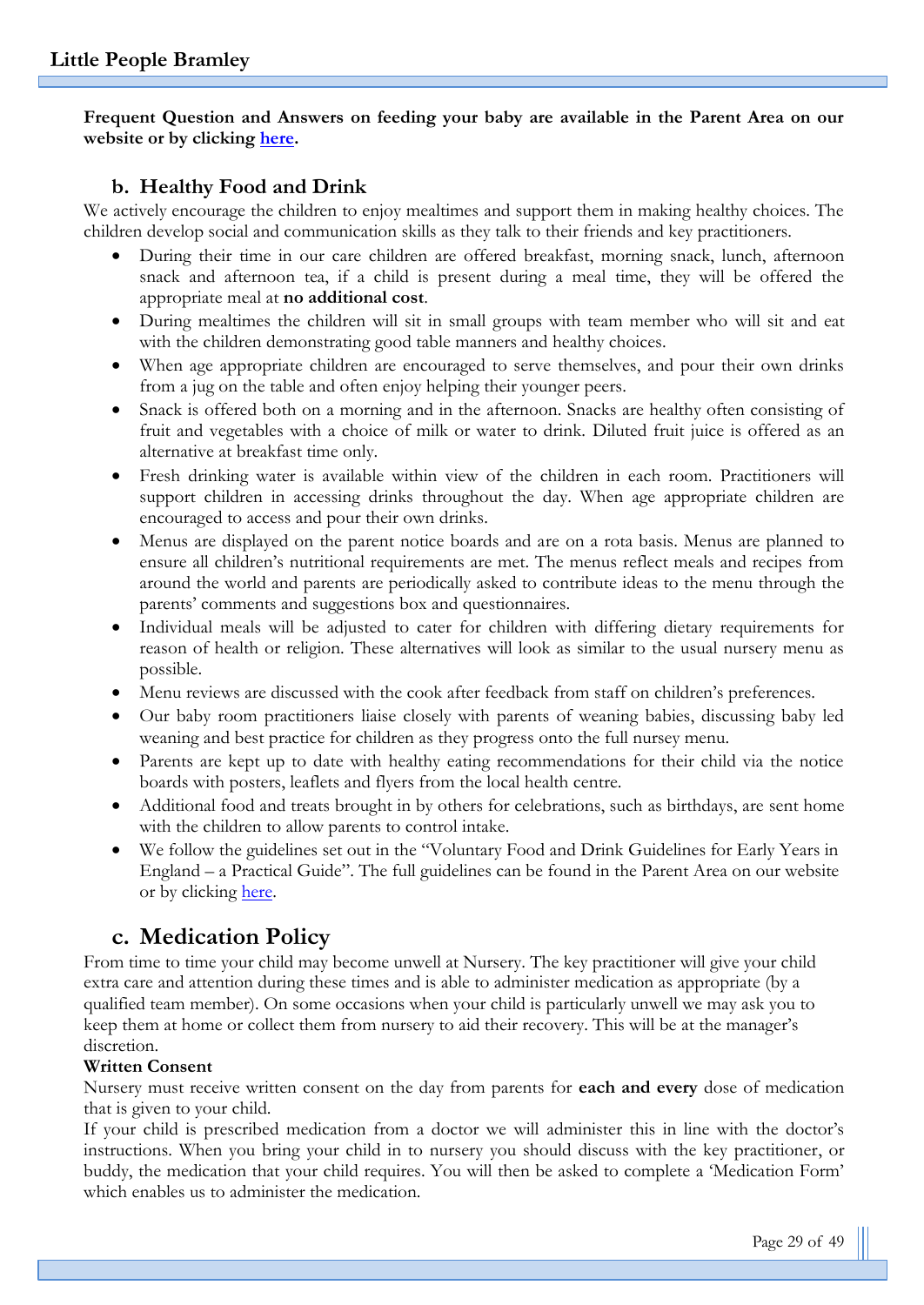**Frequent Question and Answers on feeding your baby are available in the Parent Area on our website or by clicking here.**

## b. Healthy Food and Drink

We actively encourage the children to enjoy mealtimes and support them in making healthy choices. The children develop social and communication skills as they talk to their friends and key practitioners.

- During their time in our care children are offered breakfast, morning snack, lunch, afternoon snack and afternoon tea, if a child is present during a meal time, they will be offered the appropriate meal at **no additional cost**.
- During mealtimes the children will sit in small groups with team member who will sit and eat with the children demonstrating good table manners and healthy choices.
- When age appropriate children are encouraged to serve themselves, and pour their own drinks from a jug on the table and often enjoy helping their younger peers.
- Snack is offered both on a morning and in the afternoon. Snacks are healthy often consisting of fruit and vegetables with a choice of milk or water to drink. Diluted fruit juice is offered as an alternative at breakfast time only.
- Fresh drinking water is available within view of the children in each room. Practitioners will support children in accessing drinks throughout the day. When age appropriate children are encouraged to access and pour their own drinks.
- Menus are displayed on the parent notice boards and are on a rota basis. Menus are planned to ensure all children's nutritional requirements are met. The menus reflect meals and recipes from around the world and parents are periodically asked to contribute ideas to the menu through the parents' comments and suggestions box and questionnaires.
- Individual meals will be adjusted to cater for children with differing dietary requirements for reason of health or religion. These alternatives will look as similar to the usual nursery menu as possible.
- Menu reviews are discussed with the cook after feedback from staff on children's preferences.
- Our baby room practitioners liaise closely with parents of weaning babies, discussing baby led weaning and best practice for children as they progress onto the full nursey menu.
- Parents are kept up to date with healthy eating recommendations for their child via the notice boards with posters, leaflets and flyers from the local health centre.
- Additional food and treats brought in by others for celebrations, such as birthdays, are sent home with the children to allow parents to control intake.
- We follow the guidelines set out in the "Voluntary Food and Drink Guidelines for Early Years in England – a Practical Guide". The full guidelines can be found in the Parent Area on our website or by clicking here.

## c. Medication Policy

From time to time your child may become unwell at Nursery. The key practitioner will give your child extra care and attention during these times and is able to administer medication as appropriate (by a qualified team member). On some occasions when your child is particularly unwell we may ask you to keep them at home or collect them from nursery to aid their recovery. This will be at the manager's discretion.

**Written Consent**

Nursery must receive written consent on the day from parents for **each and every** dose of medication that is given to your child.

If your child is prescribed medication from a doctor we will administer this in line with the doctor's instructions. When you bring your child in to nursery you should discuss with the key practitioner, or buddy, the medication that your child requires. You will then be asked to complete a 'Medication Form' which enables us to administer the medication.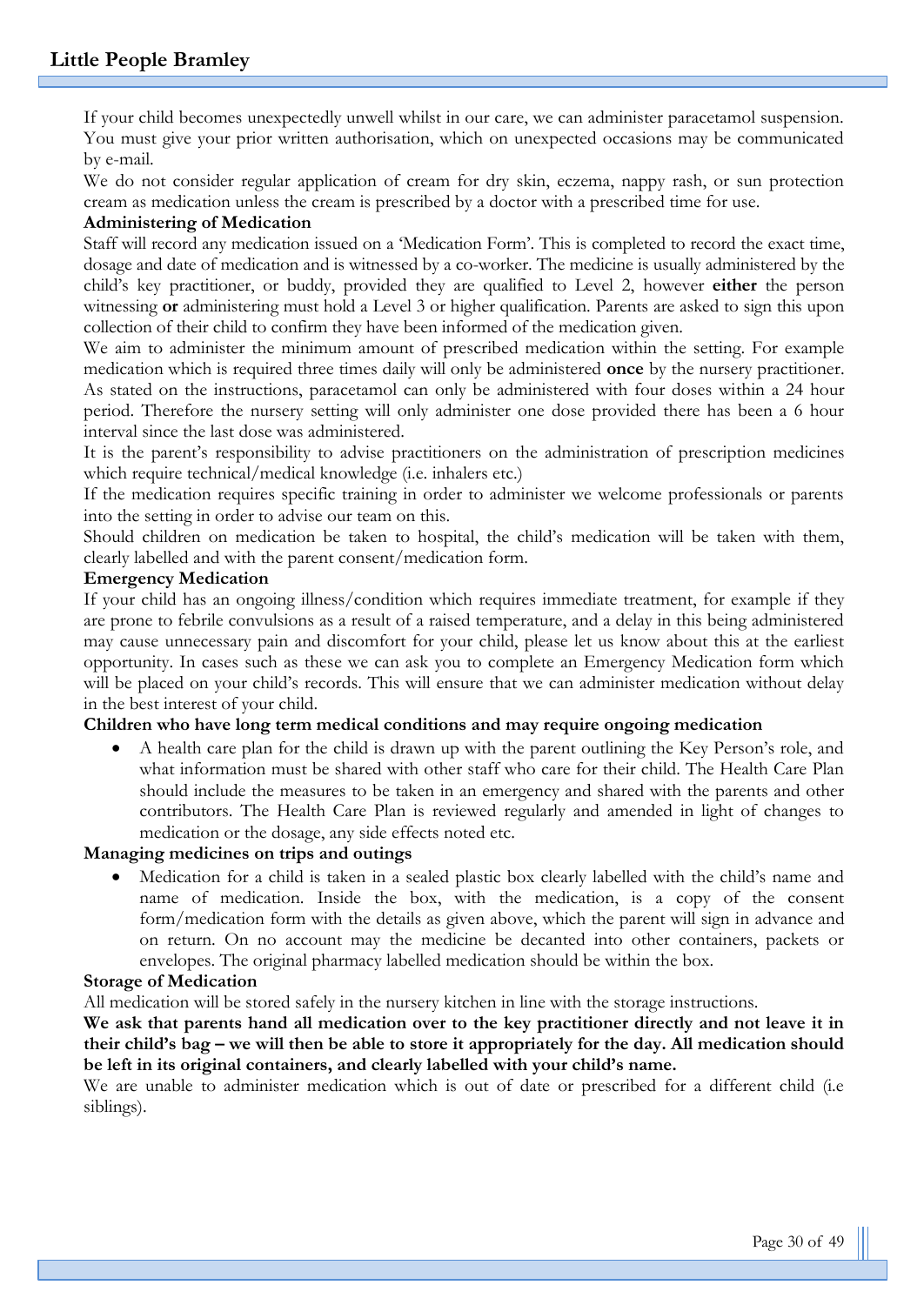If your child becomes unexpectedly unwell whilst in our care, we can administer paracetamol suspension. You must give your prior written authorisation, which on unexpected occasions may be communicated by e-mail.

We do not consider regular application of cream for dry skin, eczema, nappy rash, or sun protection cream as medication unless the cream is prescribed by a doctor with a prescribed time for use.

**Administering of Medication**

Staff will record any medication issued on a 'Medication Form'. This is completed to record the exact time, dosage and date of medication and is witnessed by a co-worker. The medicine is usually administered by the child's key practitioner, or buddy, provided they are qualified to Level 2, however **either** the person witnessing **or** administering must hold a Level 3 or higher qualification. Parents are asked to sign this upon collection of their child to confirm they have been informed of the medication given.

We aim to administer the minimum amount of prescribed medication within the setting. For example medication which is required three times daily will only be administered **once** by the nursery practitioner. As stated on the instructions, paracetamol can only be administered with four doses within a 24 hour period. Therefore the nursery setting will only administer one dose provided there has been a 6 hour interval since the last dose was administered.

It is the parent's responsibility to advise practitioners on the administration of prescription medicines which require technical/medical knowledge (i.e. inhalers etc.)

If the medication requires specific training in order to administer we welcome professionals or parents into the setting in order to advise our team on this.

Should children on medication be taken to hospital, the child's medication will be taken with them, clearly labelled and with the parent consent/medication form.

**Emergency Medication**

If your child has an ongoing illness/condition which requires immediate treatment, for example if they are prone to febrile convulsions as a result of a raised temperature, and a delay in this being administered may cause unnecessary pain and discomfort for your child, please let us know about this at the earliest opportunity. In cases such as these we can ask you to complete an Emergency Medication form which will be placed on your child's records. This will ensure that we can administer medication without delay in the best interest of your child.

**Children who have long term medical conditions and may require ongoing medication**

- A health care plan for the child is drawn up with the parent outlining the Key Person's role, and what information must be shared with other staff who care for their child. The Health Care Plan should include the measures to be taken in an emergency and shared with the parents and other contributors. The Health Care Plan is reviewed regularly and amended in light of changes to medication or the dosage, any side effects noted etc.

**Managing medicines on trips and outings**

- Medication for a child is taken in a sealed plastic box clearly labelled with the child's name and name of medication. Inside the box, with the medication, is a copy of the consent form/medication form with the details as given above, which the parent will sign in advance and on return. On no account may the medicine be decanted into other containers, packets or envelopes. The original pharmacy labelled medication should be within the box.

**Storage of Medication**

All medication will be stored safely in the nursery kitchen in line with the storage instructions.

**We ask that parents hand all medication over to the key practitioner directly and not leave it in their child's bag – we will then be able to store it appropriately for the day. All medication should be left in its original containers, and clearly labelled with your child's name.**

We are unable to administer medication which is out of date or prescribed for a different child (i.e siblings).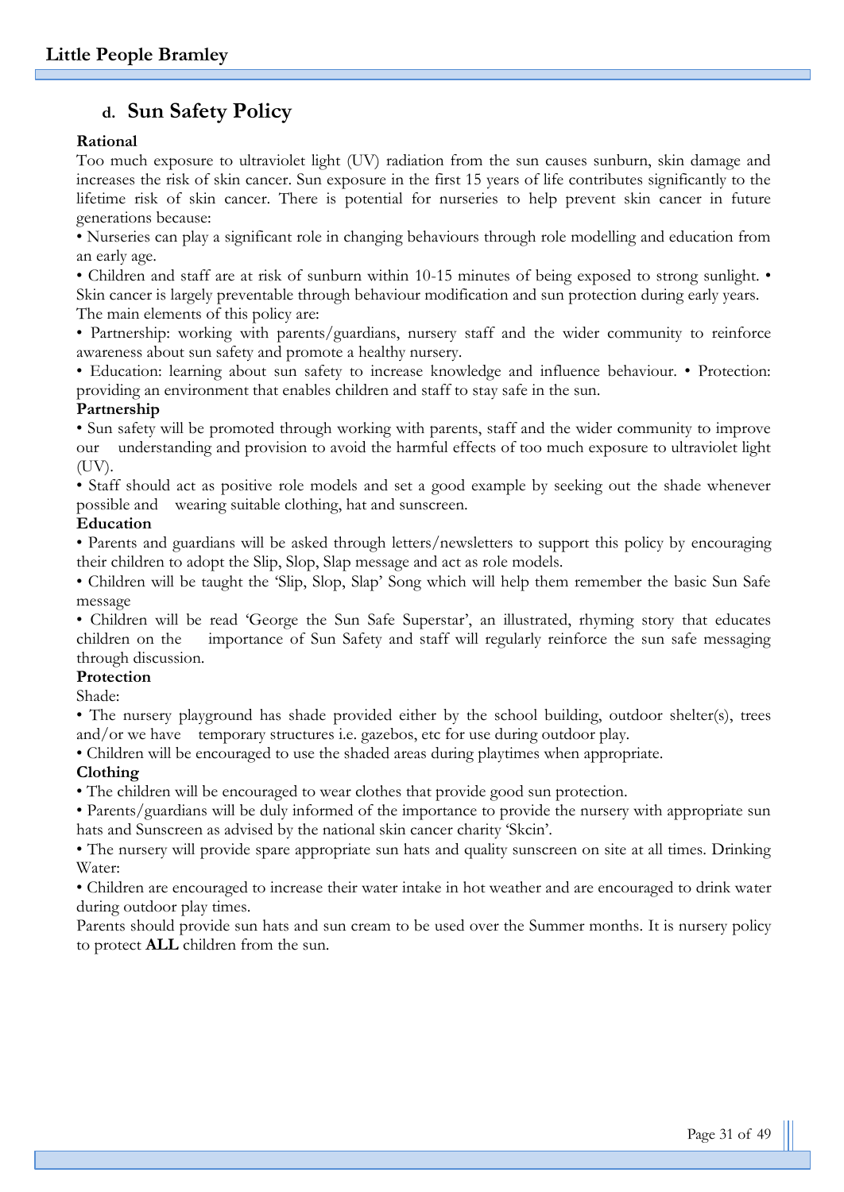## d. Sun Safety Policy

**Rational**

Too much exposure to ultraviolet light (UV) radiation from the sun causes sunburn, skin damage and increases the risk of skin cancer. Sun exposure in the first 15 years of life contributes significantly to the lifetime risk of skin cancer. There is potential for nurseries to help prevent skin cancer in future generations because:

• Nurseries can play a significant role in changing behaviours through role modelling and education from an early age.

• Children and staff are at risk of sunburn within 10-15 minutes of being exposed to strong sunlight. • Skin cancer is largely preventable through behaviour modification and sun protection during early years.

The main elements of this policy are:

• Partnership: working with parents/guardians, nursery staff and the wider community to reinforce awareness about sun safety and promote a healthy nursery.

• Education: learning about sun safety to increase knowledge and influence behaviour. • Protection: providing an environment that enables children and staff to stay safe in the sun.

**Partnership**

• Sun safety will be promoted through working with parents, staff and the wider community to improve our understanding and provision to avoid the harmful effects of too much exposure to ultraviolet light (UV).

• Staff should act as positive role models and set a good example by seeking out the shade whenever possible and wearing suitable clothing, hat and sunscreen.

**Education**

• Parents and guardians will be asked through letters/newsletters to support this policy by encouraging their children to adopt the Slip, Slop, Slap message and act as role models.

• Children will be taught the 'Slip, Slop, Slap' Song which will help them remember the basic Sun Safe message

• Children will be read 'George the Sun Safe Superstar', an illustrated, rhyming story that educates children on the importance of Sun Safety and staff will regularly reinforce the sun safe messaging through discussion.

**Protection**

Shade:

• The nursery playground has shade provided either by the school building, outdoor shelter(s), trees and/or we have temporary structures i.e. gazebos, etc for use during outdoor play.

• Children will be encouraged to use the shaded areas during playtimes when appropriate.

**Clothing**

• The children will be encouraged to wear clothes that provide good sun protection.

• Parents/guardians will be duly informed of the importance to provide the nursery with appropriate sun hats and Sunscreen as advised by the national skin cancer charity 'Skcin'.

• The nursery will provide spare appropriate sun hats and quality sunscreen on site at all times. Drinking Water:

• Children are encouraged to increase their water intake in hot weather and are encouraged to drink water during outdoor play times.

Parents should provide sun hats and sun cream to be used over the Summer months. It is nursery policy to protect **ALL** children from the sun.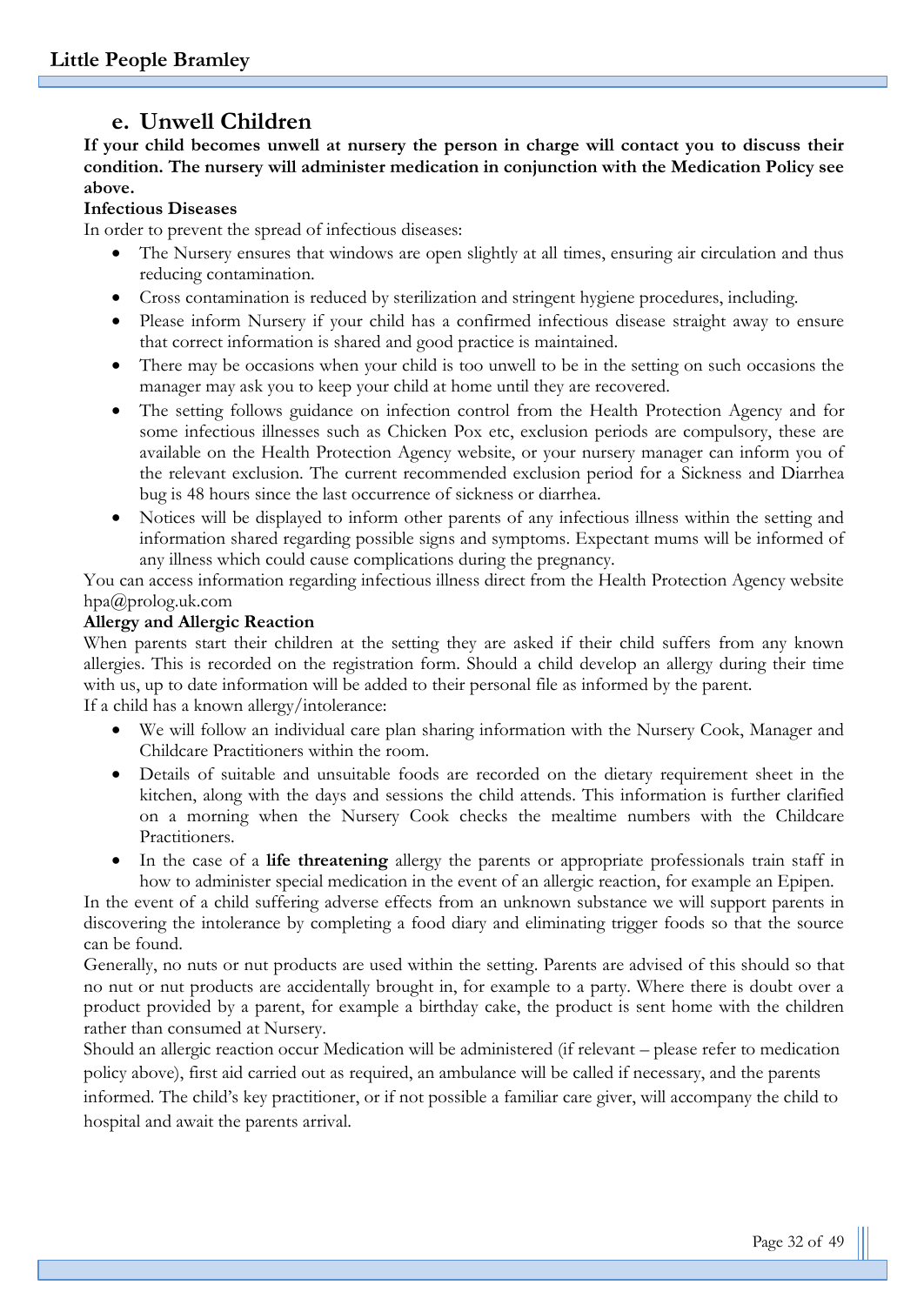## e. Unwell Children

**If your child becomes unwell at nursery the person in charge will contact you to discuss their condition. The nursery will administer medication in conjunction with the Medication Policy see above.**

**Infectious Diseases**

In order to prevent the spread of infectious diseases:

- The Nursery ensures that windows are open slightly at all times, ensuring air circulation and thus reducing contamination.
- Cross contamination is reduced by sterilization and stringent hygiene procedures, including.
- Please inform Nursery if your child has a confirmed infectious disease straight away to ensure that correct information is shared and good practice is maintained.
- There may be occasions when your child is too unwell to be in the setting on such occasions the manager may ask you to keep your child at home until they are recovered.
- The setting follows guidance on infection control from the Health Protection Agency and for some infectious illnesses such as Chicken Pox etc, exclusion periods are compulsory, these are available on the Health Protection Agency website, or your nursery manager can inform you of the relevant exclusion. The current recommended exclusion period for a Sickness and Diarrhea bug is 48 hours since the last occurrence of sickness or diarrhea.
- Notices will be displayed to inform other parents of any infectious illness within the setting and information shared regarding possible signs and symptoms. Expectant mums will be informed of any illness which could cause complications during the pregnancy.

You can access information regarding infectious illness direct from the Health Protection Agency website hpa@prolog.uk.com

**Allergy and Allergic Reaction**

When parents start their children at the setting they are asked if their child suffers from any known allergies. This is recorded on the registration form. Should a child develop an allergy during their time with us, up to date information will be added to their personal file as informed by the parent.

If a child has a known allergy/intolerance:

- We will follow an individual care plan sharing information with the Nursery Cook, Manager and Childcare Practitioners within the room.
- Details of suitable and unsuitable foods are recorded on the dietary requirement sheet in the kitchen, along with the days and sessions the child attends. This information is further clarified on a morning when the Nursery Cook checks the mealtime numbers with the Childcare Practitioners.
- In the case of a **life threatening** allergy the parents or appropriate professionals train staff in how to administer special medication in the event of an allergic reaction, for example an Epipen.

In the event of a child suffering adverse effects from an unknown substance we will support parents in discovering the intolerance by completing a food diary and eliminating trigger foods so that the source can be found.

Generally, no nuts or nut products are used within the setting. Parents are advised of this should so that no nut or nut products are accidentally brought in, for example to a party. Where there is doubt over a product provided by a parent, for example a birthday cake, the product is sent home with the children rather than consumed at Nursery.

Should an allergic reaction occur Medication will be administered (if relevant – please refer to medication policy above), first aid carried out as required, an ambulance will be called if necessary, and the parents informed. The child's key practitioner, or if not possible a familiar care giver, will accompany the child to hospital and await the parents arrival.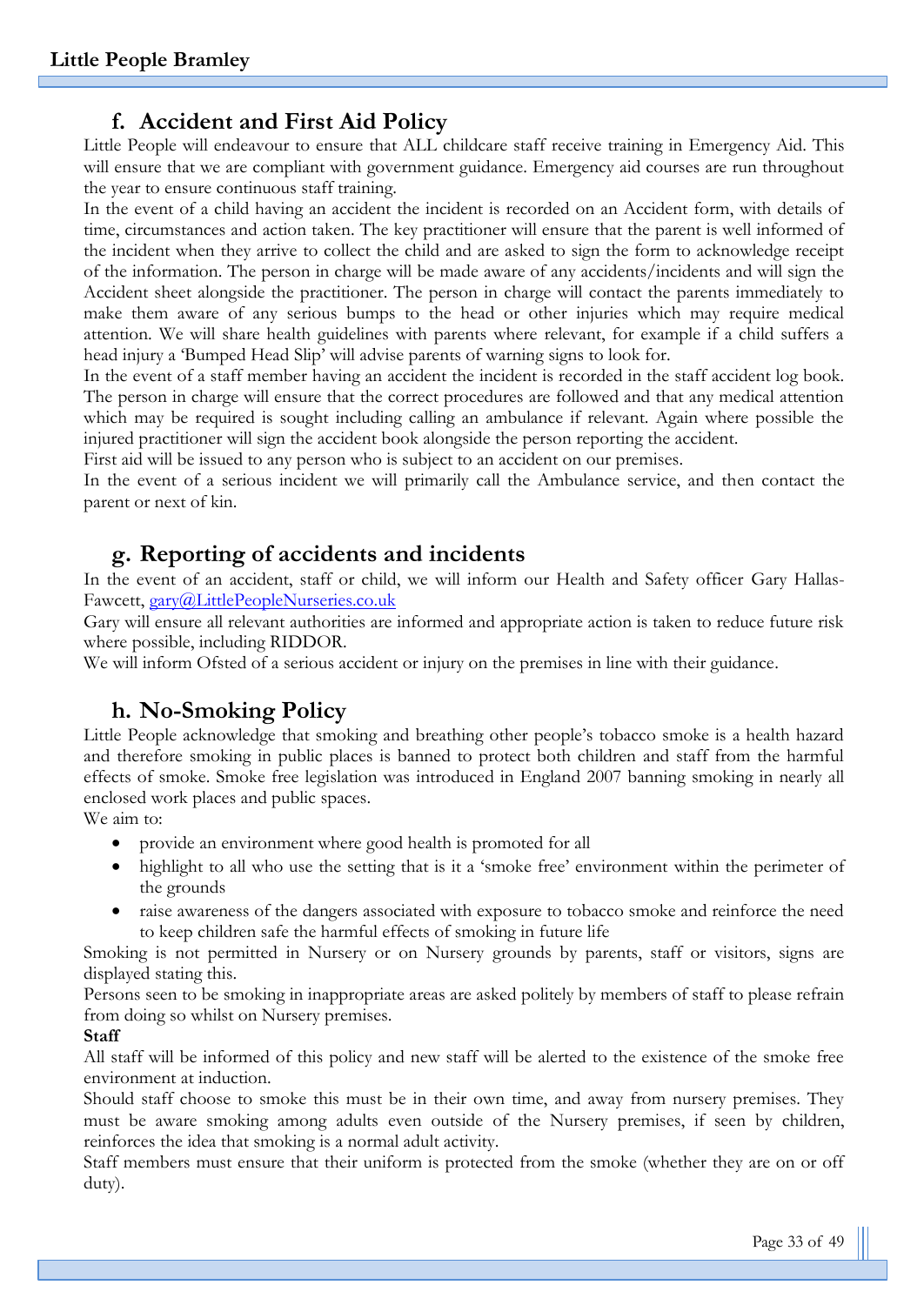## f. Accident and First Aid Policy

Little People will endeavour to ensure that ALL childcare staff receive training in Emergency Aid. This will ensure that we are compliant with government guidance. Emergency aid courses are run throughout the year to ensure continuous staff training.

In the event of a child having an accident the incident is recorded on an Accident form, with details of time, circumstances and action taken. The key practitioner will ensure that the parent is well informed of the incident when they arrive to collect the child and are asked to sign the form to acknowledge receipt of the information. The person in charge will be made aware of any accidents/incidents and will sign the Accident sheet alongside the practitioner. The person in charge will contact the parents immediately to make them aware of any serious bumps to the head or other injuries which may require medical attention. We will share health guidelines with parents where relevant, for example if a child suffers a head injury a 'Bumped Head Slip' will advise parents of warning signs to look for.

In the event of a staff member having an accident the incident is recorded in the staff accident log book. The person in charge will ensure that the correct procedures are followed and that any medical attention which may be required is sought including calling an ambulance if relevant. Again where possible the injured practitioner will sign the accident book alongside the person reporting the accident.

First aid will be issued to any person who is subject to an accident on our premises.

In the event of a serious incident we will primarily call the Ambulance service, and then contact the parent or next of kin.

## g. Reporting of accidents and incidents

In the event of an accident, staff or child, we will inform our Health and Safety officer Gary Hallas-Fawcett, gary@LittlePeopleNurseries.co.uk

Gary will ensure all relevant authorities are informed and appropriate action is taken to reduce future risk where possible, including RIDDOR.

We will inform Ofsted of a serious accident or injury on the premises in line with their guidance.

## h. No-Smoking Policy

Little People acknowledge that smoking and breathing other people's tobacco smoke is a health hazard and therefore smoking in public places is banned to protect both children and staff from the harmful effects of smoke. Smoke free legislation was introduced in England 2007 banning smoking in nearly all enclosed work places and public spaces.

We aim to:

- provide an environment where good health is promoted for all
- highlight to all who use the setting that is it a 'smoke free' environment within the perimeter of the grounds
- raise awareness of the dangers associated with exposure to tobacco smoke and reinforce the need to keep children safe the harmful effects of smoking in future life

Smoking is not permitted in Nursery or on Nursery grounds by parents, staff or visitors, signs are displayed stating this.

Persons seen to be smoking in inappropriate areas are asked politely by members of staff to please refrain from doing so whilst on Nursery premises.

**Staff**

All staff will be informed of this policy and new staff will be alerted to the existence of the smoke free environment at induction.

Should staff choose to smoke this must be in their own time, and away from nursery premises. They must be aware smoking among adults even outside of the Nursery premises, if seen by children, reinforces the idea that smoking is a normal adult activity.

Staff members must ensure that their uniform is protected from the smoke (whether they are on or off duty).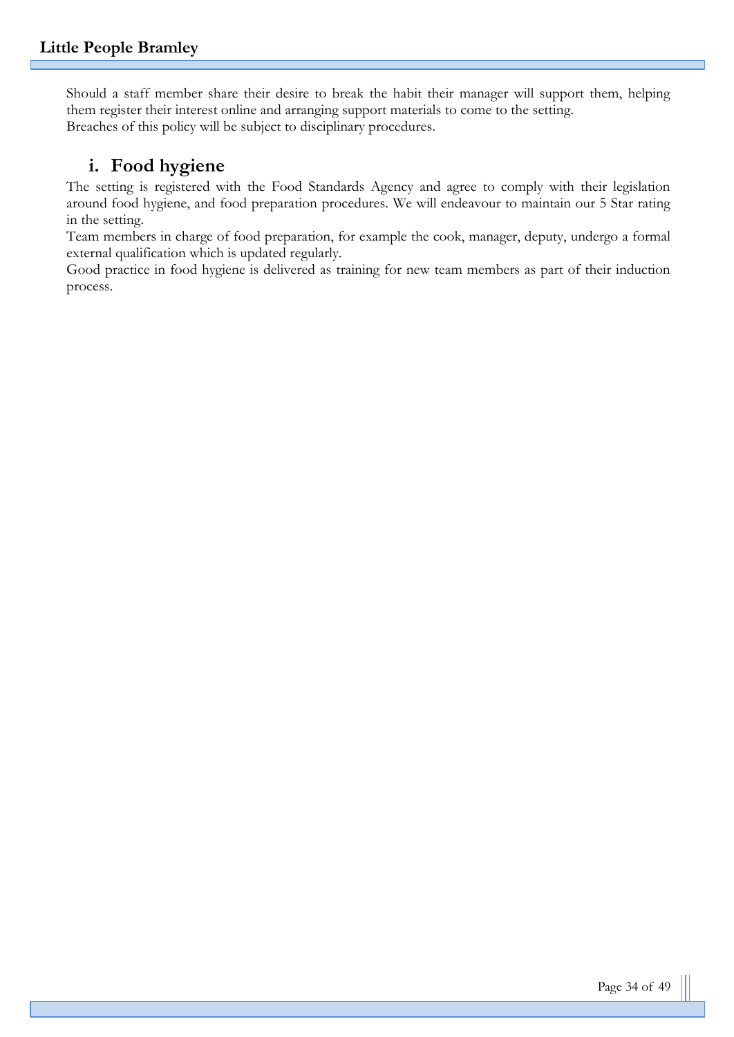Should a staff member share their desire to break the habit their manager will support them, helping them register their interest online and arranging support materials to come to the setting.
Breaches of this policy will be subject to disciplinary procedures.

## i. Food hygiene

The setting is registered with the Food Standards Agency and agree to comply with their legislation around food hygiene, and food preparation procedures. We will endeavour to maintain our 5 Star rating in the setting.
Team members in charge of food preparation, for example the cook, manager, deputy, undergo a formal external qualification which is updated regularly.
Good practice in food hygiene is delivered as training for new team members as part of their induction process.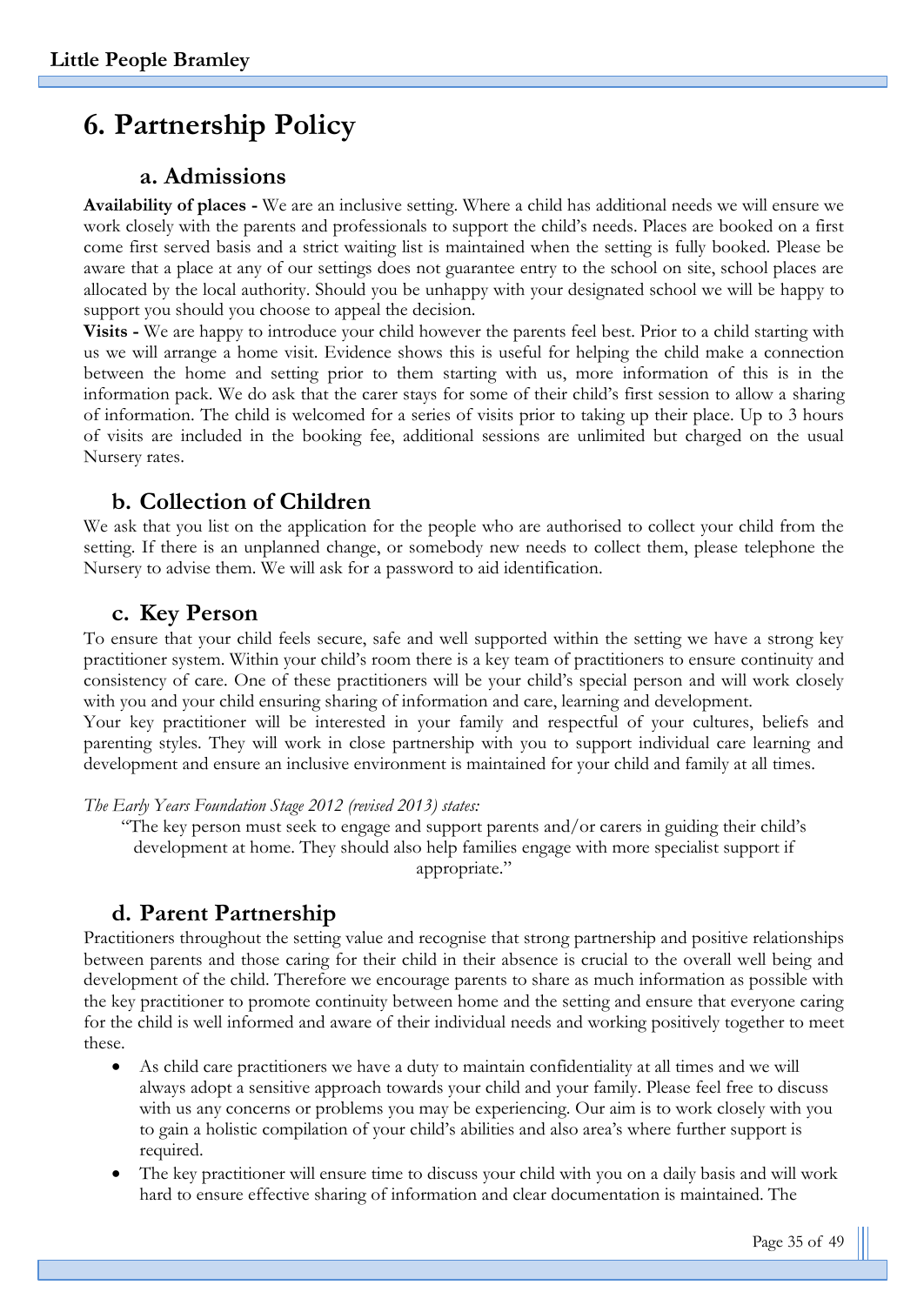# 6. Partnership Policy

## a. Admissions

**Availability of places -** We are an inclusive setting. Where a child has additional needs we will ensure we work closely with the parents and professionals to support the child's needs. Places are booked on a first come first served basis and a strict waiting list is maintained when the setting is fully booked. Please be aware that a place at any of our settings does not guarantee entry to the school on site, school places are allocated by the local authority. Should you be unhappy with your designated school we will be happy to support you should you choose to appeal the decision.

**Visits -** We are happy to introduce your child however the parents feel best. Prior to a child starting with us we will arrange a home visit. Evidence shows this is useful for helping the child make a connection between the home and setting prior to them starting with us, more information of this is in the information pack. We do ask that the carer stays for some of their child's first session to allow a sharing of information. The child is welcomed for a series of visits prior to taking up their place. Up to 3 hours of visits are included in the booking fee, additional sessions are unlimited but charged on the usual Nursery rates.

## b. Collection of Children

We ask that you list on the application for the people who are authorised to collect your child from the setting. If there is an unplanned change, or somebody new needs to collect them, please telephone the Nursery to advise them. We will ask for a password to aid identification.

## c. Key Person

To ensure that your child feels secure, safe and well supported within the setting we have a strong key practitioner system. Within your child's room there is a key team of practitioners to ensure continuity and consistency of care. One of these practitioners will be your child's special person and will work closely with you and your child ensuring sharing of information and care, learning and development.

Your key practitioner will be interested in your family and respectful of your cultures, beliefs and parenting styles. They will work in close partnership with you to support individual care learning and development and ensure an inclusive environment is maintained for your child and family at all times.

*The Early Years Foundation Stage 2012 (revised 2013) states:*

> "The key person must seek to engage and support parents and/or carers in guiding their child's development at home. They should also help families engage with more specialist support if appropriate."

## d. Parent Partnership

Practitioners throughout the setting value and recognise that strong partnership and positive relationships between parents and those caring for their child in their absence is crucial to the overall well being and development of the child. Therefore we encourage parents to share as much information as possible with the key practitioner to promote continuity between home and the setting and ensure that everyone caring for the child is well informed and aware of their individual needs and working positively together to meet these.

- As child care practitioners we have a duty to maintain confidentiality at all times and we will always adopt a sensitive approach towards your child and your family. Please feel free to discuss with us any concerns or problems you may be experiencing. Our aim is to work closely with you to gain a holistic compilation of your child's abilities and also area's where further support is required.
- The key practitioner will ensure time to discuss your child with you on a daily basis and will work hard to ensure effective sharing of information and clear documentation is maintained. The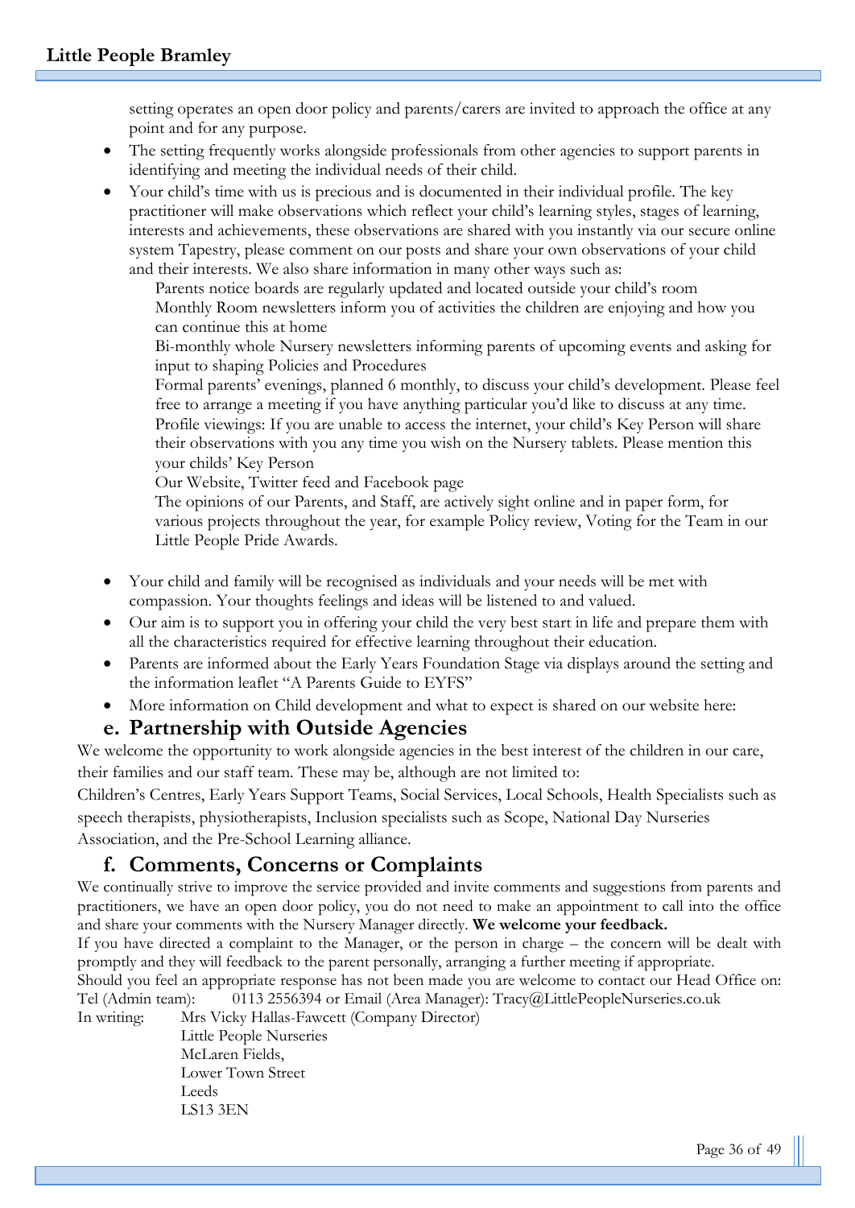setting operates an open door policy and parents/carers are invited to approach the office at any point and for any purpose.

- The setting frequently works alongside professionals from other agencies to support parents in identifying and meeting the individual needs of their child.
- Your child's time with us is precious and is documented in their individual profile. The key practitioner will make observations which reflect your child's learning styles, stages of learning, interests and achievements, these observations are shared with you instantly via our secure online system Tapestry, please comment on our posts and share your own observations of your child and their interests. We also share information in many other ways such as:

  Parents notice boards are regularly updated and located outside your child's room
  Monthly Room newsletters inform you of activities the children are enjoying and how you can continue this at home
  Bi-monthly whole Nursery newsletters informing parents of upcoming events and asking for input to shaping Policies and Procedures
  Formal parents' evenings, planned 6 monthly, to discuss your child's development. Please feel free to arrange a meeting if you have anything particular you'd like to discuss at any time.
  Profile viewings: If you are unable to access the internet, your child's Key Person will share their observations with you any time you wish on the Nursery tablets. Please mention this your childs' Key Person
  Our Website, Twitter feed and Facebook page
  The opinions of our Parents, and Staff, are actively sight online and in paper form, for various projects throughout the year, for example Policy review, Voting for the Team in our Little People Pride Awards.

- Your child and family will be recognised as individuals and your needs will be met with compassion. Your thoughts feelings and ideas will be listened to and valued.
- Our aim is to support you in offering your child the very best start in life and prepare them with all the characteristics required for effective learning throughout their education.
- Parents are informed about the Early Years Foundation Stage via displays around the setting and the information leaflet "A Parents Guide to EYFS"
- More information on Child development and what to expect is shared on our website here:

## e. Partnership with Outside Agencies

We welcome the opportunity to work alongside agencies in the best interest of the children in our care, their families and our staff team. These may be, although are not limited to:

Children's Centres, Early Years Support Teams, Social Services, Local Schools, Health Specialists such as speech therapists, physiotherapists, Inclusion specialists such as Scope, National Day Nurseries Association, and the Pre-School Learning alliance.

## f. Comments, Concerns or Complaints

We continually strive to improve the service provided and invite comments and suggestions from parents and practitioners, we have an open door policy, you do not need to make an appointment to call into the office and share your comments with the Nursery Manager directly. **We welcome your feedback.**

If you have directed a complaint to the Manager, or the person in charge – the concern will be dealt with promptly and they will feedback to the parent personally, arranging a further meeting if appropriate.

Should you feel an appropriate response has not been made you are welcome to contact our Head Office on:

Tel (Admin team): 0113 2556394 or Email (Area Manager): Tracy@LittlePeopleNurseries.co.uk

In writing: Mrs Vicky Hallas-Fawcett (Company Director)
Little People Nurseries
McLaren Fields,
Lower Town Street
Leeds
LS13 3EN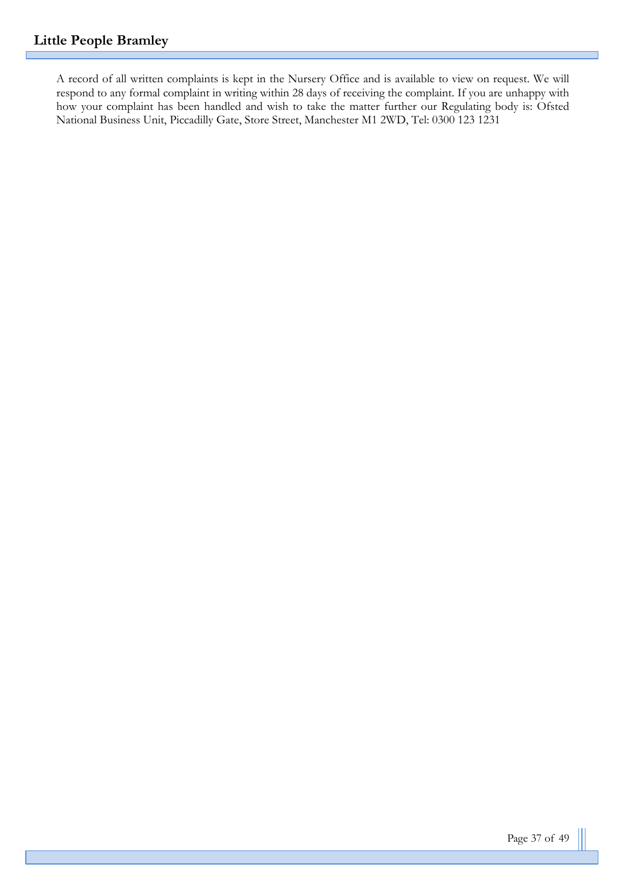A record of all written complaints is kept in the Nursery Office and is available to view on request. We will respond to any formal complaint in writing within 28 days of receiving the complaint. If you are unhappy with how your complaint has been handled and wish to take the matter further our Regulating body is: Ofsted National Business Unit, Piccadilly Gate, Store Street, Manchester M1 2WD, Tel: 0300 123 1231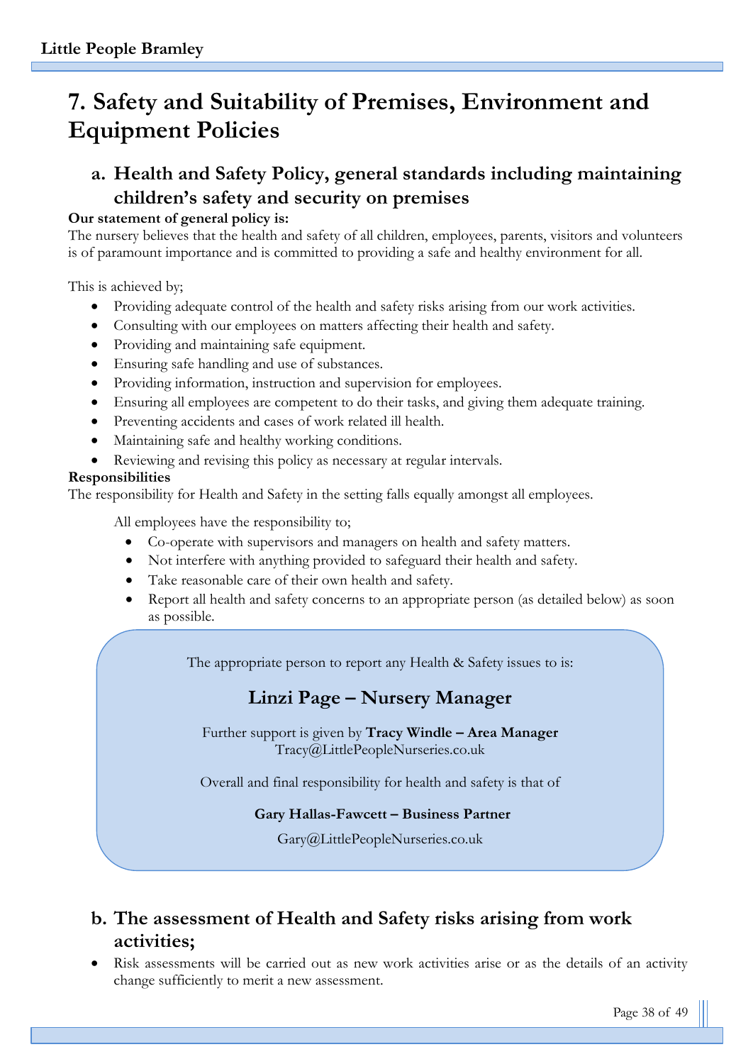# 7. Safety and Suitability of Premises, Environment and Equipment Policies

## a. Health and Safety Policy, general standards including maintaining children's safety and security on premises

**Our statement of general policy is:**
The nursery believes that the health and safety of all children, employees, parents, visitors and volunteers is of paramount importance and is committed to providing a safe and healthy environment for all.

This is achieved by;

- Providing adequate control of the health and safety risks arising from our work activities.
- Consulting with our employees on matters affecting their health and safety.
- Providing and maintaining safe equipment.
- Ensuring safe handling and use of substances.
- Providing information, instruction and supervision for employees.
- Ensuring all employees are competent to do their tasks, and giving them adequate training.
- Preventing accidents and cases of work related ill health.
- Maintaining safe and healthy working conditions.
- Reviewing and revising this policy as necessary at regular intervals.

**Responsibilities**
The responsibility for Health and Safety in the setting falls equally amongst all employees.

All employees have the responsibility to;

- Co-operate with supervisors and managers on health and safety matters.
- Not interfere with anything provided to safeguard their health and safety.
- Take reasonable care of their own health and safety.
- Report all health and safety concerns to an appropriate person (as detailed below) as soon as possible.

The appropriate person to report any Health & Safety issues to is:

**Linzi Page – Nursery Manager**

Further support is given by **Tracy Windle – Area Manager**
Tracy@LittlePeopleNurseries.co.uk

Overall and final responsibility for health and safety is that of

**Gary Hallas-Fawcett – Business Partner**

Gary@LittlePeopleNurseries.co.uk

## b. The assessment of Health and Safety risks arising from work activities;

- Risk assessments will be carried out as new work activities arise or as the details of an activity change sufficiently to merit a new assessment.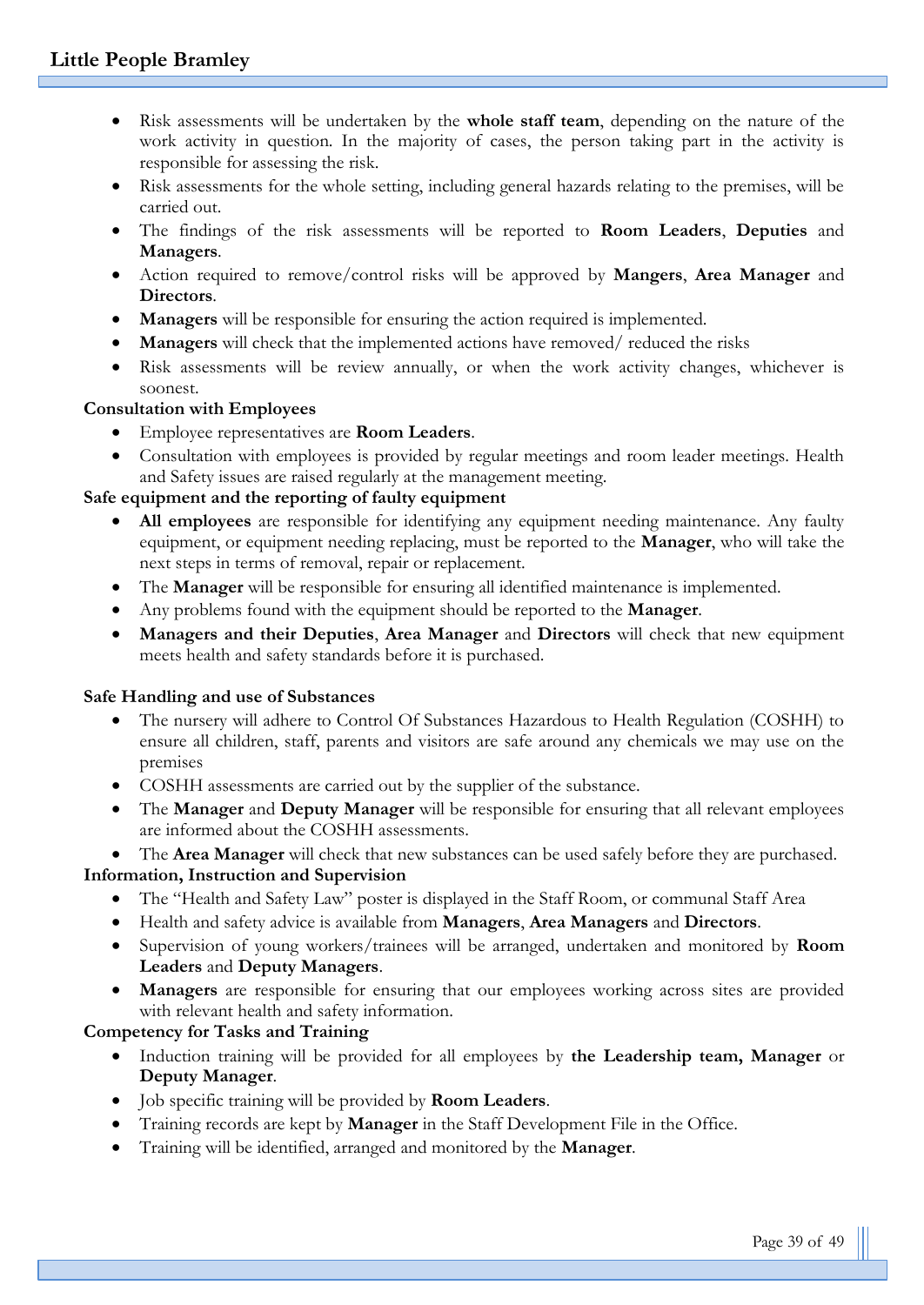- Risk assessments will be undertaken by the **whole staff team**, depending on the nature of the work activity in question. In the majority of cases, the person taking part in the activity is responsible for assessing the risk.
- Risk assessments for the whole setting, including general hazards relating to the premises, will be carried out.
- The findings of the risk assessments will be reported to **Room Leaders**, **Deputies** and **Managers**.
- Action required to remove/control risks will be approved by **Mangers**, **Area Manager** and **Directors**.
- **Managers** will be responsible for ensuring the action required is implemented.
- **Managers** will check that the implemented actions have removed/ reduced the risks
- Risk assessments will be review annually, or when the work activity changes, whichever is soonest.

**Consultation with Employees**

- Employee representatives are **Room Leaders**.
- Consultation with employees is provided by regular meetings and room leader meetings. Health and Safety issues are raised regularly at the management meeting.

**Safe equipment and the reporting of faulty equipment**

- **All employees** are responsible for identifying any equipment needing maintenance. Any faulty equipment, or equipment needing replacing, must be reported to the **Manager**, who will take the next steps in terms of removal, repair or replacement.
- The **Manager** will be responsible for ensuring all identified maintenance is implemented.
- Any problems found with the equipment should be reported to the **Manager**.
- **Managers and their Deputies**, **Area Manager** and **Directors** will check that new equipment meets health and safety standards before it is purchased.

**Safe Handling and use of Substances**

- The nursery will adhere to Control Of Substances Hazardous to Health Regulation (COSHH) to ensure all children, staff, parents and visitors are safe around any chemicals we may use on the premises
- COSHH assessments are carried out by the supplier of the substance.
- The **Manager** and **Deputy Manager** will be responsible for ensuring that all relevant employees are informed about the COSHH assessments.
- The **Area Manager** will check that new substances can be used safely before they are purchased.

**Information, Instruction and Supervision**

- The "Health and Safety Law" poster is displayed in the Staff Room, or communal Staff Area
- Health and safety advice is available from **Managers**, **Area Managers** and **Directors**.
- Supervision of young workers/trainees will be arranged, undertaken and monitored by **Room Leaders** and **Deputy Managers**.
- **Managers** are responsible for ensuring that our employees working across sites are provided with relevant health and safety information.

**Competency for Tasks and Training**

- Induction training will be provided for all employees by **the Leadership team, Manager** or **Deputy Manager**.
- Job specific training will be provided by **Room Leaders**.
- Training records are kept by **Manager** in the Staff Development File in the Office.
- Training will be identified, arranged and monitored by the **Manager**.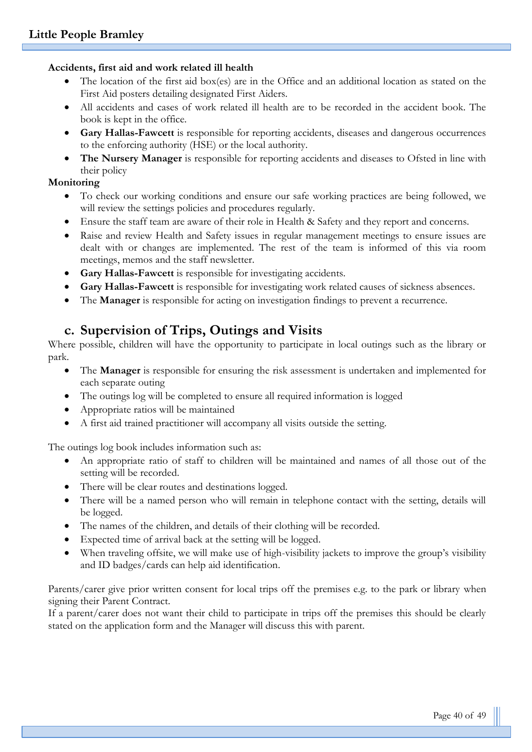**Accidents, first aid and work related ill health**

- The location of the first aid box(es) are in the Office and an additional location as stated on the First Aid posters detailing designated First Aiders.
- All accidents and cases of work related ill health are to be recorded in the accident book. The book is kept in the office.
- **Gary Hallas-Fawcett** is responsible for reporting accidents, diseases and dangerous occurrences to the enforcing authority (HSE) or the local authority.
- **The Nursery Manager** is responsible for reporting accidents and diseases to Ofsted in line with their policy

**Monitoring**

- To check our working conditions and ensure our safe working practices are being followed, we will review the settings policies and procedures regularly.
- Ensure the staff team are aware of their role in Health & Safety and they report and concerns.
- Raise and review Health and Safety issues in regular management meetings to ensure issues are dealt with or changes are implemented. The rest of the team is informed of this via room meetings, memos and the staff newsletter.
- **Gary Hallas-Fawcett** is responsible for investigating accidents.
- **Gary Hallas-Fawcett** is responsible for investigating work related causes of sickness absences.
- The **Manager** is responsible for acting on investigation findings to prevent a recurrence.

## c. Supervision of Trips, Outings and Visits

Where possible, children will have the opportunity to participate in local outings such as the library or park.

- The **Manager** is responsible for ensuring the risk assessment is undertaken and implemented for each separate outing
- The outings log will be completed to ensure all required information is logged
- Appropriate ratios will be maintained
- A first aid trained practitioner will accompany all visits outside the setting.

The outings log book includes information such as:

- An appropriate ratio of staff to children will be maintained and names of all those out of the setting will be recorded.
- There will be clear routes and destinations logged.
- There will be a named person who will remain in telephone contact with the setting, details will be logged.
- The names of the children, and details of their clothing will be recorded.
- Expected time of arrival back at the setting will be logged.
- When traveling offsite, we will make use of high-visibility jackets to improve the group's visibility and ID badges/cards can help aid identification.

Parents/carer give prior written consent for local trips off the premises e.g. to the park or library when signing their Parent Contract.
If a parent/carer does not want their child to participate in trips off the premises this should be clearly stated on the application form and the Manager will discuss this with parent.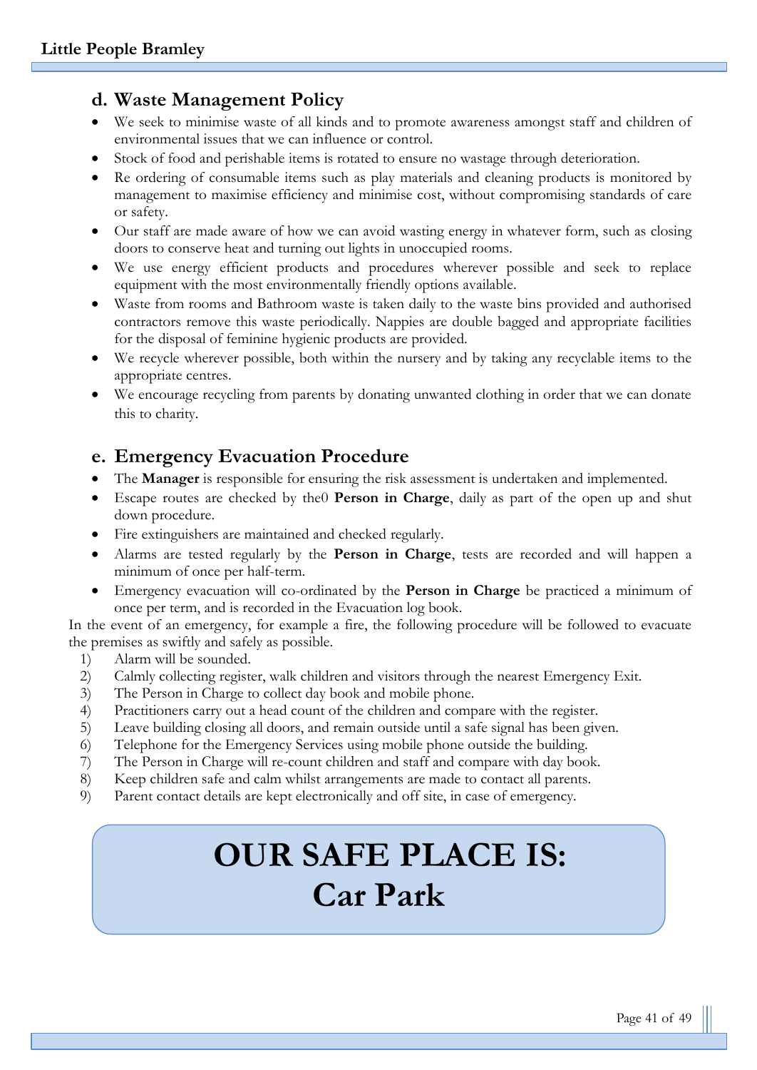## d. Waste Management Policy

- We seek to minimise waste of all kinds and to promote awareness amongst staff and children of environmental issues that we can influence or control.
- Stock of food and perishable items is rotated to ensure no wastage through deterioration.
- Re ordering of consumable items such as play materials and cleaning products is monitored by management to maximise efficiency and minimise cost, without compromising standards of care or safety.
- Our staff are made aware of how we can avoid wasting energy in whatever form, such as closing doors to conserve heat and turning out lights in unoccupied rooms.
- We use energy efficient products and procedures wherever possible and seek to replace equipment with the most environmentally friendly options available.
- Waste from rooms and Bathroom waste is taken daily to the waste bins provided and authorised contractors remove this waste periodically. Nappies are double bagged and appropriate facilities for the disposal of feminine hygienic products are provided.
- We recycle wherever possible, both within the nursery and by taking any recyclable items to the appropriate centres.
- We encourage recycling from parents by donating unwanted clothing in order that we can donate this to charity.

## e. Emergency Evacuation Procedure

- The **Manager** is responsible for ensuring the risk assessment is undertaken and implemented.
- Escape routes are checked by the0 **Person in Charge**, daily as part of the open up and shut down procedure.
- Fire extinguishers are maintained and checked regularly.
- Alarms are tested regularly by the **Person in Charge**, tests are recorded and will happen a minimum of once per half-term.
- Emergency evacuation will co-ordinated by the **Person in Charge** be practiced a minimum of once per term, and is recorded in the Evacuation log book.

In the event of an emergency, for example a fire, the following procedure will be followed to evacuate the premises as swiftly and safely as possible.

1) Alarm will be sounded.
2) Calmly collecting register, walk children and visitors through the nearest Emergency Exit.
3) The Person in Charge to collect day book and mobile phone.
4) Practitioners carry out a head count of the children and compare with the register.
5) Leave building closing all doors, and remain outside until a safe signal has been given.
6) Telephone for the Emergency Services using mobile phone outside the building.
7) The Person in Charge will re-count children and staff and compare with day book.
8) Keep children safe and calm whilst arrangements are made to contact all parents.
9) Parent contact details are kept electronically and off site, in case of emergency.

**OUR SAFE PLACE IS:**
**Car Park**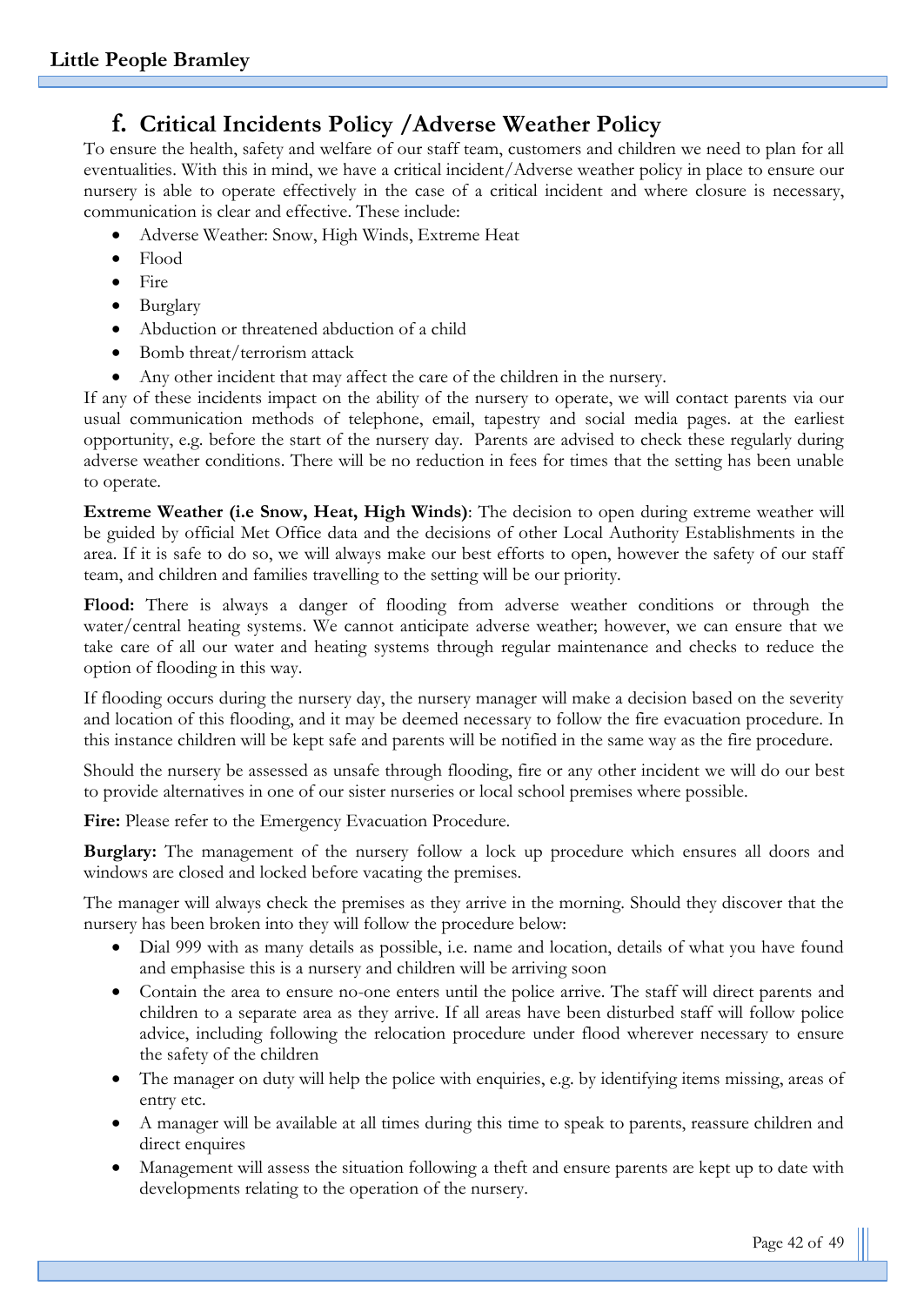## f. Critical Incidents Policy /Adverse Weather Policy

To ensure the health, safety and welfare of our staff team, customers and children we need to plan for all eventualities. With this in mind, we have a critical incident/Adverse weather policy in place to ensure our nursery is able to operate effectively in the case of a critical incident and where closure is necessary, communication is clear and effective. These include:

- Adverse Weather: Snow, High Winds, Extreme Heat
- Flood
- Fire
- Burglary
- Abduction or threatened abduction of a child
- Bomb threat/terrorism attack
- Any other incident that may affect the care of the children in the nursery.

If any of these incidents impact on the ability of the nursery to operate, we will contact parents via our usual communication methods of telephone, email, tapestry and social media pages. at the earliest opportunity, e.g. before the start of the nursery day. Parents are advised to check these regularly during adverse weather conditions. There will be no reduction in fees for times that the setting has been unable to operate.

**Extreme Weather (i.e Snow, Heat, High Winds)**: The decision to open during extreme weather will be guided by official Met Office data and the decisions of other Local Authority Establishments in the area. If it is safe to do so, we will always make our best efforts to open, however the safety of our staff team, and children and families travelling to the setting will be our priority.

**Flood:** There is always a danger of flooding from adverse weather conditions or through the water/central heating systems. We cannot anticipate adverse weather; however, we can ensure that we take care of all our water and heating systems through regular maintenance and checks to reduce the option of flooding in this way.

If flooding occurs during the nursery day, the nursery manager will make a decision based on the severity and location of this flooding, and it may be deemed necessary to follow the fire evacuation procedure. In this instance children will be kept safe and parents will be notified in the same way as the fire procedure.

Should the nursery be assessed as unsafe through flooding, fire or any other incident we will do our best to provide alternatives in one of our sister nurseries or local school premises where possible.

**Fire:** Please refer to the Emergency Evacuation Procedure.

**Burglary:** The management of the nursery follow a lock up procedure which ensures all doors and windows are closed and locked before vacating the premises.

The manager will always check the premises as they arrive in the morning. Should they discover that the nursery has been broken into they will follow the procedure below:

- Dial 999 with as many details as possible, i.e. name and location, details of what you have found and emphasise this is a nursery and children will be arriving soon
- Contain the area to ensure no-one enters until the police arrive. The staff will direct parents and children to a separate area as they arrive. If all areas have been disturbed staff will follow police advice, including following the relocation procedure under flood wherever necessary to ensure the safety of the children
- The manager on duty will help the police with enquiries, e.g. by identifying items missing, areas of entry etc.
- A manager will be available at all times during this time to speak to parents, reassure children and direct enquires
- Management will assess the situation following a theft and ensure parents are kept up to date with developments relating to the operation of the nursery.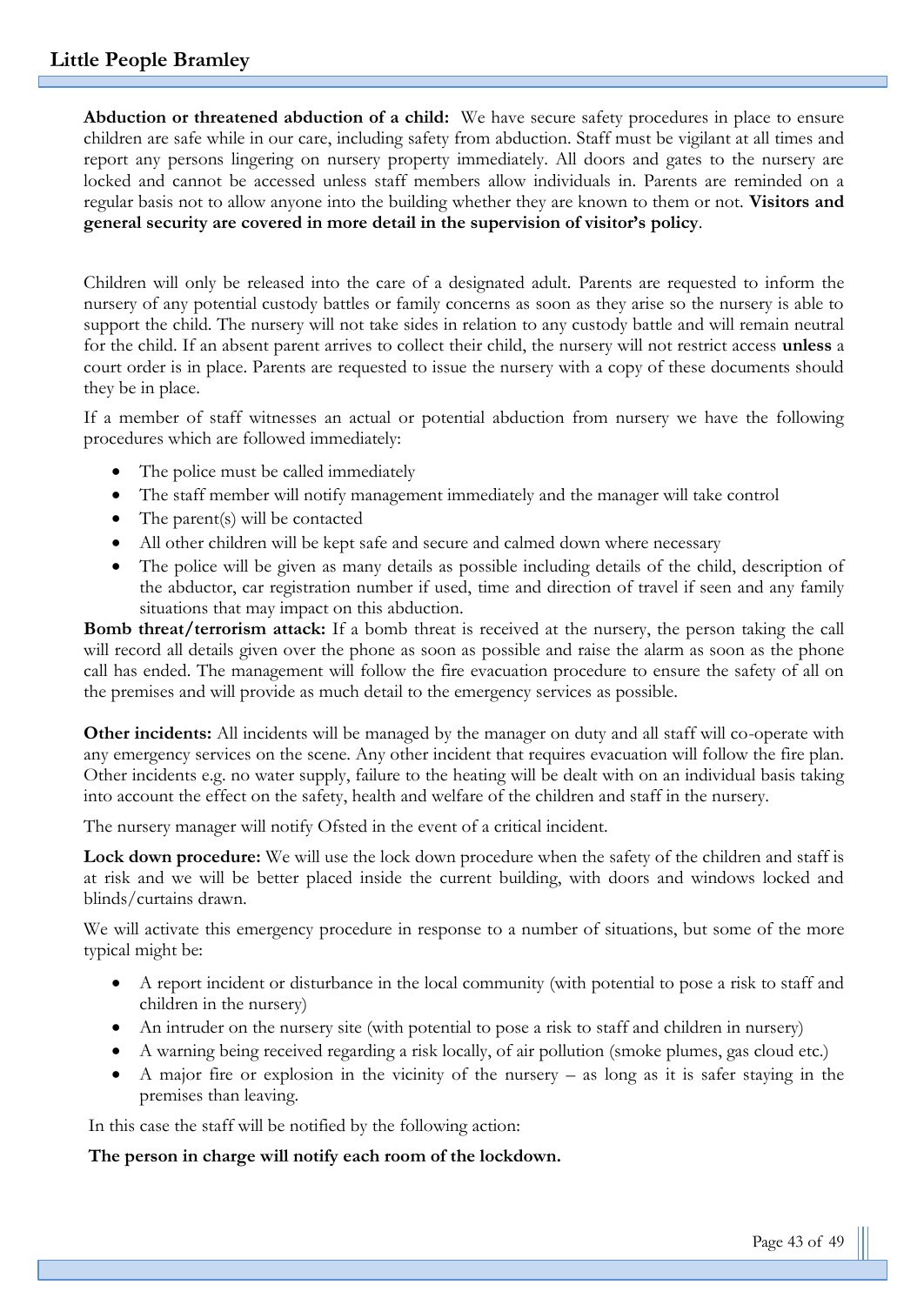**Abduction or threatened abduction of a child:** We have secure safety procedures in place to ensure children are safe while in our care, including safety from abduction. Staff must be vigilant at all times and report any persons lingering on nursery property immediately. All doors and gates to the nursery are locked and cannot be accessed unless staff members allow individuals in. Parents are reminded on a regular basis not to allow anyone into the building whether they are known to them or not. **Visitors and general security are covered in more detail in the supervision of visitor's policy**.

Children will only be released into the care of a designated adult. Parents are requested to inform the nursery of any potential custody battles or family concerns as soon as they arise so the nursery is able to support the child. The nursery will not take sides in relation to any custody battle and will remain neutral for the child. If an absent parent arrives to collect their child, the nursery will not restrict access **unless** a court order is in place. Parents are requested to issue the nursery with a copy of these documents should they be in place.

If a member of staff witnesses an actual or potential abduction from nursery we have the following procedures which are followed immediately:

- The police must be called immediately
- The staff member will notify management immediately and the manager will take control
- The parent(s) will be contacted
- All other children will be kept safe and secure and calmed down where necessary
- The police will be given as many details as possible including details of the child, description of the abductor, car registration number if used, time and direction of travel if seen and any family situations that may impact on this abduction.

**Bomb threat/terrorism attack:** If a bomb threat is received at the nursery, the person taking the call will record all details given over the phone as soon as possible and raise the alarm as soon as the phone call has ended. The management will follow the fire evacuation procedure to ensure the safety of all on the premises and will provide as much detail to the emergency services as possible.

**Other incidents:** All incidents will be managed by the manager on duty and all staff will co-operate with any emergency services on the scene. Any other incident that requires evacuation will follow the fire plan. Other incidents e.g. no water supply, failure to the heating will be dealt with on an individual basis taking into account the effect on the safety, health and welfare of the children and staff in the nursery.

The nursery manager will notify Ofsted in the event of a critical incident.

**Lock down procedure:** We will use the lock down procedure when the safety of the children and staff is at risk and we will be better placed inside the current building, with doors and windows locked and blinds/curtains drawn.

We will activate this emergency procedure in response to a number of situations, but some of the more typical might be:

- A report incident or disturbance in the local community (with potential to pose a risk to staff and children in the nursery)
- An intruder on the nursery site (with potential to pose a risk to staff and children in nursery)
- A warning being received regarding a risk locally, of air pollution (smoke plumes, gas cloud etc.)
- A major fire or explosion in the vicinity of the nursery – as long as it is safer staying in the premises than leaving.

In this case the staff will be notified by the following action:

**The person in charge will notify each room of the lockdown.**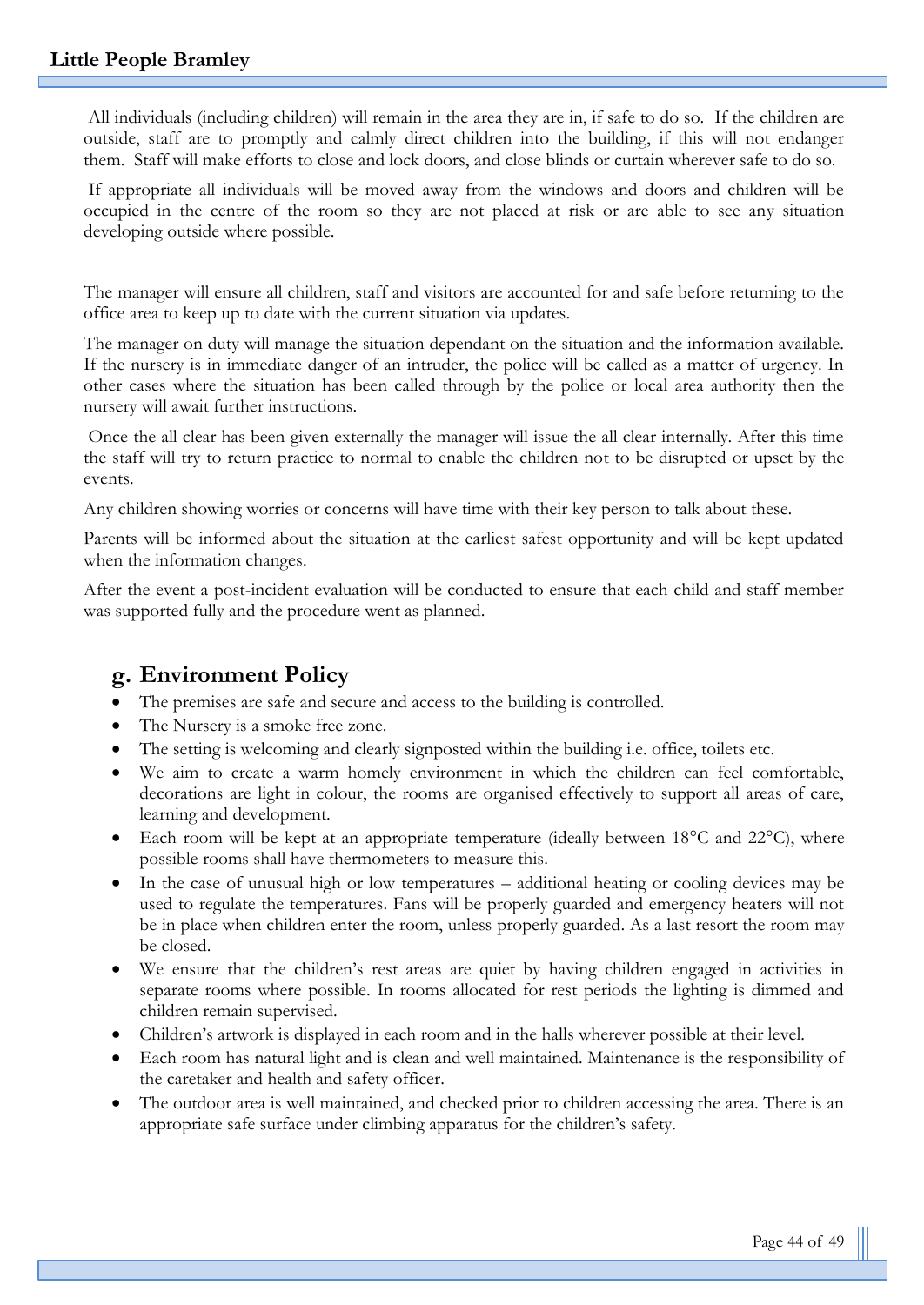All individuals (including children) will remain in the area they are in, if safe to do so. If the children are outside, staff are to promptly and calmly direct children into the building, if this will not endanger them. Staff will make efforts to close and lock doors, and close blinds or curtain wherever safe to do so.

If appropriate all individuals will be moved away from the windows and doors and children will be occupied in the centre of the room so they are not placed at risk or are able to see any situation developing outside where possible.

The manager will ensure all children, staff and visitors are accounted for and safe before returning to the office area to keep up to date with the current situation via updates.

The manager on duty will manage the situation dependant on the situation and the information available. If the nursery is in immediate danger of an intruder, the police will be called as a matter of urgency. In other cases where the situation has been called through by the police or local area authority then the nursery will await further instructions.

Once the all clear has been given externally the manager will issue the all clear internally. After this time the staff will try to return practice to normal to enable the children not to be disrupted or upset by the events.

Any children showing worries or concerns will have time with their key person to talk about these.

Parents will be informed about the situation at the earliest safest opportunity and will be kept updated when the information changes.

After the event a post-incident evaluation will be conducted to ensure that each child and staff member was supported fully and the procedure went as planned.

## g. Environment Policy

- The premises are safe and secure and access to the building is controlled.
- The Nursery is a smoke free zone.
- The setting is welcoming and clearly signposted within the building i.e. office, toilets etc.
- We aim to create a warm homely environment in which the children can feel comfortable, decorations are light in colour, the rooms are organised effectively to support all areas of care, learning and development.
- Each room will be kept at an appropriate temperature (ideally between 18°C and 22°C), where possible rooms shall have thermometers to measure this.
- In the case of unusual high or low temperatures – additional heating or cooling devices may be used to regulate the temperatures. Fans will be properly guarded and emergency heaters will not be in place when children enter the room, unless properly guarded. As a last resort the room may be closed.
- We ensure that the children's rest areas are quiet by having children engaged in activities in separate rooms where possible. In rooms allocated for rest periods the lighting is dimmed and children remain supervised.
- Children's artwork is displayed in each room and in the halls wherever possible at their level.
- Each room has natural light and is clean and well maintained. Maintenance is the responsibility of the caretaker and health and safety officer.
- The outdoor area is well maintained, and checked prior to children accessing the area. There is an appropriate safe surface under climbing apparatus for the children's safety.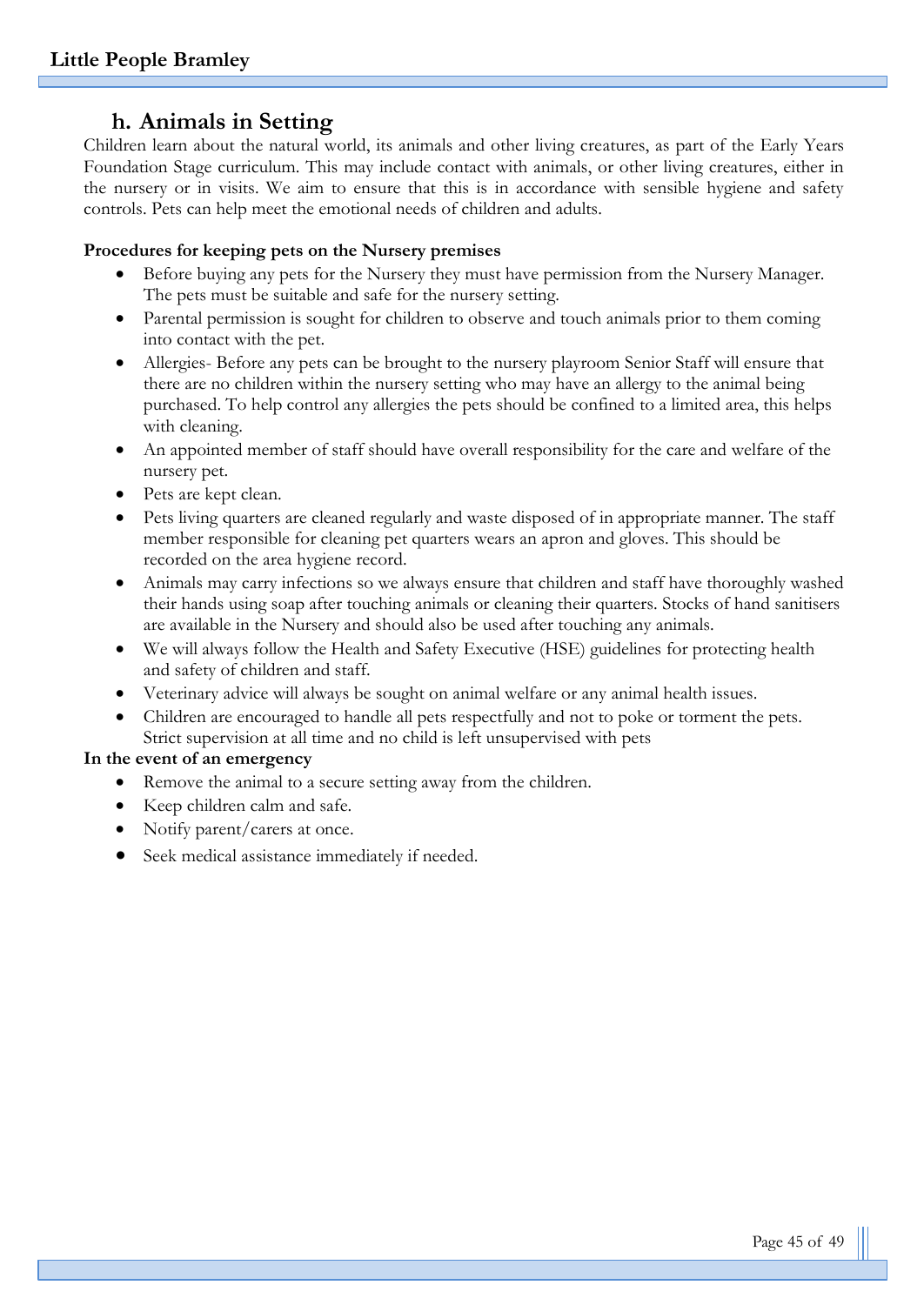## h. Animals in Setting

Children learn about the natural world, its animals and other living creatures, as part of the Early Years Foundation Stage curriculum. This may include contact with animals, or other living creatures, either in the nursery or in visits. We aim to ensure that this is in accordance with sensible hygiene and safety controls. Pets can help meet the emotional needs of children and adults.

**Procedures for keeping pets on the Nursery premises**

- Before buying any pets for the Nursery they must have permission from the Nursery Manager. The pets must be suitable and safe for the nursery setting.
- Parental permission is sought for children to observe and touch animals prior to them coming into contact with the pet.
- Allergies- Before any pets can be brought to the nursery playroom Senior Staff will ensure that there are no children within the nursery setting who may have an allergy to the animal being purchased. To help control any allergies the pets should be confined to a limited area, this helps with cleaning.
- An appointed member of staff should have overall responsibility for the care and welfare of the nursery pet.
- Pets are kept clean.
- Pets living quarters are cleaned regularly and waste disposed of in appropriate manner. The staff member responsible for cleaning pet quarters wears an apron and gloves. This should be recorded on the area hygiene record.
- Animals may carry infections so we always ensure that children and staff have thoroughly washed their hands using soap after touching animals or cleaning their quarters. Stocks of hand sanitisers are available in the Nursery and should also be used after touching any animals.
- We will always follow the Health and Safety Executive (HSE) guidelines for protecting health and safety of children and staff.
- Veterinary advice will always be sought on animal welfare or any animal health issues.
- Children are encouraged to handle all pets respectfully and not to poke or torment the pets. Strict supervision at all time and no child is left unsupervised with pets

**In the event of an emergency**

- Remove the animal to a secure setting away from the children.
- Keep children calm and safe.
- Notify parent/carers at once.
- Seek medical assistance immediately if needed.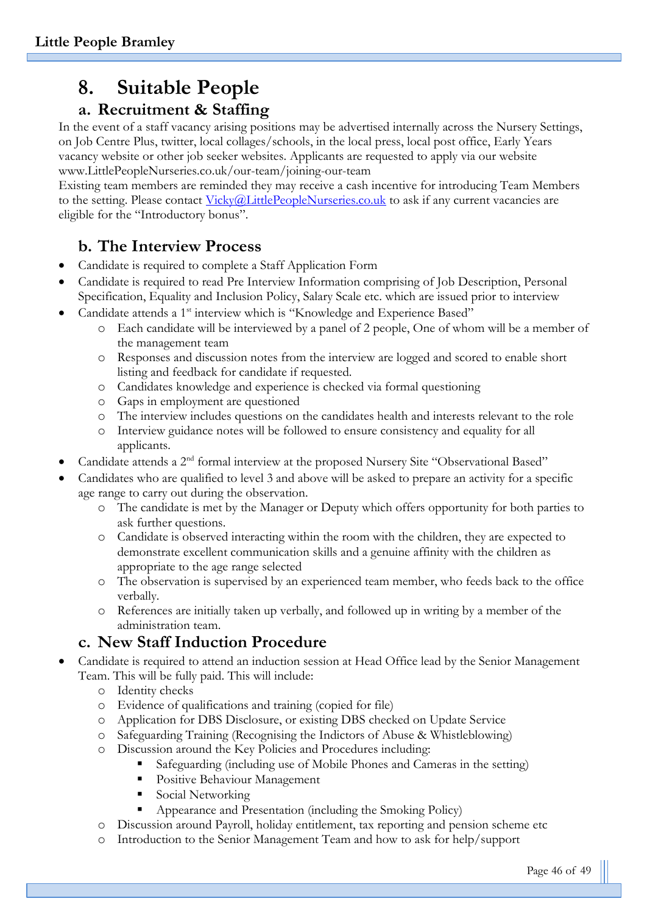# 8. Suitable People

## a. Recruitment & Staffing

In the event of a staff vacancy arising positions may be advertised internally across the Nursery Settings, on Job Centre Plus, twitter, local collages/schools, in the local press, local post office, Early Years vacancy website or other job seeker websites. Applicants are requested to apply via our website www.LittlePeopleNurseries.co.uk/our-team/joining-our-team

Existing team members are reminded they may receive a cash incentive for introducing Team Members to the setting. Please contact Vicky@LittlePeopleNurseries.co.uk to ask if any current vacancies are eligible for the "Introductory bonus".

## b. The Interview Process

- Candidate is required to complete a Staff Application Form
- Candidate is required to read Pre Interview Information comprising of Job Description, Personal Specification, Equality and Inclusion Policy, Salary Scale etc. which are issued prior to interview
- Candidate attends a 1st interview which is "Knowledge and Experience Based"
  - Each candidate will be interviewed by a panel of 2 people, One of whom will be a member of the management team
  - Responses and discussion notes from the interview are logged and scored to enable short listing and feedback for candidate if requested.
  - Candidates knowledge and experience is checked via formal questioning
  - Gaps in employment are questioned
  - The interview includes questions on the candidates health and interests relevant to the role
  - Interview guidance notes will be followed to ensure consistency and equality for all applicants.
- Candidate attends a 2nd formal interview at the proposed Nursery Site "Observational Based"
- Candidates who are qualified to level 3 and above will be asked to prepare an activity for a specific age range to carry out during the observation.
  - The candidate is met by the Manager or Deputy which offers opportunity for both parties to ask further questions.
  - Candidate is observed interacting within the room with the children, they are expected to demonstrate excellent communication skills and a genuine affinity with the children as appropriate to the age range selected
  - The observation is supervised by an experienced team member, who feeds back to the office verbally.
  - References are initially taken up verbally, and followed up in writing by a member of the administration team.

## c. New Staff Induction Procedure

- Candidate is required to attend an induction session at Head Office lead by the Senior Management Team. This will be fully paid. This will include:
  - Identity checks
  - Evidence of qualifications and training (copied for file)
  - Application for DBS Disclosure, or existing DBS checked on Update Service
  - Safeguarding Training (Recognising the Indictors of Abuse & Whistleblowing)
  - Discussion around the Key Policies and Procedures including:
    - Safeguarding (including use of Mobile Phones and Cameras in the setting)
    - Positive Behaviour Management
    - Social Networking
    - Appearance and Presentation (including the Smoking Policy)
  - Discussion around Payroll, holiday entitlement, tax reporting and pension scheme etc
  - Introduction to the Senior Management Team and how to ask for help/support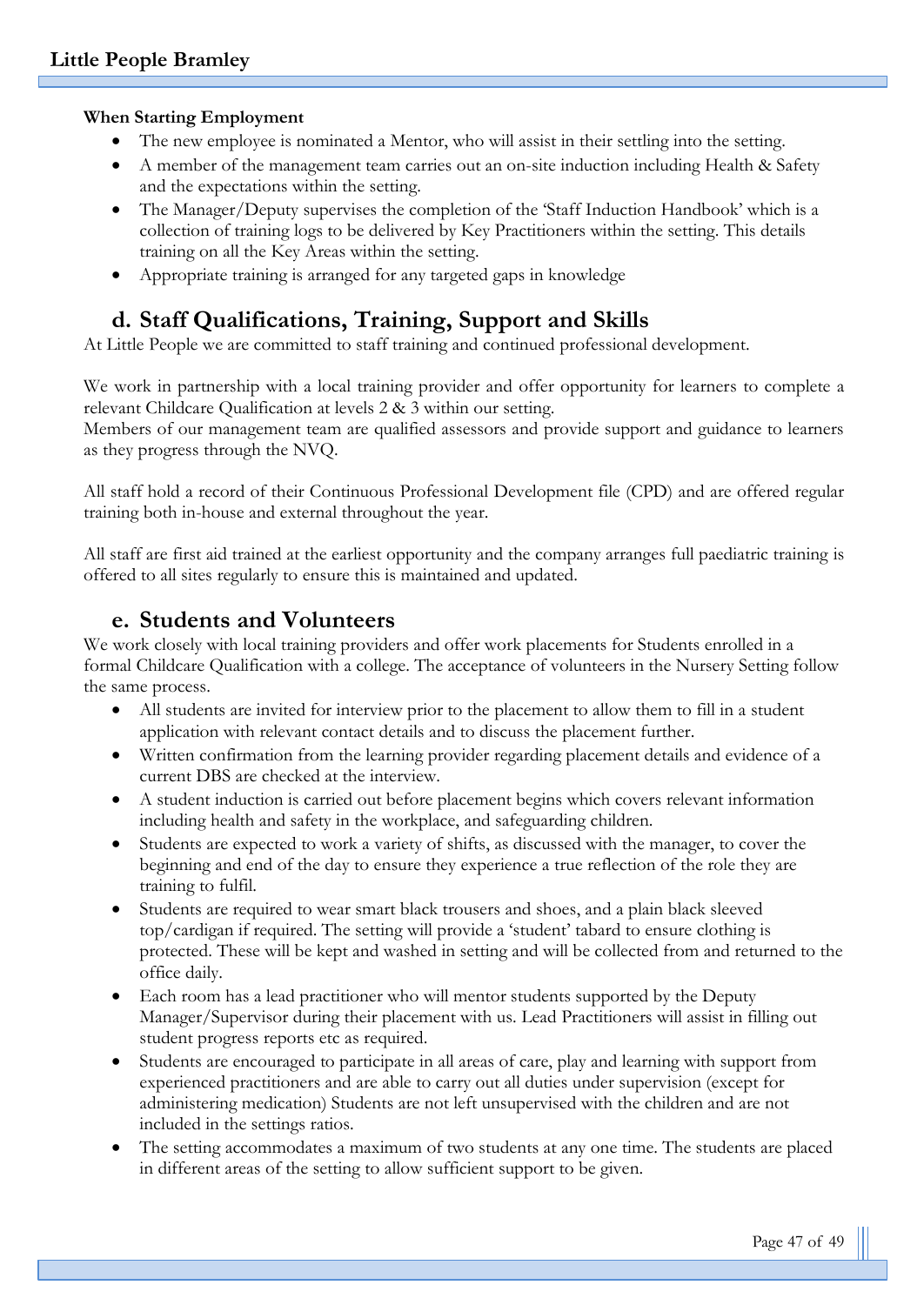**When Starting Employment**

- The new employee is nominated a Mentor, who will assist in their settling into the setting.
- A member of the management team carries out an on-site induction including Health & Safety and the expectations within the setting.
- The Manager/Deputy supervises the completion of the 'Staff Induction Handbook' which is a collection of training logs to be delivered by Key Practitioners within the setting. This details training on all the Key Areas within the setting.
- Appropriate training is arranged for any targeted gaps in knowledge

## d. Staff Qualifications, Training, Support and Skills

At Little People we are committed to staff training and continued professional development.

We work in partnership with a local training provider and offer opportunity for learners to complete a relevant Childcare Qualification at levels 2 & 3 within our setting.
Members of our management team are qualified assessors and provide support and guidance to learners as they progress through the NVQ.

All staff hold a record of their Continuous Professional Development file (CPD) and are offered regular training both in-house and external throughout the year.

All staff are first aid trained at the earliest opportunity and the company arranges full paediatric training is offered to all sites regularly to ensure this is maintained and updated.

## e. Students and Volunteers

We work closely with local training providers and offer work placements for Students enrolled in a formal Childcare Qualification with a college. The acceptance of volunteers in the Nursery Setting follow the same process.

- All students are invited for interview prior to the placement to allow them to fill in a student application with relevant contact details and to discuss the placement further.
- Written confirmation from the learning provider regarding placement details and evidence of a current DBS are checked at the interview.
- A student induction is carried out before placement begins which covers relevant information including health and safety in the workplace, and safeguarding children.
- Students are expected to work a variety of shifts, as discussed with the manager, to cover the beginning and end of the day to ensure they experience a true reflection of the role they are training to fulfil.
- Students are required to wear smart black trousers and shoes, and a plain black sleeved top/cardigan if required. The setting will provide a 'student' tabard to ensure clothing is protected. These will be kept and washed in setting and will be collected from and returned to the office daily.
- Each room has a lead practitioner who will mentor students supported by the Deputy Manager/Supervisor during their placement with us. Lead Practitioners will assist in filling out student progress reports etc as required.
- Students are encouraged to participate in all areas of care, play and learning with support from experienced practitioners and are able to carry out all duties under supervision (except for administering medication) Students are not left unsupervised with the children and are not included in the settings ratios.
- The setting accommodates a maximum of two students at any one time. The students are placed in different areas of the setting to allow sufficient support to be given.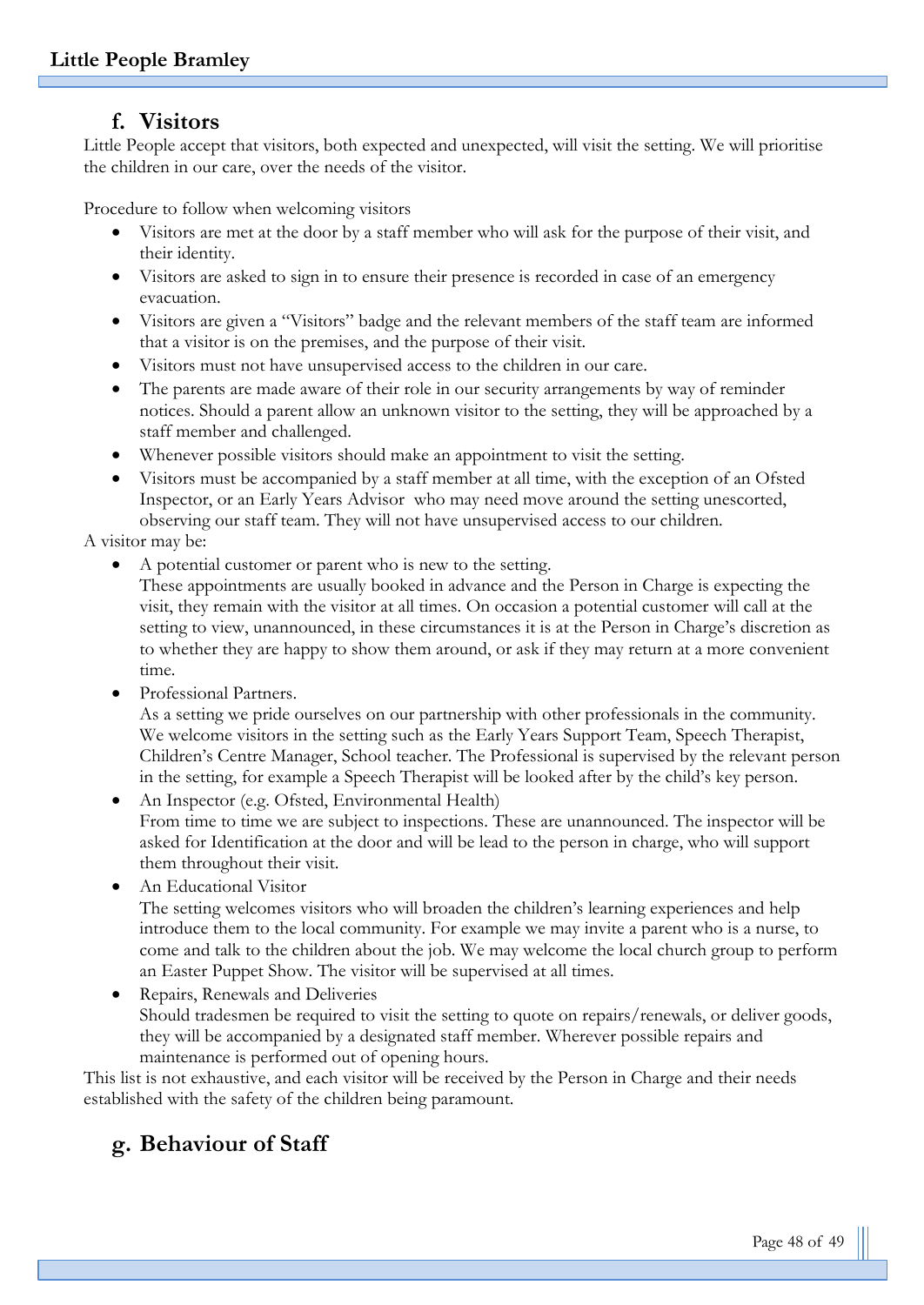## f. Visitors

Little People accept that visitors, both expected and unexpected, will visit the setting. We will prioritise the children in our care, over the needs of the visitor.

Procedure to follow when welcoming visitors

- Visitors are met at the door by a staff member who will ask for the purpose of their visit, and their identity.
- Visitors are asked to sign in to ensure their presence is recorded in case of an emergency evacuation.
- Visitors are given a "Visitors" badge and the relevant members of the staff team are informed that a visitor is on the premises, and the purpose of their visit.
- Visitors must not have unsupervised access to the children in our care.
- The parents are made aware of their role in our security arrangements by way of reminder notices. Should a parent allow an unknown visitor to the setting, they will be approached by a staff member and challenged.
- Whenever possible visitors should make an appointment to visit the setting.
- Visitors must be accompanied by a staff member at all time, with the exception of an Ofsted Inspector, or an Early Years Advisor who may need move around the setting unescorted, observing our staff team. They will not have unsupervised access to our children.

A visitor may be:

- A potential customer or parent who is new to the setting.
  These appointments are usually booked in advance and the Person in Charge is expecting the visit, they remain with the visitor at all times. On occasion a potential customer will call at the setting to view, unannounced, in these circumstances it is at the Person in Charge's discretion as to whether they are happy to show them around, or ask if they may return at a more convenient time.
- Professional Partners.
  As a setting we pride ourselves on our partnership with other professionals in the community. We welcome visitors in the setting such as the Early Years Support Team, Speech Therapist, Children's Centre Manager, School teacher. The Professional is supervised by the relevant person in the setting, for example a Speech Therapist will be looked after by the child's key person.
- An Inspector (e.g. Ofsted, Environmental Health)
  From time to time we are subject to inspections. These are unannounced. The inspector will be asked for Identification at the door and will be lead to the person in charge, who will support them throughout their visit.
- An Educational Visitor
  The setting welcomes visitors who will broaden the children's learning experiences and help introduce them to the local community. For example we may invite a parent who is a nurse, to come and talk to the children about the job. We may welcome the local church group to perform an Easter Puppet Show. The visitor will be supervised at all times.
- Repairs, Renewals and Deliveries
  Should tradesmen be required to visit the setting to quote on repairs/renewals, or deliver goods, they will be accompanied by a designated staff member. Wherever possible repairs and maintenance is performed out of opening hours.

This list is not exhaustive, and each visitor will be received by the Person in Charge and their needs established with the safety of the children being paramount.

## g. Behaviour of Staff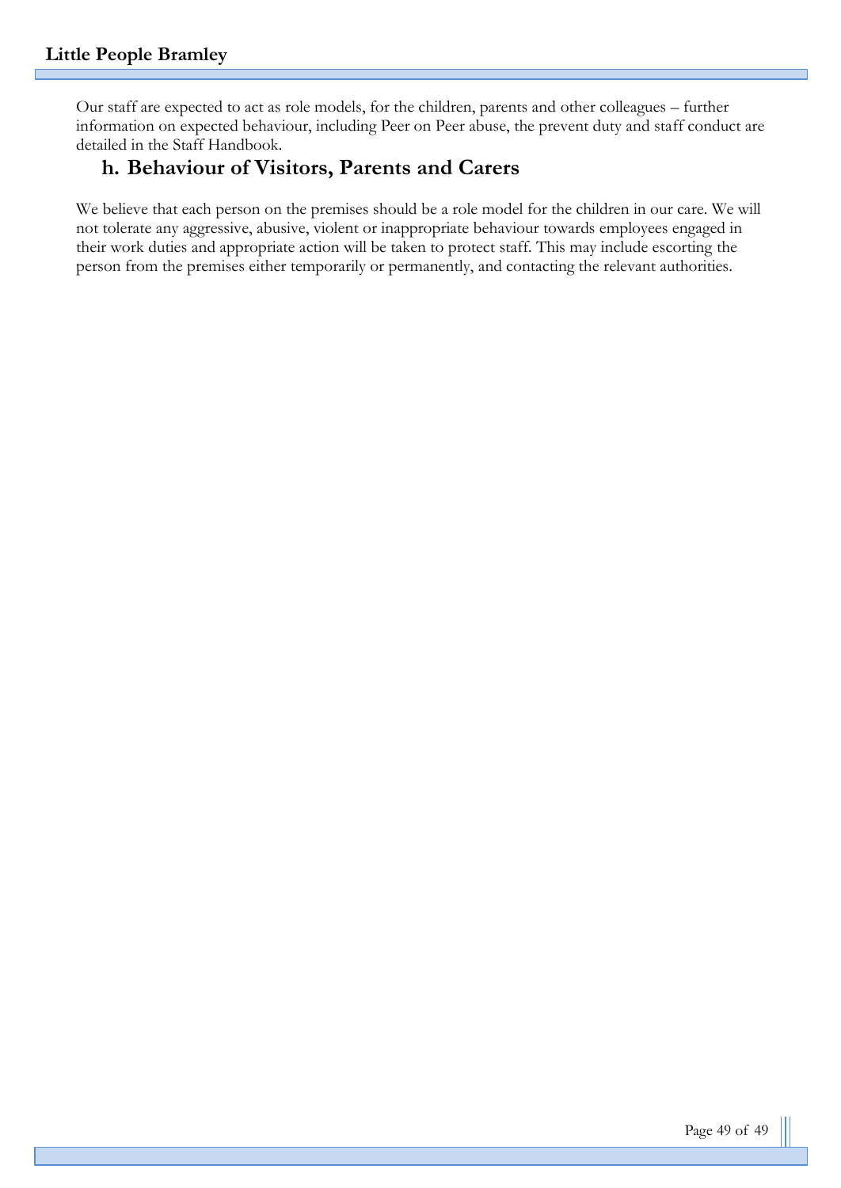Our staff are expected to act as role models, for the children, parents and other colleagues – further information on expected behaviour, including Peer on Peer abuse, the prevent duty and staff conduct are detailed in the Staff Handbook.

## h. Behaviour of Visitors, Parents and Carers

We believe that each person on the premises should be a role model for the children in our care. We will not tolerate any aggressive, abusive, violent or inappropriate behaviour towards employees engaged in their work duties and appropriate action will be taken to protect staff. This may include escorting the person from the premises either temporarily or permanently, and contacting the relevant authorities.